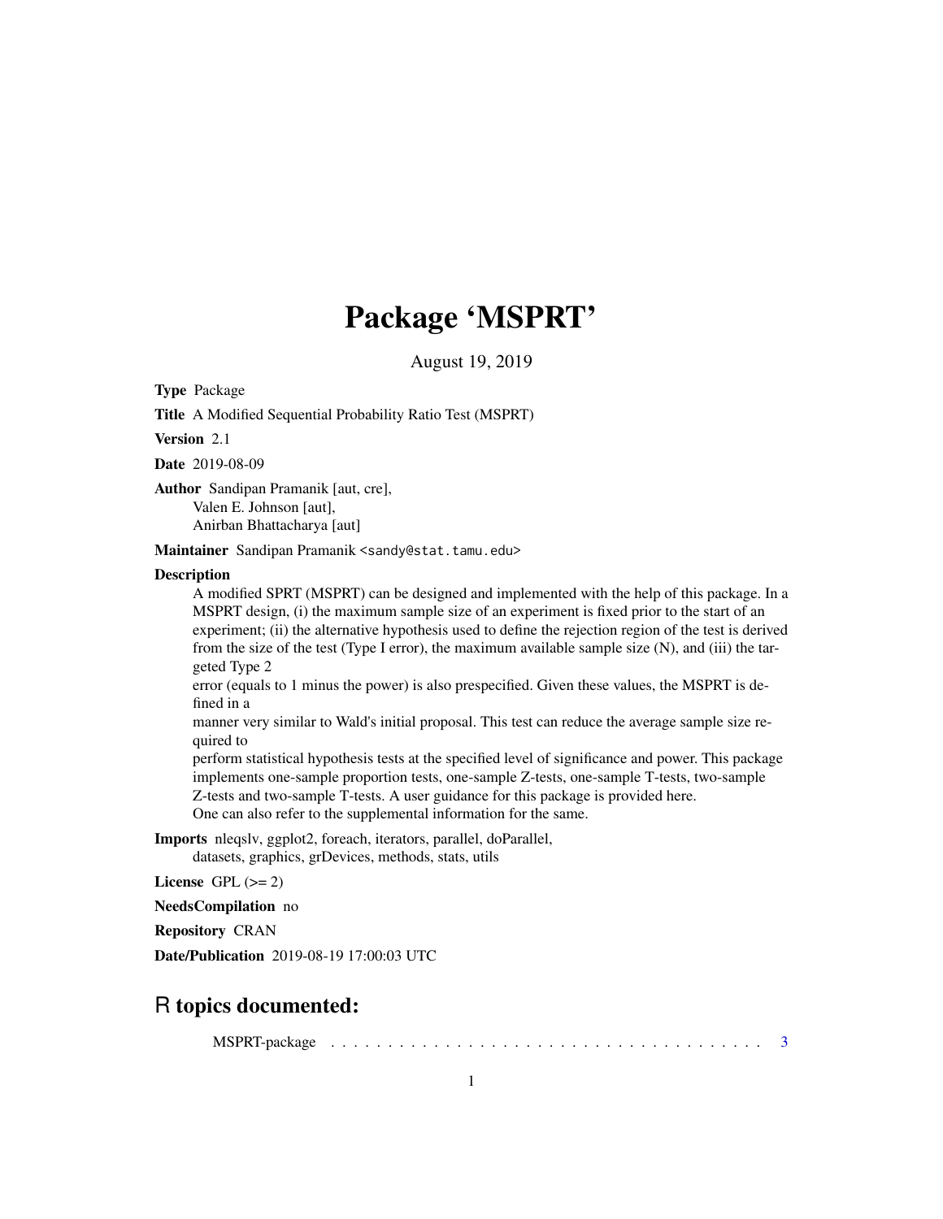# Package 'MSPRT'

August 19, 2019

**Type** Package

**Title** A Modified Sequential Probability Ratio Test (MSPRT)

**Version** 2.1

**Date** 2019-08-09

**Author** Sandipan Pramanik [aut, cre],
Valen E. Johnson [aut],
Anirban Bhattacharya [aut]

**Maintainer** Sandipan Pramanik <sandy@stat.tamu.edu>

**Description**
A modified SPRT (MSPRT) can be designed and implemented with the help of this package. In a MSPRT design, (i) the maximum sample size of an experiment is fixed prior to the start of an experiment; (ii) the alternative hypothesis used to define the rejection region of the test is derived from the size of the test (Type I error), the maximum available sample size (N), and (iii) the targeted Type 2
error (equals to 1 minus the power) is also prespecified. Given these values, the MSPRT is defined in a
manner very similar to Wald's initial proposal. This test can reduce the average sample size required to
perform statistical hypothesis tests at the specified level of significance and power. This package implements one-sample proportion tests, one-sample Z-tests, one-sample T-tests, two-sample Z-tests and two-sample T-tests. A user guidance for this package is provided here.
One can also refer to the supplemental information for the same.

**Imports** nleqslv, ggplot2, foreach, iterators, parallel, doParallel,
datasets, graphics, grDevices, methods, stats, utils

**License** GPL (>= 2)

**NeedsCompilation** no

**Repository** CRAN

**Date/Publication** 2019-08-19 17:00:03 UTC

## R topics documented:

MSPRT-package . . . . . . . . . . . . . . . . . . . . . . . . . . . . . . . . . . . . . . 3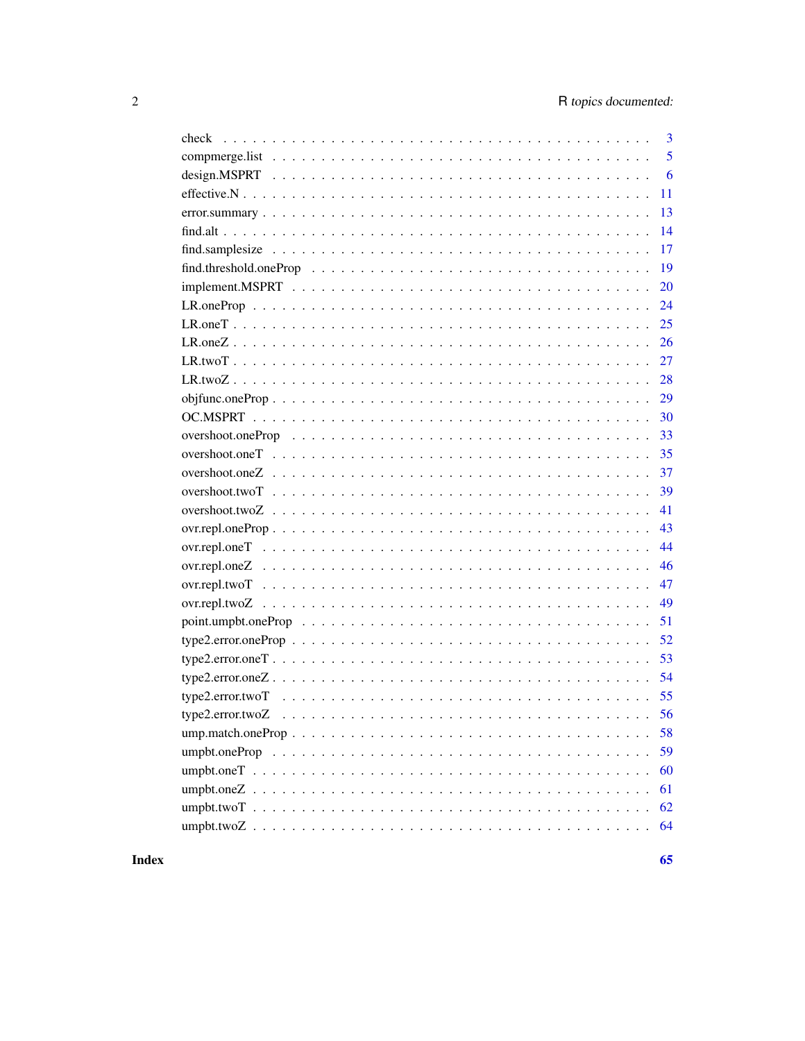| | |
|---|---|
| check | 3 |
| compmerge.list | 5 |
| design.MSPRT | 6 |
| effective.N | 11 |
| error.summary | 13 |
| find.alt | 14 |
| find.samplesize | 17 |
| find.threshold.oneProp | 19 |
| implement.MSPRT | 20 |
| LR.oneProp | 24 |
| LR.oneT | 25 |
| LR.oneZ | 26 |
| LR.twoT | 27 |
| LR.twoZ | 28 |
| objfunc.oneProp | 29 |
| OC.MSPRT | 30 |
| overshoot.oneProp | 33 |
| overshoot.oneT | 35 |
| overshoot.oneZ | 37 |
| overshoot.twoT | 39 |
| overshoot.twoZ | 41 |
| ovr.repl.oneProp | 43 |
| ovr.repl.oneT | 44 |
| ovr.repl.oneZ | 46 |
| ovr.repl.twoT | 47 |
| ovr.repl.twoZ | 49 |
| point.umpbt.oneProp | 51 |
| type2.error.oneProp | 52 |
| type2.error.oneT | 53 |
| type2.error.oneZ | 54 |
| type2.error.twoT | 55 |
| type2.error.twoZ | 56 |
| ump.match.oneProp | 58 |
| umpbt.oneProp | 59 |
| umpbt.oneT | 60 |
| umpbt.oneZ | 61 |
| umpbt.twoT | 62 |
| umpbt.twoZ | 64 |
| **Index** | **65** |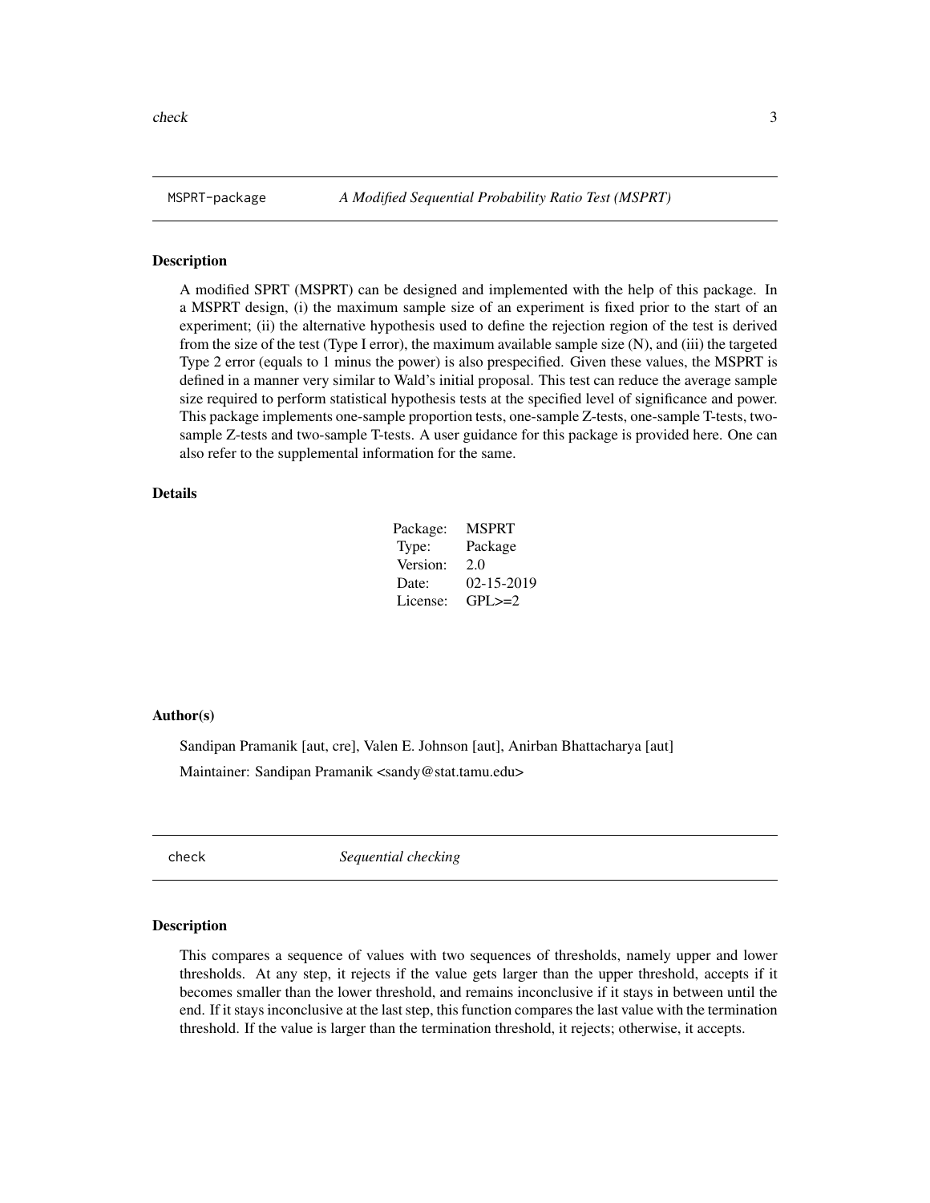## MSPRT-package *A Modified Sequential Probability Ratio Test (MSPRT)*

### Description

A modified SPRT (MSPRT) can be designed and implemented with the help of this package. In a MSPRT design, (i) the maximum sample size of an experiment is fixed prior to the start of an experiment; (ii) the alternative hypothesis used to define the rejection region of the test is derived from the size of the test (Type I error), the maximum available sample size (N), and (iii) the targeted Type 2 error (equals to 1 minus the power) is also prespecified. Given these values, the MSPRT is defined in a manner very similar to Wald's initial proposal. This test can reduce the average sample size required to perform statistical hypothesis tests at the specified level of significance and power. This package implements one-sample proportion tests, one-sample Z-tests, one-sample T-tests, two-sample Z-tests and two-sample T-tests. A user guidance for this package is provided here. One can also refer to the supplemental information for the same.

### Details

| | |
|---|---|
| Package: | MSPRT |
| Type: | Package |
| Version: | 2.0 |
| Date: | 02-15-2019 |
| License: | GPL>=2 |

### Author(s)

Sandipan Pramanik [aut, cre], Valen E. Johnson [aut], Anirban Bhattacharya [aut]

Maintainer: Sandipan Pramanik <sandy@stat.tamu.edu>

## check *Sequential checking*

### Description

This compares a sequence of values with two sequences of thresholds, namely upper and lower thresholds. At any step, it rejects if the value gets larger than the upper threshold, accepts if it becomes smaller than the lower threshold, and remains inconclusive if it stays in between until the end. If it stays inconclusive at the last step, this function compares the last value with the termination threshold. If the value is larger than the termination threshold, it rejects; otherwise, it accepts.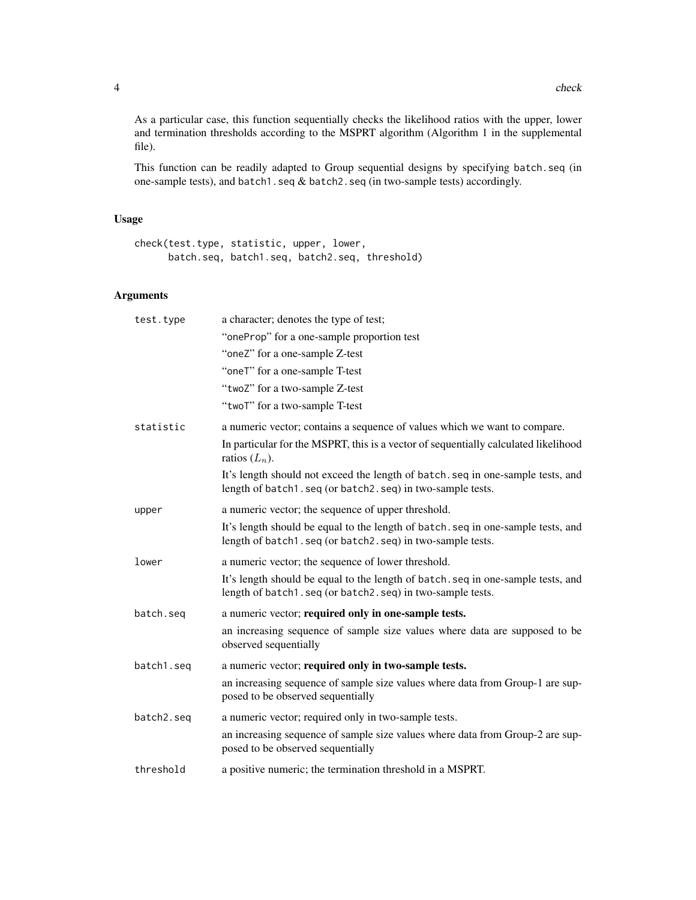As a particular case, this function sequentially checks the likelihood ratios with the upper, lower and termination thresholds according to the MSPRT algorithm (Algorithm 1 in the supplemental file).

This function can be readily adapted to Group sequential designs by specifying `batch.seq` (in one-sample tests), and `batch1.seq` & `batch2.seq` (in two-sample tests) accordingly.

## Usage

```
check(test.type, statistic, upper, lower,
      batch.seq, batch1.seq, batch2.seq, threshold)
```

## Arguments

| | |
|---|---|
| `test.type` | a character; denotes the type of test;<br>"`oneProp`" for a one-sample proportion test<br>"`oneZ`" for a one-sample Z-test<br>"`oneT`" for a one-sample T-test<br>"`twoZ`" for a two-sample Z-test<br>"`twoT`" for a two-sample T-test |
| `statistic` | a numeric vector; contains a sequence of values which we want to compare.<br>In particular for the MSPRT, this is a vector of sequentially calculated likelihood ratios ($L_n$).<br>It's length should not exceed the length of `batch.seq` in one-sample tests, and length of `batch1.seq` (or `batch2.seq`) in two-sample tests. |
| `upper` | a numeric vector; the sequence of upper threshold.<br>It's length should be equal to the length of `batch.seq` in one-sample tests, and length of `batch1.seq` (or `batch2.seq`) in two-sample tests. |
| `lower` | a numeric vector; the sequence of lower threshold.<br>It's length should be equal to the length of `batch.seq` in one-sample tests, and length of `batch1.seq` (or `batch2.seq`) in two-sample tests. |
| `batch.seq` | a numeric vector; **required only in one-sample tests.**<br>an increasing sequence of sample size values where data are supposed to be observed sequentially |
| `batch1.seq` | a numeric vector; **required only in two-sample tests.**<br>an increasing sequence of sample size values where data from Group-1 are supposed to be observed sequentially |
| `batch2.seq` | a numeric vector; required only in two-sample tests.<br>an increasing sequence of sample size values where data from Group-2 are supposed to be observed sequentially |
| `threshold` | a positive numeric; the termination threshold in a MSPRT. |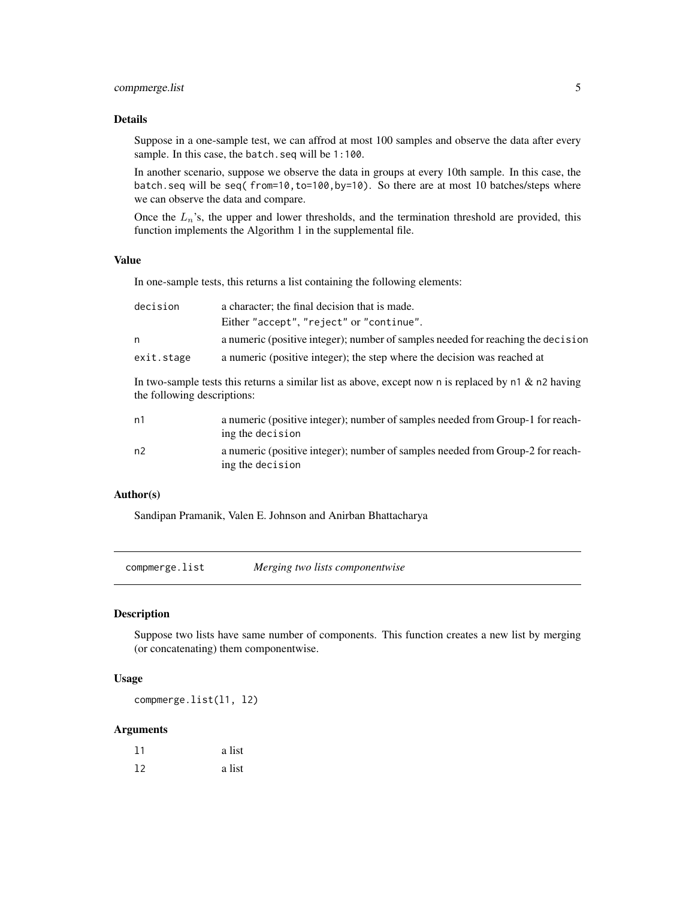### Details

Suppose in a one-sample test, we can affrod at most 100 samples and observe the data after every sample. In this case, the `batch.seq` will be `1:100`.

In another scenario, suppose we observe the data in groups at every 10th sample. In this case, the `batch.seq` will be `seq( from=10,to=100,by=10)`. So there are at most 10 batches/steps where we can observe the data and compare.

Once the $L_n$'s, the upper and lower thresholds, and the termination threshold are provided, this function implements the Algorithm 1 in the supplemental file.

### Value

In one-sample tests, this returns a list containing the following elements:

| | |
|---|---|
| `decision` | a character; the final decision that is made. Either `"accept"`, `"reject"` or `"continue"`. |
| `n` | a numeric (positive integer); number of samples needed for reaching the `decision` |
| `exit.stage` | a numeric (positive integer); the step where the decision was reached at |

In two-sample tests this returns a similar list as above, except now `n` is replaced by `n1` & `n2` having the following descriptions:

| | |
|---|---|
| `n1` | a numeric (positive integer); number of samples needed from Group-1 for reaching the `decision` |
| `n2` | a numeric (positive integer); number of samples needed from Group-2 for reaching the `decision` |

### Author(s)

Sandipan Pramanik, Valen E. Johnson and Anirban Bhattacharya

---

## compmerge.list &nbsp;&nbsp;&nbsp; *Merging two lists componentwise*

### Description

Suppose two lists have same number of components. This function creates a new list by merging (or concatenating) them componentwise.

### Usage

```
compmerge.list(l1, l2)
```

### Arguments

| | |
|---|---|
| `l1` | a list |
| `l2` | a list |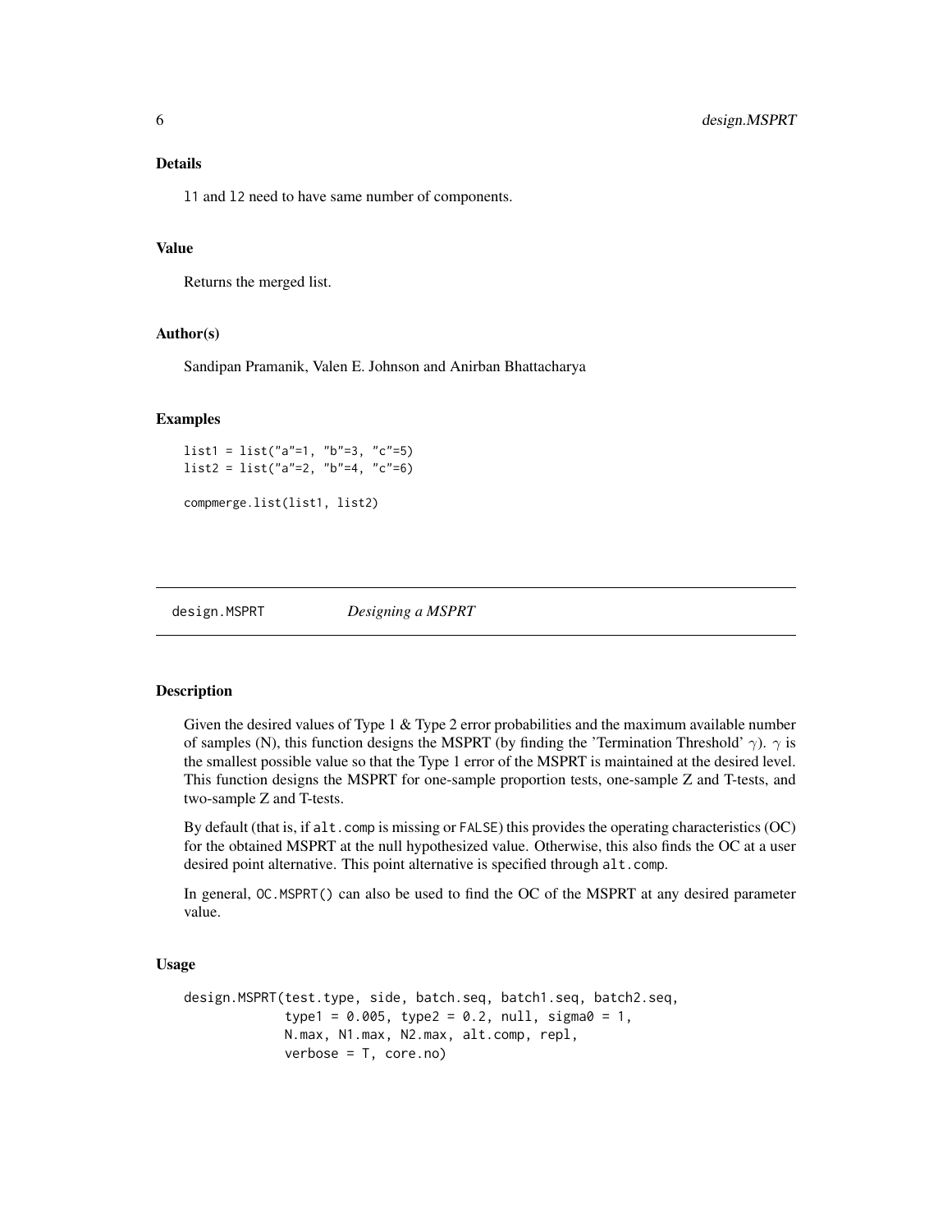## Details

l1 and l2 need to have same number of components.

## Value

Returns the merged list.

## Author(s)

Sandipan Pramanik, Valen E. Johnson and Anirban Bhattacharya

## Examples

```
list1 = list("a"=1, "b"=3, "c"=5)
list2 = list("a"=2, "b"=4, "c"=6)

compmerge.list(list1, list2)
```

---

# design.MSPRT *Designing a MSPRT*

---

## Description

Given the desired values of Type 1 & Type 2 error probabilities and the maximum available number of samples (N), this function designs the MSPRT (by finding the 'Termination Threshold' $\gamma$). $\gamma$ is the smallest possible value so that the Type 1 error of the MSPRT is maintained at the desired level. This function designs the MSPRT for one-sample proportion tests, one-sample Z and T-tests, and two-sample Z and T-tests.

By default (that is, if alt.comp is missing or FALSE) this provides the operating characteristics (OC) for the obtained MSPRT at the null hypothesized value. Otherwise, this also finds the OC at a user desired point alternative. This point alternative is specified through alt.comp.

In general, OC.MSPRT() can also be used to find the OC of the MSPRT at any desired parameter value.

## Usage

```
design.MSPRT(test.type, side, batch.seq, batch1.seq, batch2.seq,
             type1 = 0.005, type2 = 0.2, null, sigma0 = 1,
             N.max, N1.max, N2.max, alt.comp, repl,
             verbose = T, core.no)
```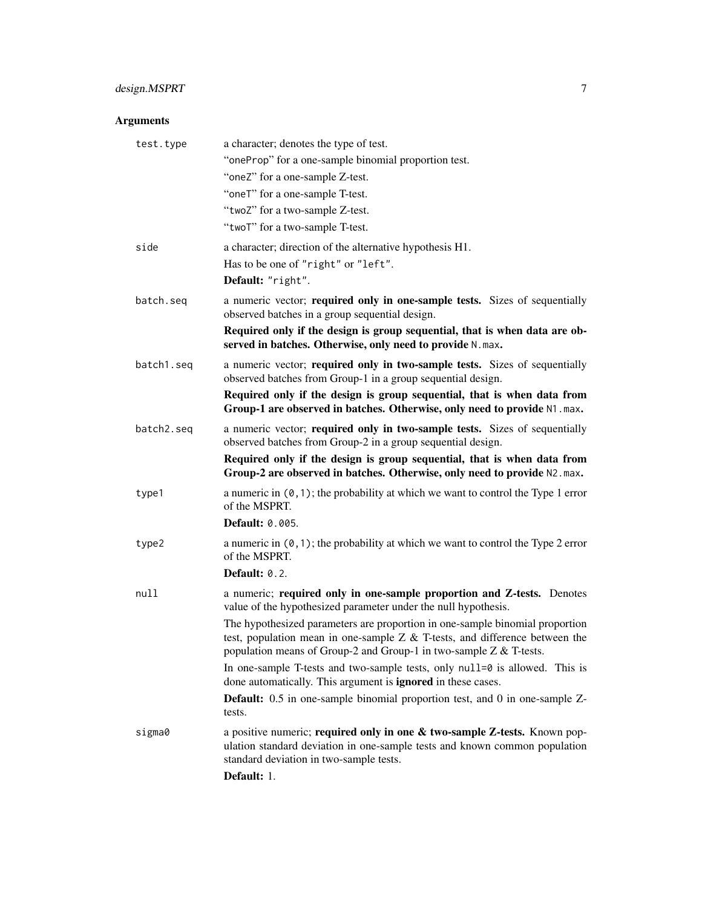### Arguments

| | |
|---|---|
| `test.type` | a character; denotes the type of test.<br>"`oneProp`" for a one-sample binomial proportion test.<br>"`oneZ`" for a one-sample Z-test.<br>"`oneT`" for a one-sample T-test.<br>"`twoZ`" for a two-sample Z-test.<br>"`twoT`" for a two-sample T-test. |
| `side` | a character; direction of the alternative hypothesis H1.<br>Has to be one of `"right"` or `"left"`.<br>**Default:** `"right"`. |
| `batch.seq` | a numeric vector; **required only in one-sample tests.** Sizes of sequentially observed batches in a group sequential design.<br>**Required only if the design is group sequential, that is when data are observed in batches. Otherwise, only need to provide `N.max`.** |
| `batch1.seq` | a numeric vector; **required only in two-sample tests.** Sizes of sequentially observed batches from Group-1 in a group sequential design.<br>**Required only if the design is group sequential, that is when data from Group-1 are observed in batches. Otherwise, only need to provide `N1.max`.** |
| `batch2.seq` | a numeric vector; **required only in two-sample tests.** Sizes of sequentially observed batches from Group-2 in a group sequential design.<br>**Required only if the design is group sequential, that is when data from Group-2 are observed in batches. Otherwise, only need to provide `N2.max`.** |
| `type1` | a numeric in `(0,1)`; the probability at which we want to control the Type 1 error of the MSPRT.<br>**Default:** `0.005`. |
| `type2` | a numeric in `(0,1)`; the probability at which we want to control the Type 2 error of the MSPRT.<br>**Default:** `0.2`. |
| `null` | a numeric; **required only in one-sample proportion and Z-tests.** Denotes value of the hypothesized parameter under the null hypothesis.<br>The hypothesized parameters are proportion in one-sample binomial proportion test, population mean in one-sample Z & T-tests, and difference between the population means of Group-2 and Group-1 in two-sample Z & T-tests.<br>In one-sample T-tests and two-sample tests, only `null=0` is allowed. This is done automatically. This argument is **ignored** in these cases.<br>**Default:** 0.5 in one-sample binomial proportion test, and 0 in one-sample Z-tests. |
| `sigma0` | a positive numeric; **required only in one & two-sample Z-tests.** Known population standard deviation in one-sample tests and known common population standard deviation in two-sample tests.<br>**Default:** 1. |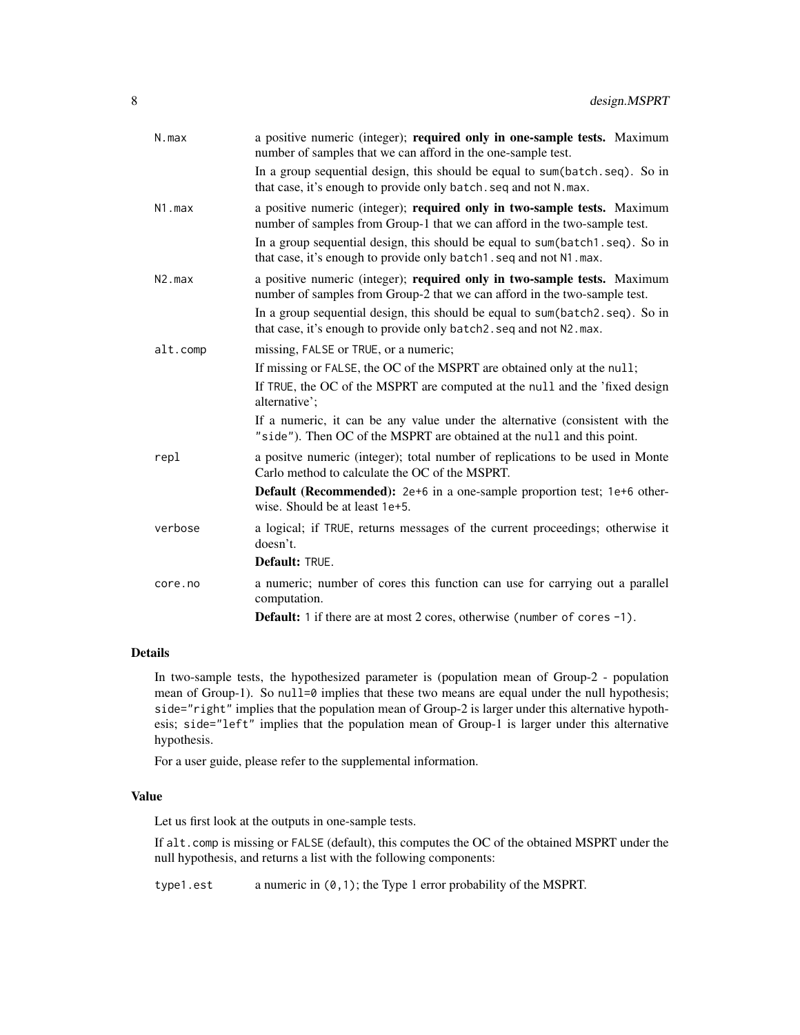N.max
: a positive numeric (integer); **required only in one-sample tests.** Maximum number of samples that we can afford in the one-sample test.

  In a group sequential design, this should be equal to `sum(batch.seq)`. So in that case, it's enough to provide only `batch.seq` and not `N.max`.

N1.max
: a positive numeric (integer); **required only in two-sample tests.** Maximum number of samples from Group-1 that we can afford in the two-sample test.

  In a group sequential design, this should be equal to `sum(batch1.seq)`. So in that case, it's enough to provide only `batch1.seq` and not `N1.max`.

N2.max
: a positive numeric (integer); **required only in two-sample tests.** Maximum number of samples from Group-2 that we can afford in the two-sample test.

  In a group sequential design, this should be equal to `sum(batch2.seq)`. So in that case, it's enough to provide only `batch2.seq` and not `N2.max`.

alt.comp
: missing, `FALSE` or `TRUE`, or a numeric;

  If missing or `FALSE`, the OC of the MSPRT are obtained only at the `null`;

  If `TRUE`, the OC of the MSPRT are computed at the `null` and the 'fixed design alternative';

  If a numeric, it can be any value under the alternative (consistent with the `"side"`). Then OC of the MSPRT are obtained at the `null` and this point.

repl
: a positve numeric (integer); total number of replications to be used in Monte Carlo method to calculate the OC of the MSPRT.

  **Default (Recommended):** `2e+6` in a one-sample proportion test; `1e+6` otherwise. Should be at least `1e+5`.

verbose
: a logical; if `TRUE`, returns messages of the current proceedings; otherwise it doesn't.

  **Default:** `TRUE`.

core.no
: a numeric; number of cores this function can use for carrying out a parallel computation.

  **Default:** `1` if there are at most 2 cores, otherwise `(number of cores -1)`.

## Details

In two-sample tests, the hypothesized parameter is (population mean of Group-2 - population mean of Group-1). So `null=0` implies that these two means are equal under the null hypothesis; `side="right"` implies that the population mean of Group-2 is larger under this alternative hypothesis; `side="left"` implies that the population mean of Group-1 is larger under this alternative hypothesis.

For a user guide, please refer to the supplemental information.

## Value

Let us first look at the outputs in one-sample tests.

If `alt.comp` is missing or `FALSE` (default), this computes the OC of the obtained MSPRT under the null hypothesis, and returns a list with the following components:

type1.est
: a numeric in `(0,1)`; the Type 1 error probability of the MSPRT.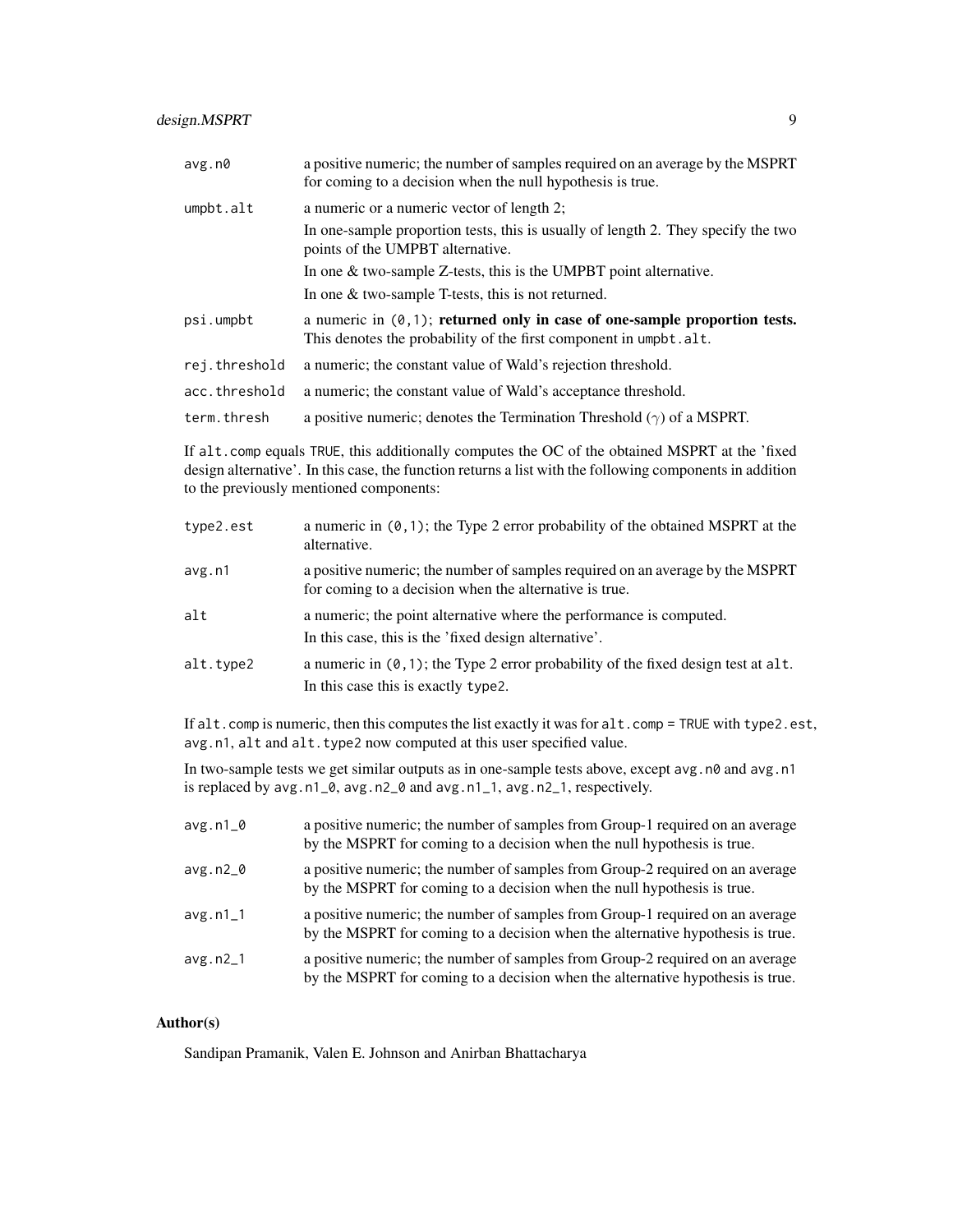| | |
|---|---|
| `avg.n0` | a positive numeric; the number of samples required on an average by the MSPRT for coming to a decision when the null hypothesis is true. |
| `umpbt.alt` | a numeric or a numeric vector of length 2;<br>In one-sample proportion tests, this is usually of length 2. They specify the two points of the UMPBT alternative.<br>In one & two-sample Z-tests, this is the UMPBT point alternative.<br>In one & two-sample T-tests, this is not returned. |
| `psi.umpbt` | a numeric in `(0,1)`; **returned only in case of one-sample proportion tests.** This denotes the probability of the first component in `umpbt.alt`. |
| `rej.threshold` | a numeric; the constant value of Wald's rejection threshold. |
| `acc.threshold` | a numeric; the constant value of Wald's acceptance threshold. |
| `term.thresh` | a positive numeric; denotes the Termination Threshold ($\gamma$) of a MSPRT. |

If `alt.comp` equals `TRUE`, this additionally computes the OC of the obtained MSPRT at the 'fixed design alternative'. In this case, the function returns a list with the following components in addition to the previously mentioned components:

| | |
|---|---|
| `type2.est` | a numeric in `(0,1)`; the Type 2 error probability of the obtained MSPRT at the alternative. |
| `avg.n1` | a positive numeric; the number of samples required on an average by the MSPRT for coming to a decision when the alternative is true. |
| `alt` | a numeric; the point alternative where the performance is computed.<br>In this case, this is the 'fixed design alternative'. |
| `alt.type2` | a numeric in `(0,1)`; the Type 2 error probability of the fixed design test at `alt`.<br>In this case this is exactly `type2`. |

If `alt.comp` is numeric, then this computes the list exactly it was for `alt.comp = TRUE` with `type2.est`, `avg.n1`, `alt` and `alt.type2` now computed at this user specified value.

In two-sample tests we get similar outputs as in one-sample tests above, except `avg.n0` and `avg.n1` is replaced by `avg.n1_0`, `avg.n2_0` and `avg.n1_1`, `avg.n2_1`, respectively.

| | |
|---|---|
| `avg.n1_0` | a positive numeric; the number of samples from Group-1 required on an average by the MSPRT for coming to a decision when the null hypothesis is true. |
| `avg.n2_0` | a positive numeric; the number of samples from Group-2 required on an average by the MSPRT for coming to a decision when the null hypothesis is true. |
| `avg.n1_1` | a positive numeric; the number of samples from Group-1 required on an average by the MSPRT for coming to a decision when the alternative hypothesis is true. |
| `avg.n2_1` | a positive numeric; the number of samples from Group-2 required on an average by the MSPRT for coming to a decision when the alternative hypothesis is true. |

## Author(s)

Sandipan Pramanik, Valen E. Johnson and Anirban Bhattacharya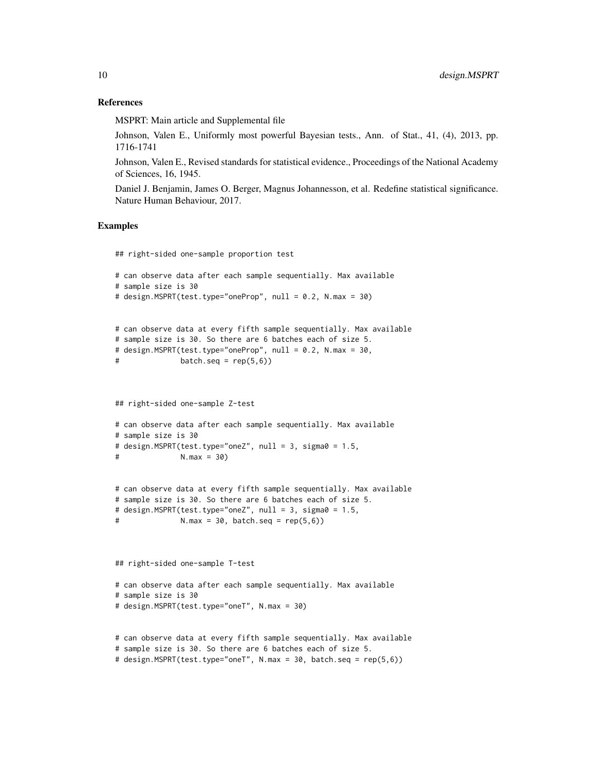## References

MSPRT: Main article and Supplemental file

Johnson, Valen E., Uniformly most powerful Bayesian tests., Ann. of Stat., 41, (4), 2013, pp. 1716-1741

Johnson, Valen E., Revised standards for statistical evidence., Proceedings of the National Academy of Sciences, 16, 1945.

Daniel J. Benjamin, James O. Berger, Magnus Johannesson, et al. Redefine statistical significance. Nature Human Behaviour, 2017.

## Examples

```
## right-sided one-sample proportion test

# can observe data after each sample sequentially. Max available
# sample size is 30
# design.MSPRT(test.type="oneProp", null = 0.2, N.max = 30)


# can observe data at every fifth sample sequentially. Max available
# sample size is 30. So there are 6 batches each of size 5.
# design.MSPRT(test.type="oneProp", null = 0.2, N.max = 30,
#              batch.seq = rep(5,6))



## right-sided one-sample Z-test

# can observe data after each sample sequentially. Max available
# sample size is 30
# design.MSPRT(test.type="oneZ", null = 3, sigma0 = 1.5,
#              N.max = 30)


# can observe data at every fifth sample sequentially. Max available
# sample size is 30. So there are 6 batches each of size 5.
# design.MSPRT(test.type="oneZ", null = 3, sigma0 = 1.5,
#              N.max = 30, batch.seq = rep(5,6))



## right-sided one-sample T-test

# can observe data after each sample sequentially. Max available
# sample size is 30
# design.MSPRT(test.type="oneT", N.max = 30)


# can observe data at every fifth sample sequentially. Max available
# sample size is 30. So there are 6 batches each of size 5.
# design.MSPRT(test.type="oneT", N.max = 30, batch.seq = rep(5,6))
```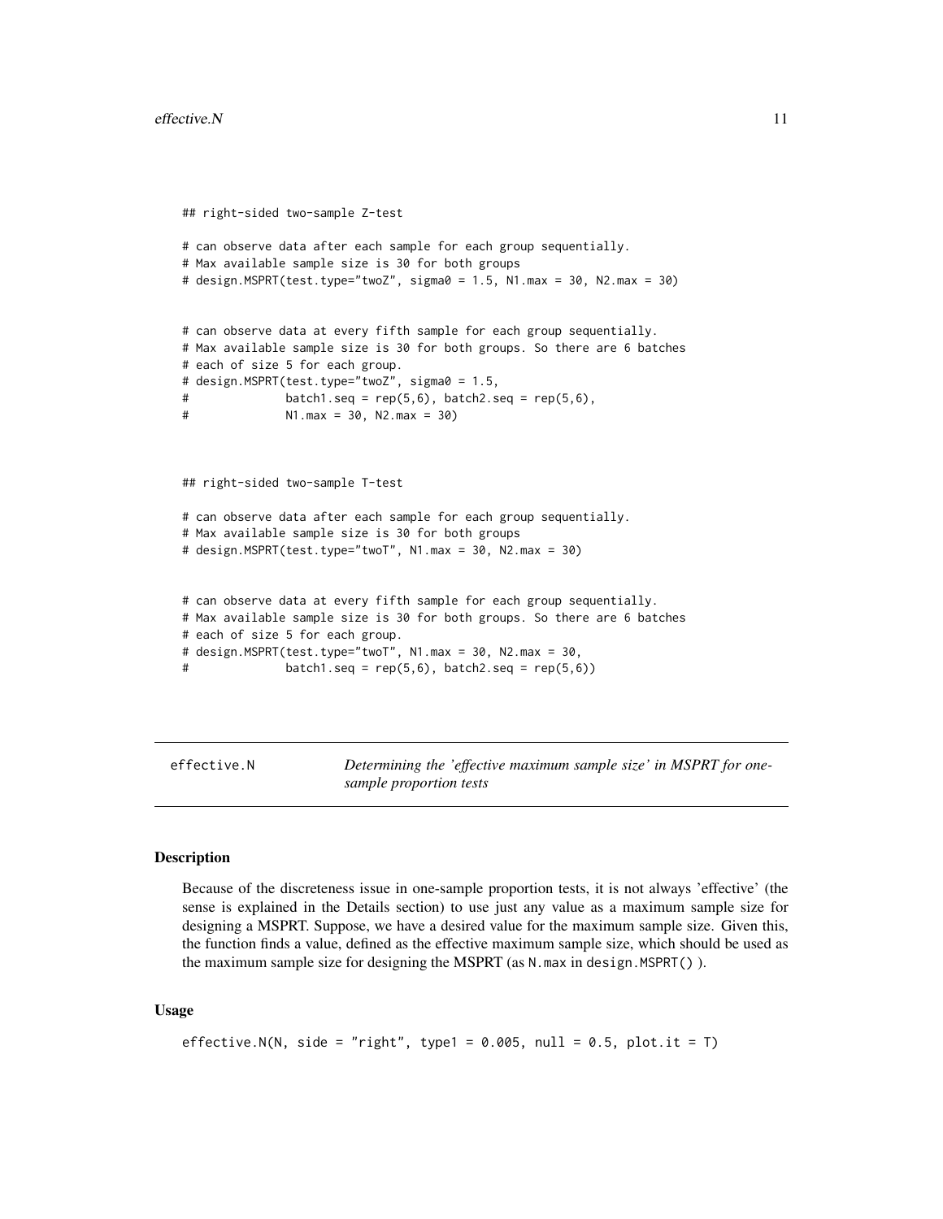```
## right-sided two-sample Z-test

# can observe data after each sample for each group sequentially.
# Max available sample size is 30 for both groups
# design.MSPRT(test.type="twoZ", sigma0 = 1.5, N1.max = 30, N2.max = 30)


# can observe data at every fifth sample for each group sequentially.
# Max available sample size is 30 for both groups. So there are 6 batches
# each of size 5 for each group.
# design.MSPRT(test.type="twoZ", sigma0 = 1.5,
#              batch1.seq = rep(5,6), batch2.seq = rep(5,6),
#              N1.max = 30, N2.max = 30)



## right-sided two-sample T-test

# can observe data after each sample for each group sequentially.
# Max available sample size is 30 for both groups
# design.MSPRT(test.type="twoT", N1.max = 30, N2.max = 30)


# can observe data at every fifth sample for each group sequentially.
# Max available sample size is 30 for both groups. So there are 6 batches
# each of size 5 for each group.
# design.MSPRT(test.type="twoT", N1.max = 30, N2.max = 30,
#              batch1.seq = rep(5,6), batch2.seq = rep(5,6))
```

## effective.N — *Determining the 'effective maximum sample size' in MSPRT for one-sample proportion tests*

### Description

Because of the discreteness issue in one-sample proportion tests, it is not always 'effective' (the sense is explained in the Details section) to use just any value as a maximum sample size for designing a MSPRT. Suppose, we have a desired value for the maximum sample size. Given this, the function finds a value, defined as the effective maximum sample size, which should be used as the maximum sample size for designing the MSPRT (as `N.max` in `design.MSPRT()` ).

### Usage

```
effective.N(N, side = "right", type1 = 0.005, null = 0.5, plot.it = T)
```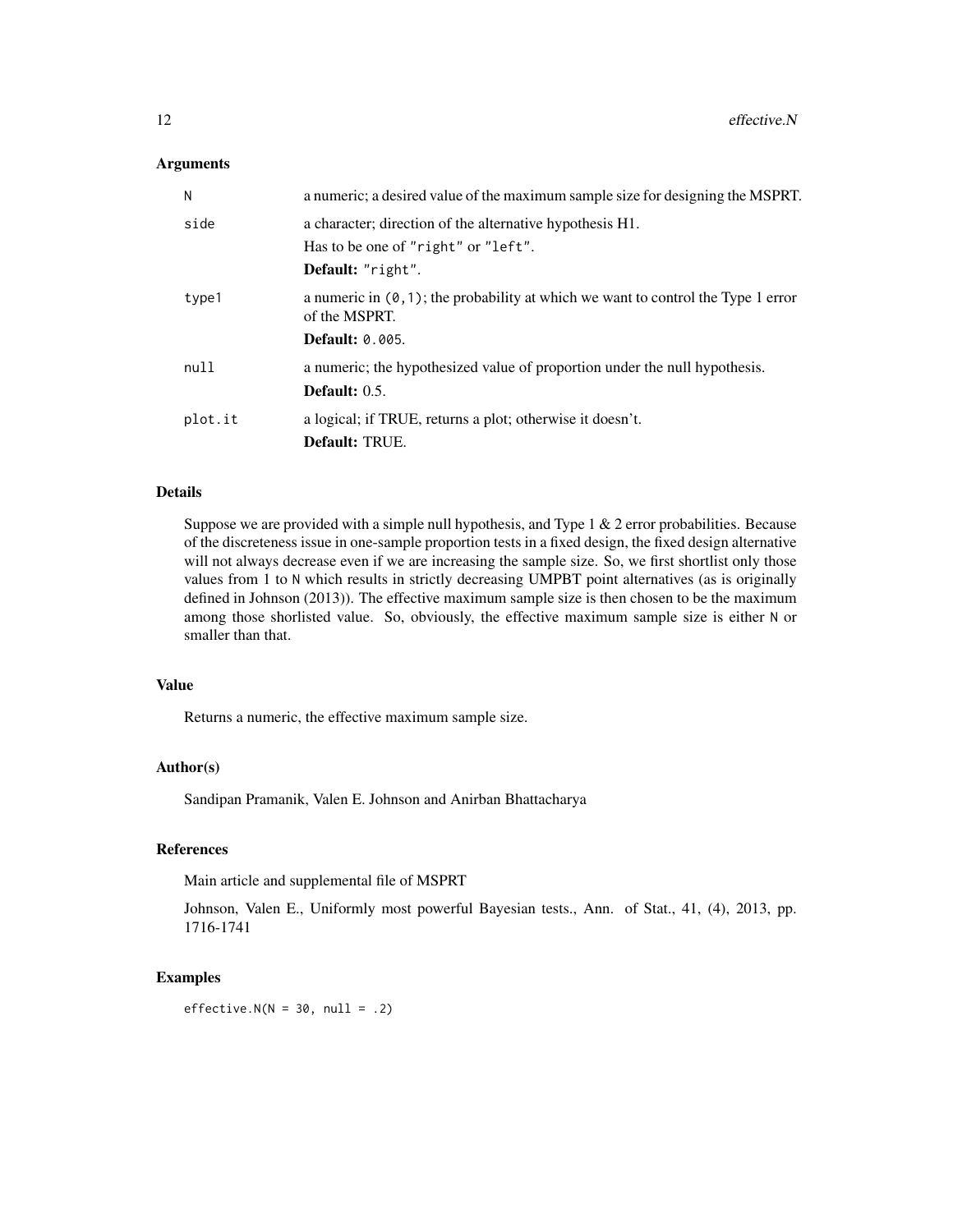## Arguments

| | |
|---|---|
| `N` | a numeric; a desired value of the maximum sample size for designing the MSPRT. |
| `side` | a character; direction of the alternative hypothesis H1. Has to be one of `"right"` or `"left"`. **Default:** `"right"`. |
| `type1` | a numeric in `(0,1)`; the probability at which we want to control the Type 1 error of the MSPRT. **Default:** `0.005`. |
| `null` | a numeric; the hypothesized value of proportion under the null hypothesis. **Default:** 0.5. |
| `plot.it` | a logical; if TRUE, returns a plot; otherwise it doesn't. **Default:** TRUE. |

## Details

Suppose we are provided with a simple null hypothesis, and Type 1 & 2 error probabilities. Because of the discreteness issue in one-sample proportion tests in a fixed design, the fixed design alternative will not always decrease even if we are increasing the sample size. So, we first shortlist only those values from 1 to `N` which results in strictly decreasing UMPBT point alternatives (as is originally defined in Johnson (2013)). The effective maximum sample size is then chosen to be the maximum among those shorlisted value. So, obviously, the effective maximum sample size is either `N` or smaller than that.

## Value

Returns a numeric, the effective maximum sample size.

## Author(s)

Sandipan Pramanik, Valen E. Johnson and Anirban Bhattacharya

## References

Main article and supplemental file of MSPRT

Johnson, Valen E., Uniformly most powerful Bayesian tests., Ann. of Stat., 41, (4), 2013, pp. 1716-1741

## Examples

```
effective.N(N = 30, null = .2)
```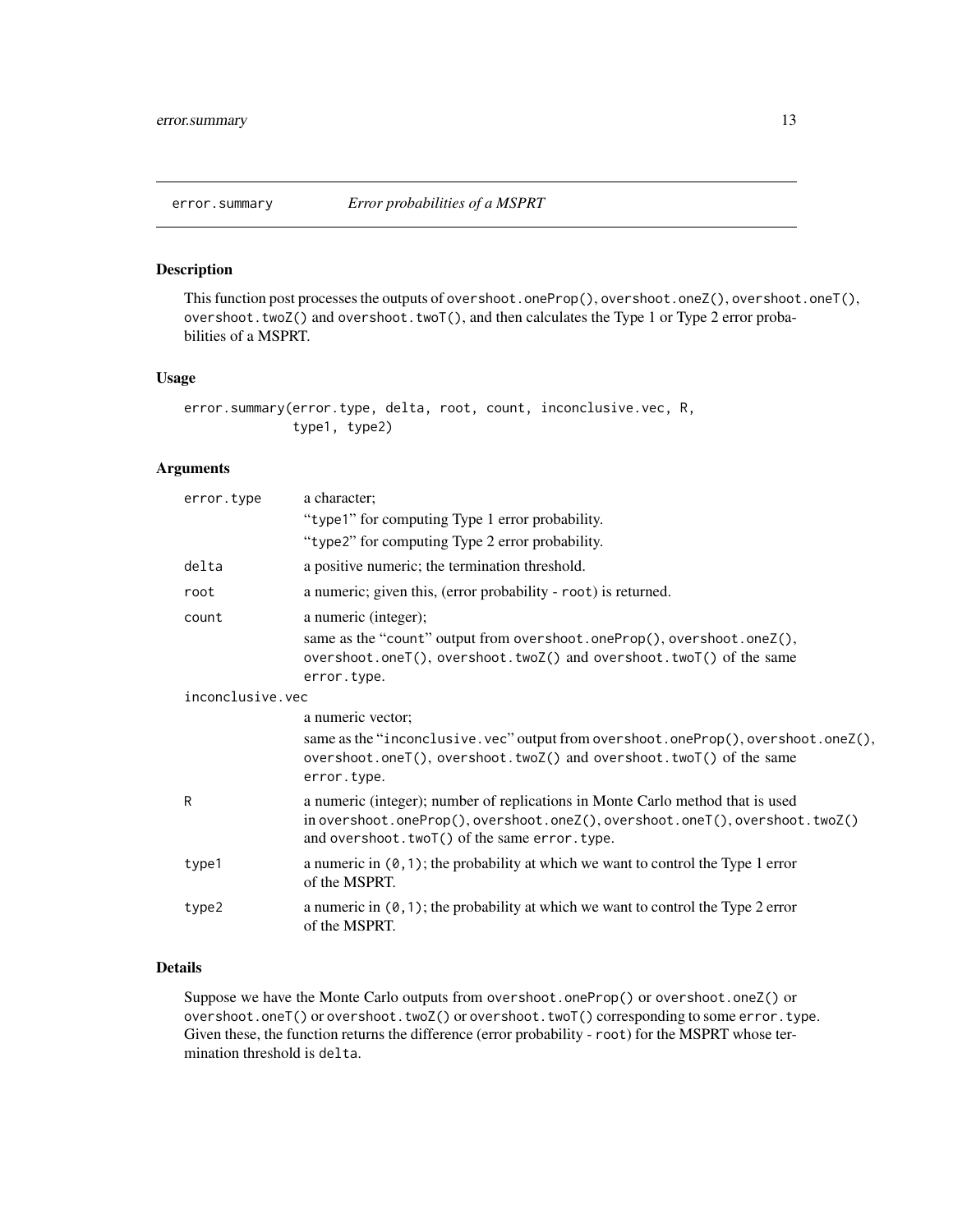## error.summary *Error probabilities of a MSPRT*

### Description

This function post processes the outputs of `overshoot.oneProp()`, `overshoot.oneZ()`, `overshoot.oneT()`, `overshoot.twoZ()` and `overshoot.twoT()`, and then calculates the Type 1 or Type 2 error probabilities of a MSPRT.

### Usage

```
error.summary(error.type, delta, root, count, inconclusive.vec, R,
              type1, type2)
```

### Arguments

| | |
|---|---|
| `error.type` | a character;<br>"`type1`" for computing Type 1 error probability.<br>"`type2`" for computing Type 2 error probability. |
| `delta` | a positive numeric; the termination threshold. |
| `root` | a numeric; given this, (error probability - `root`) is returned. |
| `count` | a numeric (integer);<br>same as the "`count`" output from `overshoot.oneProp()`, `overshoot.oneZ()`, `overshoot.oneT()`, `overshoot.twoZ()` and `overshoot.twoT()` of the same `error.type`. |
| `inconclusive.vec` | a numeric vector;<br>same as the "`inconclusive.vec`" output from `overshoot.oneProp()`, `overshoot.oneZ()`, `overshoot.oneT()`, `overshoot.twoZ()` and `overshoot.twoT()` of the same `error.type`. |
| `R` | a numeric (integer); number of replications in Monte Carlo method that is used in `overshoot.oneProp()`, `overshoot.oneZ()`, `overshoot.oneT()`, `overshoot.twoZ()` and `overshoot.twoT()` of the same `error.type`. |
| `type1` | a numeric in `(0,1)`; the probability at which we want to control the Type 1 error of the MSPRT. |
| `type2` | a numeric in `(0,1)`; the probability at which we want to control the Type 2 error of the MSPRT. |

### Details

Suppose we have the Monte Carlo outputs from `overshoot.oneProp()` or `overshoot.oneZ()` or `overshoot.oneT()` or `overshoot.twoZ()` or `overshoot.twoT()` corresponding to some `error.type`. Given these, the function returns the difference (error probability - `root`) for the MSPRT whose termination threshold is `delta`.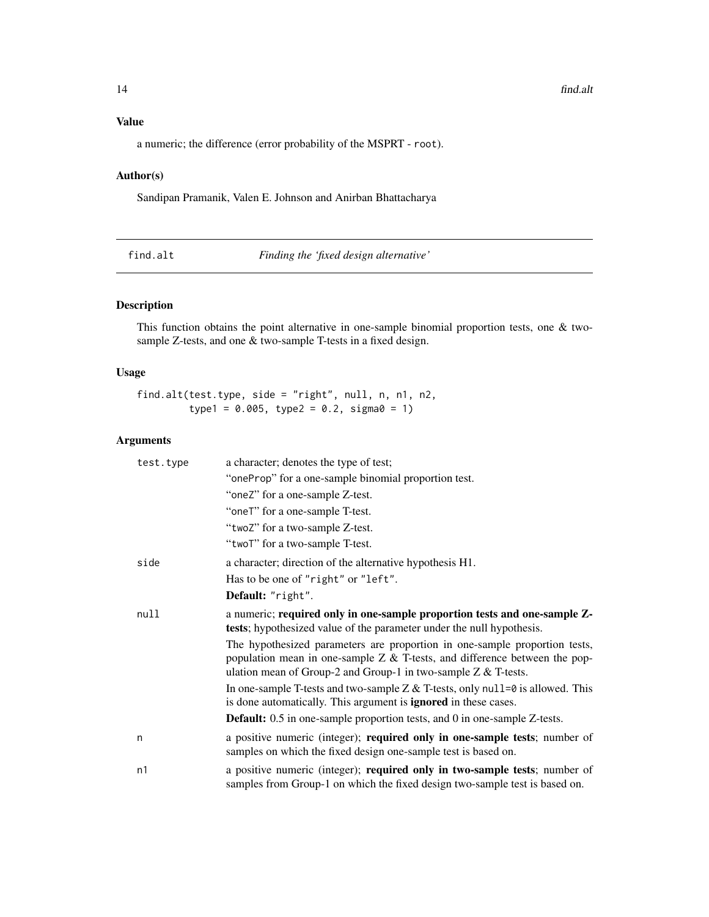### Value

a numeric; the difference (error probability of the MSPRT - `root`).

### Author(s)

Sandipan Pramanik, Valen E. Johnson and Anirban Bhattacharya

---

## find.alt — *Finding the 'fixed design alternative'*

---

### Description

This function obtains the point alternative in one-sample binomial proportion tests, one & two-sample Z-tests, and one & two-sample T-tests in a fixed design.

### Usage

```
find.alt(test.type, side = "right", null, n, n1, n2,
         type1 = 0.005, type2 = 0.2, sigma0 = 1)
```

### Arguments

| | |
|---|---|
| `test.type` | a character; denotes the type of test;<br>"`oneProp`" for a one-sample binomial proportion test.<br>"`oneZ`" for a one-sample Z-test.<br>"`oneT`" for a one-sample T-test.<br>"`twoZ`" for a two-sample Z-test.<br>"`twoT`" for a two-sample T-test. |
| `side` | a character; direction of the alternative hypothesis H1.<br>Has to be one of "`right`" or "`left`".<br>**Default:** "`right`". |
| `null` | a numeric; **required only in one-sample proportion tests and one-sample Z-tests**; hypothesized value of the parameter under the null hypothesis.<br>The hypothesized parameters are proportion in one-sample proportion tests, population mean in one-sample Z & T-tests, and difference between the population mean of Group-2 and Group-1 in two-sample Z & T-tests.<br>In one-sample T-tests and two-sample Z & T-tests, only `null=0` is allowed. This is done automatically. This argument is **ignored** in these cases.<br>**Default:** 0.5 in one-sample proportion tests, and 0 in one-sample Z-tests. |
| `n` | a positive numeric (integer); **required only in one-sample tests**; number of samples on which the fixed design one-sample test is based on. |
| `n1` | a positive numeric (integer); **required only in two-sample tests**; number of samples from Group-1 on which the fixed design two-sample test is based on. |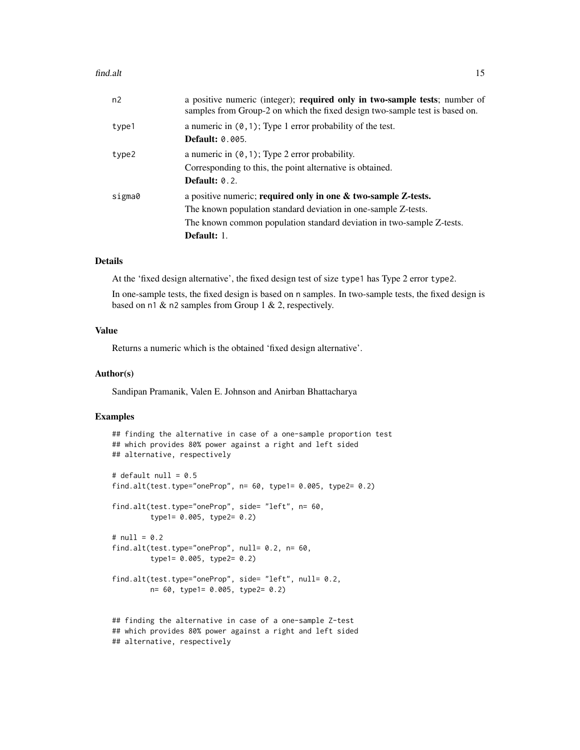| | |
|---|---|
| n2 | a positive numeric (integer); **required only in two-sample tests**; number of samples from Group-2 on which the fixed design two-sample test is based on. |
| type1 | a numeric in (0,1); Type 1 error probability of the test.<br>**Default:** 0.005. |
| type2 | a numeric in (0,1); Type 2 error probability.<br>Corresponding to this, the point alternative is obtained.<br>**Default:** 0.2. |
| sigma0 | a positive numeric; **required only in one & two-sample Z-tests.**<br>The known population standard deviation in one-sample Z-tests.<br>The known common population standard deviation in two-sample Z-tests.<br>**Default:** 1. |

### Details

At the 'fixed design alternative', the fixed design test of size type1 has Type 2 error type2.

In one-sample tests, the fixed design is based on n samples. In two-sample tests, the fixed design is based on n1 & n2 samples from Group 1 & 2, respectively.

### Value

Returns a numeric which is the obtained 'fixed design alternative'.

### Author(s)

Sandipan Pramanik, Valen E. Johnson and Anirban Bhattacharya

### Examples

```
## finding the alternative in case of a one-sample proportion test
## which provides 80% power against a right and left sided
## alternative, respectively

# default null = 0.5
find.alt(test.type="oneProp", n= 60, type1= 0.005, type2= 0.2)

find.alt(test.type="oneProp", side= "left", n= 60,
         type1= 0.005, type2= 0.2)

# null = 0.2
find.alt(test.type="oneProp", null= 0.2, n= 60,
         type1= 0.005, type2= 0.2)

find.alt(test.type="oneProp", side= "left", null= 0.2,
         n= 60, type1= 0.005, type2= 0.2)


## finding the alternative in case of a one-sample Z-test
## which provides 80% power against a right and left sided
## alternative, respectively
```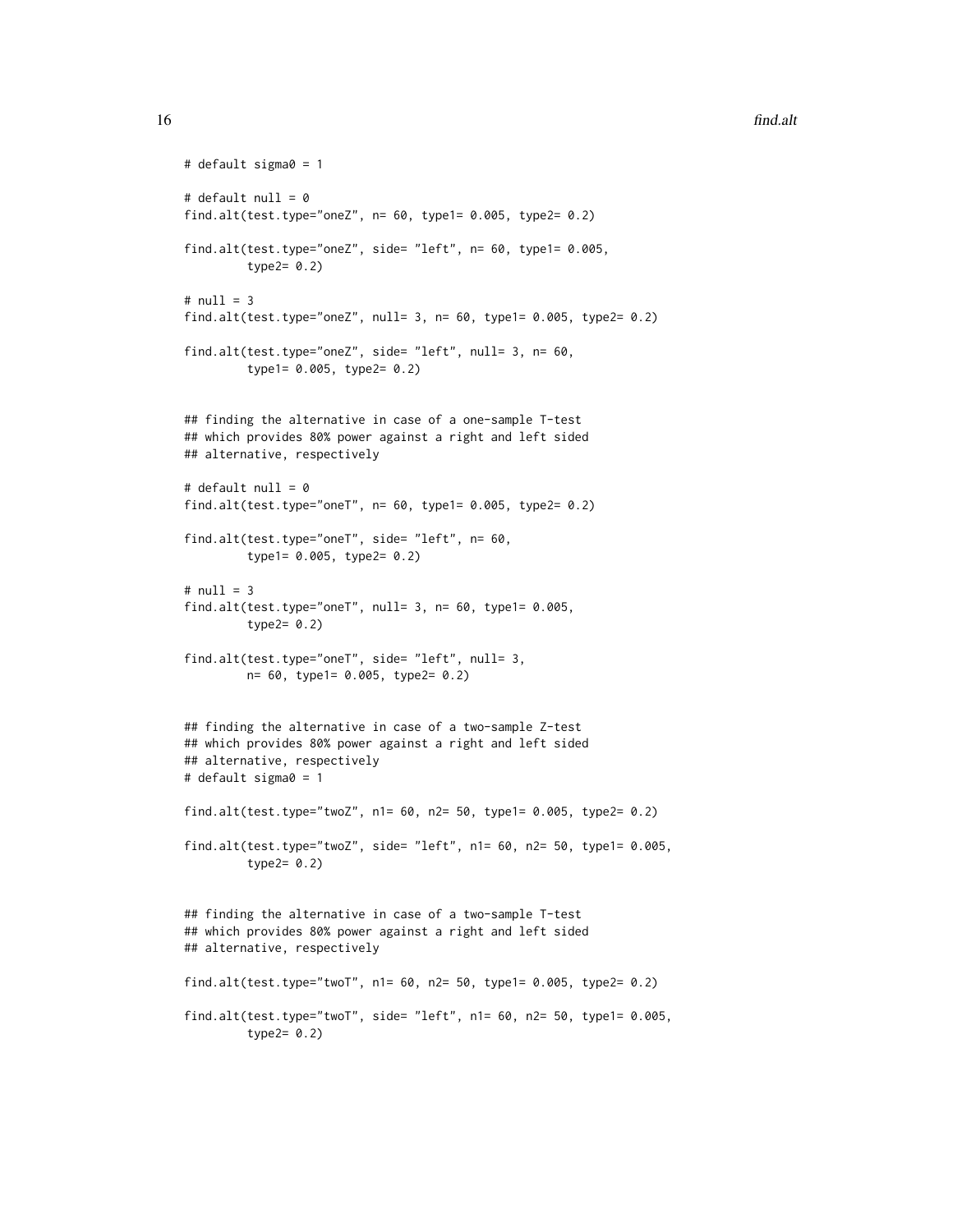```
# default sigma0 = 1

# default null = 0
find.alt(test.type="oneZ", n= 60, type1= 0.005, type2= 0.2)

find.alt(test.type="oneZ", side= "left", n= 60, type1= 0.005,
         type2= 0.2)

# null = 3
find.alt(test.type="oneZ", null= 3, n= 60, type1= 0.005, type2= 0.2)

find.alt(test.type="oneZ", side= "left", null= 3, n= 60,
         type1= 0.005, type2= 0.2)


## finding the alternative in case of a one-sample T-test
## which provides 80% power against a right and left sided
## alternative, respectively

# default null = 0
find.alt(test.type="oneT", n= 60, type1= 0.005, type2= 0.2)

find.alt(test.type="oneT", side= "left", n= 60,
         type1= 0.005, type2= 0.2)

# null = 3
find.alt(test.type="oneT", null= 3, n= 60, type1= 0.005,
         type2= 0.2)

find.alt(test.type="oneT", side= "left", null= 3,
         n= 60, type1= 0.005, type2= 0.2)


## finding the alternative in case of a two-sample Z-test
## which provides 80% power against a right and left sided
## alternative, respectively
# default sigma0 = 1

find.alt(test.type="twoZ", n1= 60, n2= 50, type1= 0.005, type2= 0.2)

find.alt(test.type="twoZ", side= "left", n1= 60, n2= 50, type1= 0.005,
         type2= 0.2)


## finding the alternative in case of a two-sample T-test
## which provides 80% power against a right and left sided
## alternative, respectively

find.alt(test.type="twoT", n1= 60, n2= 50, type1= 0.005, type2= 0.2)

find.alt(test.type="twoT", side= "left", n1= 60, n2= 50, type1= 0.005,
         type2= 0.2)
```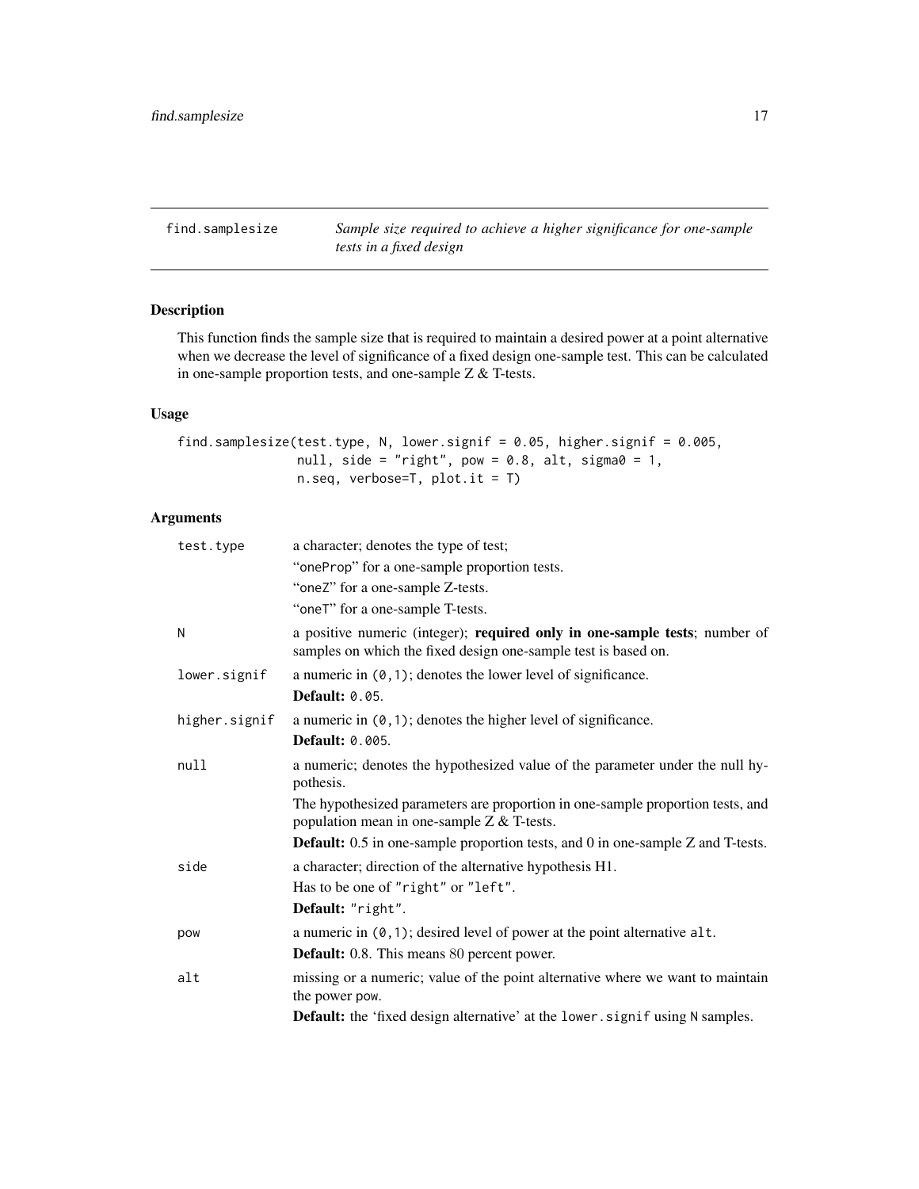# find.samplesize

*Sample size required to achieve a higher significance for one-sample tests in a fixed design*

## Description

This function finds the sample size that is required to maintain a desired power at a point alternative when we decrease the level of significance of a fixed design one-sample test. This can be calculated in one-sample proportion tests, and one-sample Z & T-tests.

## Usage

```
find.samplesize(test.type, N, lower.signif = 0.05, higher.signif = 0.005,
                null, side = "right", pow = 0.8, alt, sigma0 = 1,
                n.seq, verbose=T, plot.it = T)
```

## Arguments

| | |
|---|---|
| `test.type` | a character; denotes the type of test;<br>"`oneProp`" for a one-sample proportion tests.<br>"`oneZ`" for a one-sample Z-tests.<br>"`oneT`" for a one-sample T-tests. |
| `N` | a positive numeric (integer); **required only in one-sample tests**; number of samples on which the fixed design one-sample test is based on. |
| `lower.signif` | a numeric in `(0,1)`; denotes the lower level of significance.<br>**Default:** `0.05`. |
| `higher.signif` | a numeric in `(0,1)`; denotes the higher level of significance.<br>**Default:** `0.005`. |
| `null` | a numeric; denotes the hypothesized value of the parameter under the null hypothesis.<br>The hypothesized parameters are proportion in one-sample proportion tests, and population mean in one-sample Z & T-tests.<br>**Default:** 0.5 in one-sample proportion tests, and 0 in one-sample Z and T-tests. |
| `side` | a character; direction of the alternative hypothesis H1.<br>Has to be one of `"right"` or `"left"`.<br>**Default:** `"right"`. |
| `pow` | a numeric in `(0,1)`; desired level of power at the point alternative `alt`.<br>**Default:** 0.8. This means 80 percent power. |
| `alt` | missing or a numeric; value of the point alternative where we want to maintain the power `pow`.<br>**Default:** the 'fixed design alternative' at the `lower.signif` using `N` samples. |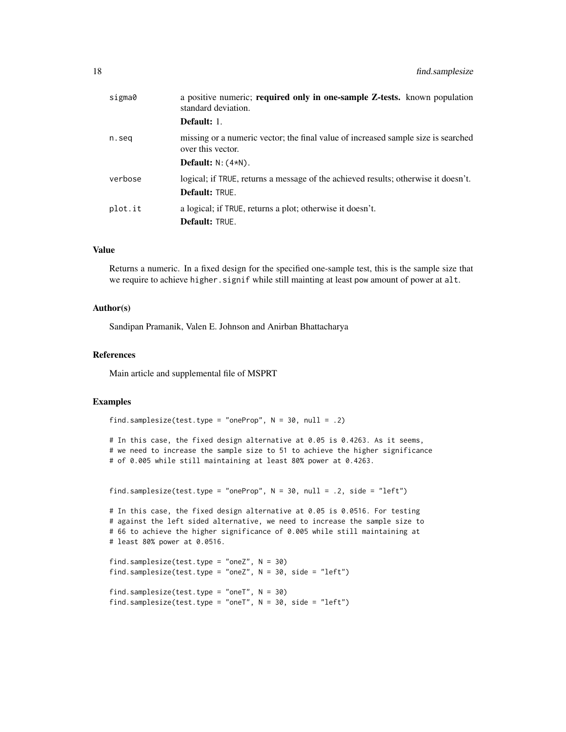| | |
|---|---|
| sigma0 | a positive numeric; **required only in one-sample Z-tests.** known population standard deviation.<br>**Default:** 1. |
| n.seq | missing or a numeric vector; the final value of increased sample size is searched over this vector.<br>**Default:** `N:(4*N)`. |
| verbose | logical; if `TRUE`, returns a message of the achieved results; otherwise it doesn't.<br>**Default:** `TRUE`. |
| plot.it | a logical; if `TRUE`, returns a plot; otherwise it doesn't.<br>**Default:** `TRUE`. |

## Value

Returns a numeric. In a fixed design for the specified one-sample test, this is the sample size that we require to achieve `higher.signif` while still mainting at least pow amount of power at `alt`.

## Author(s)

Sandipan Pramanik, Valen E. Johnson and Anirban Bhattacharya

## References

Main article and supplemental file of MSPRT

## Examples

```
find.samplesize(test.type = "oneProp", N = 30, null = .2)

# In this case, the fixed design alternative at 0.05 is 0.4263. As it seems,
# we need to increase the sample size to 51 to achieve the higher significance
# of 0.005 while still maintaining at least 80% power at 0.4263.


find.samplesize(test.type = "oneProp", N = 30, null = .2, side = "left")

# In this case, the fixed design alternative at 0.05 is 0.0516. For testing
# against the left sided alternative, we need to increase the sample size to
# 66 to achieve the higher significance of 0.005 while still maintaining at
# least 80% power at 0.0516.

find.samplesize(test.type = "oneZ", N = 30)
find.samplesize(test.type = "oneZ", N = 30, side = "left")

find.samplesize(test.type = "oneT", N = 30)
find.samplesize(test.type = "oneT", N = 30, side = "left")
```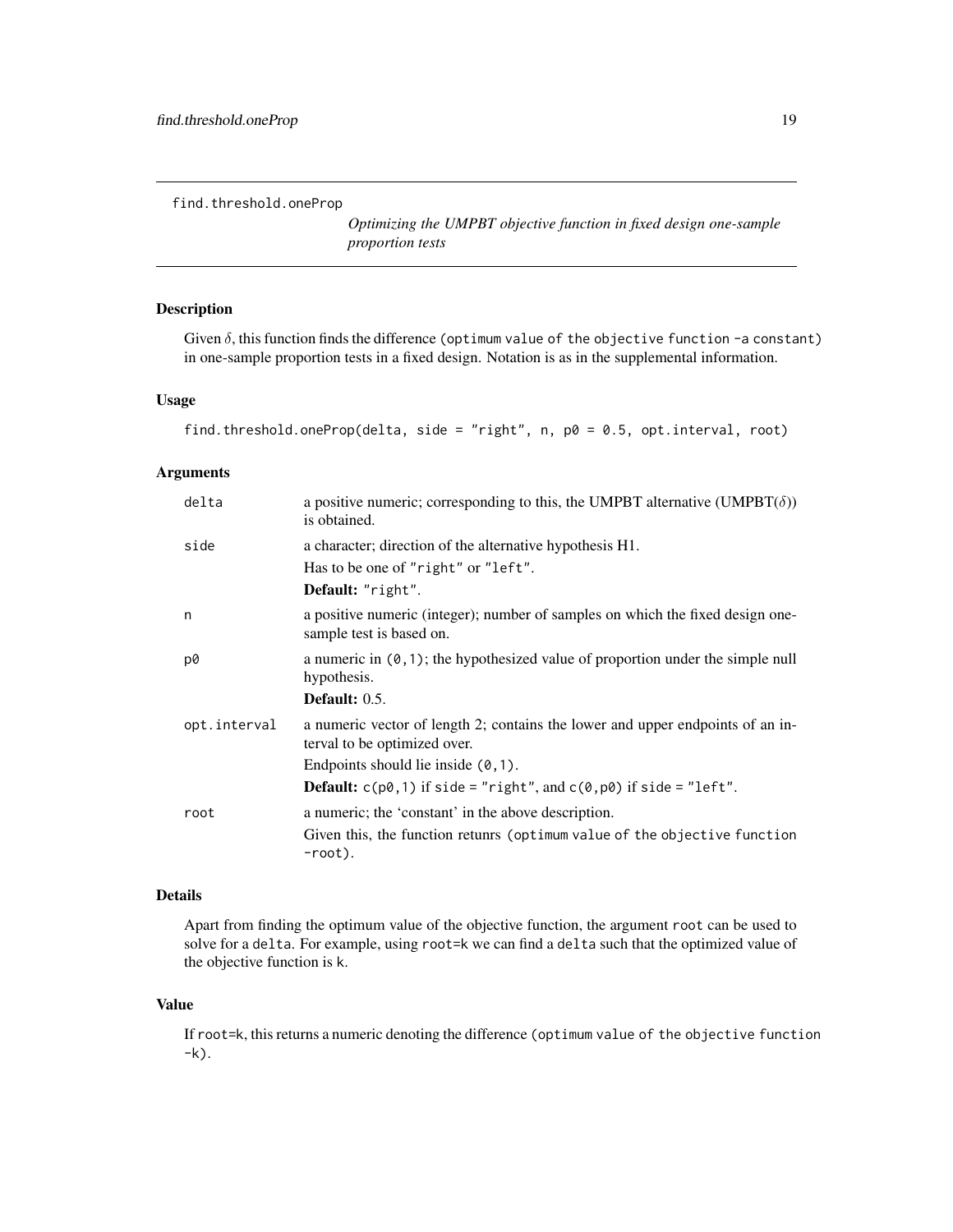find.threshold.oneProp

*Optimizing the UMPBT objective function in fixed design one-sample proportion tests*

## Description

Given $\delta$, this function finds the difference (optimum value of the objective function -a constant) in one-sample proportion tests in a fixed design. Notation is as in the supplemental information.

## Usage

```
find.threshold.oneProp(delta, side = "right", n, p0 = 0.5, opt.interval, root)
```

## Arguments

| | |
|---|---|
| delta | a positive numeric; corresponding to this, the UMPBT alternative (UMPBT($\delta$)) is obtained. |
| side | a character; direction of the alternative hypothesis H1. Has to be one of "right" or "left". **Default:** "right". |
| n | a positive numeric (integer); number of samples on which the fixed design one-sample test is based on. |
| p0 | a numeric in (0,1); the hypothesized value of proportion under the simple null hypothesis. **Default:** 0.5. |
| opt.interval | a numeric vector of length 2; contains the lower and upper endpoints of an interval to be optimized over. Endpoints should lie inside (0,1). **Default:** c(p0,1) if side = "right", and c(0,p0) if side = "left". |
| root | a numeric; the 'constant' in the above description. Given this, the function retunrs (optimum value of the objective function -root). |

## Details

Apart from finding the optimum value of the objective function, the argument root can be used to solve for a delta. For example, using root=k we can find a delta such that the optimized value of the objective function is k.

## Value

If root=k, this returns a numeric denoting the difference (optimum value of the objective function -k).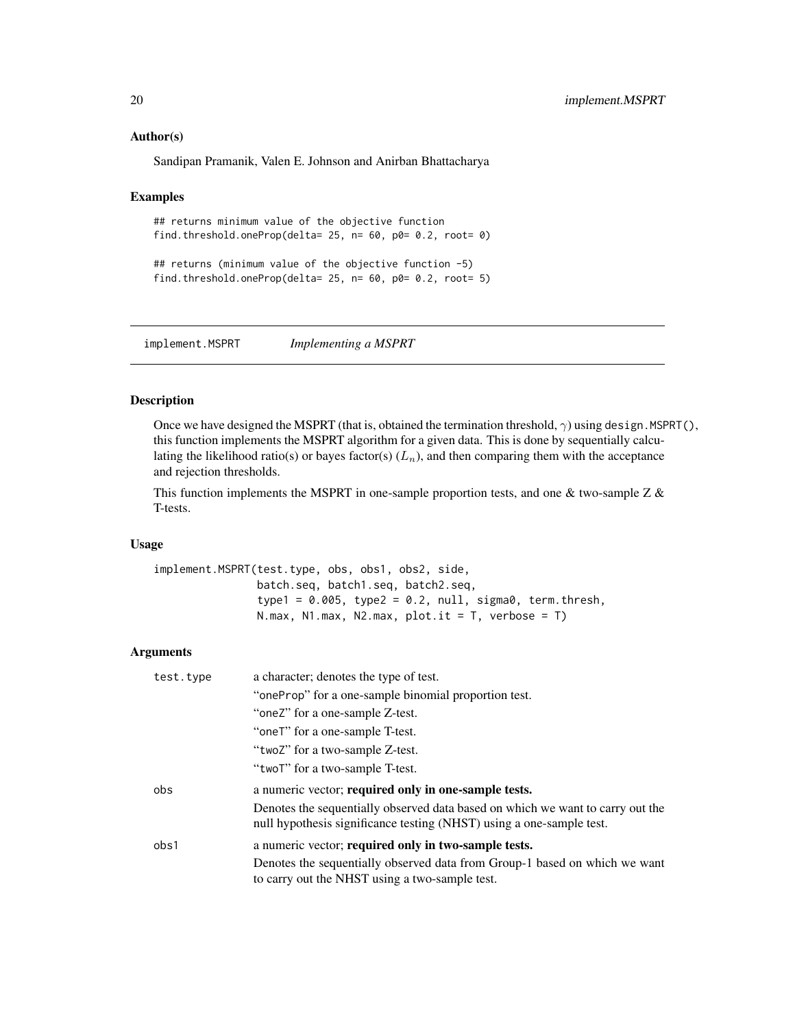## Author(s)

Sandipan Pramanik, Valen E. Johnson and Anirban Bhattacharya

## Examples

```
## returns minimum value of the objective function
find.threshold.oneProp(delta= 25, n= 60, p0= 0.2, root= 0)

## returns (minimum value of the objective function -5)
find.threshold.oneProp(delta= 25, n= 60, p0= 0.2, root= 5)
```

---

# implement.MSPRT *Implementing a MSPRT*

## Description

Once we have designed the MSPRT (that is, obtained the termination threshold, $\gamma$) using `design.MSPRT()`, this function implements the MSPRT algorithm for a given data. This is done by sequentially calculating the likelihood ratio(s) or bayes factor(s) ($L_n$), and then comparing them with the acceptance and rejection thresholds.

This function implements the MSPRT in one-sample proportion tests, and one & two-sample Z & T-tests.

## Usage

```
implement.MSPRT(test.type, obs, obs1, obs2, side,
                batch.seq, batch1.seq, batch2.seq,
                type1 = 0.005, type2 = 0.2, null, sigma0, term.thresh,
                N.max, N1.max, N2.max, plot.it = T, verbose = T)
```

## Arguments

`test.type` a character; denotes the type of test.

- "oneProp" for a one-sample binomial proportion test.
- "oneZ" for a one-sample Z-test.
- "oneT" for a one-sample T-test.
- "twoZ" for a two-sample Z-test.
- "twoT" for a two-sample T-test.

`obs` a numeric vector; **required only in one-sample tests.**

Denotes the sequentially observed data based on which we want to carry out the null hypothesis significance testing (NHST) using a one-sample test.

`obs1` a numeric vector; **required only in two-sample tests.**

Denotes the sequentially observed data from Group-1 based on which we want to carry out the NHST using a two-sample test.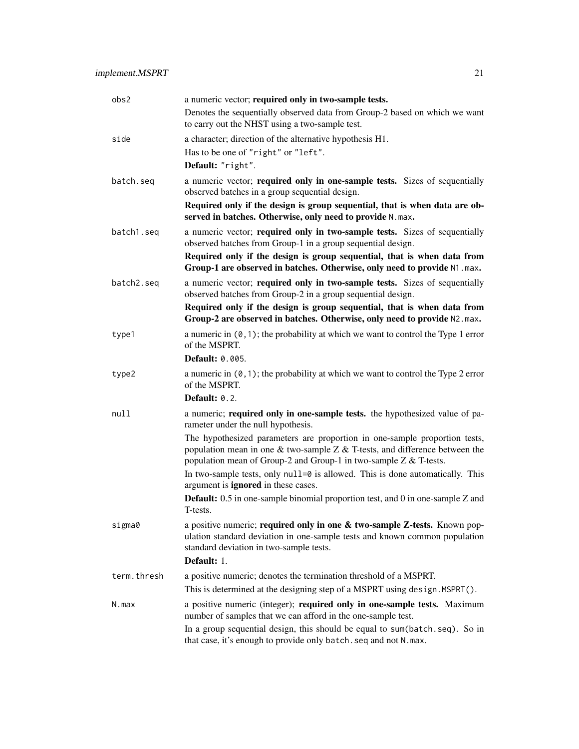`obs2`
: a numeric vector; **required only in two-sample tests.**

  Denotes the sequentially observed data from Group-2 based on which we want to carry out the NHST using a two-sample test.

`side`
: a character; direction of the alternative hypothesis H1.

  Has to be one of `"right"` or `"left"`.

  **Default:** `"right"`.

`batch.seq`
: a numeric vector; **required only in one-sample tests.** Sizes of sequentially observed batches in a group sequential design.

  **Required only if the design is group sequential, that is when data are observed in batches. Otherwise, only need to provide `N.max`.**

`batch1.seq`
: a numeric vector; **required only in two-sample tests.** Sizes of sequentially observed batches from Group-1 in a group sequential design.

  **Required only if the design is group sequential, that is when data from Group-1 are observed in batches. Otherwise, only need to provide `N1.max`.**

`batch2.seq`
: a numeric vector; **required only in two-sample tests.** Sizes of sequentially observed batches from Group-2 in a group sequential design.

  **Required only if the design is group sequential, that is when data from Group-2 are observed in batches. Otherwise, only need to provide `N2.max`.**

`type1`
: a numeric in `(0,1)`; the probability at which we want to control the Type 1 error of the MSPRT.

  **Default:** `0.005`.

`type2`
: a numeric in `(0,1)`; the probability at which we want to control the Type 2 error of the MSPRT.

  **Default:** `0.2`.

`null`
: a numeric; **required only in one-sample tests.** the hypothesized value of parameter under the null hypothesis.

  The hypothesized parameters are proportion in one-sample proportion tests, population mean in one & two-sample Z & T-tests, and difference between the population mean of Group-2 and Group-1 in two-sample Z & T-tests.

  In two-sample tests, only `null=0` is allowed. This is done automatically. This argument is **ignored** in these cases.

  **Default:** 0.5 in one-sample binomial proportion test, and 0 in one-sample Z and T-tests.

`sigma0`
: a positive numeric; **required only in one & two-sample Z-tests.** Known population standard deviation in one-sample tests and known common population standard deviation in two-sample tests.

  **Default:** 1.

`term.thresh`
: a positive numeric; denotes the termination threshold of a MSPRT.

  This is determined at the designing step of a MSPRT using `design.MSPRT()`.

`N.max`
: a positive numeric (integer); **required only in one-sample tests.** Maximum number of samples that we can afford in the one-sample test.

  In a group sequential design, this should be equal to `sum(batch.seq)`. So in that case, it's enough to provide only `batch.seq` and not `N.max`.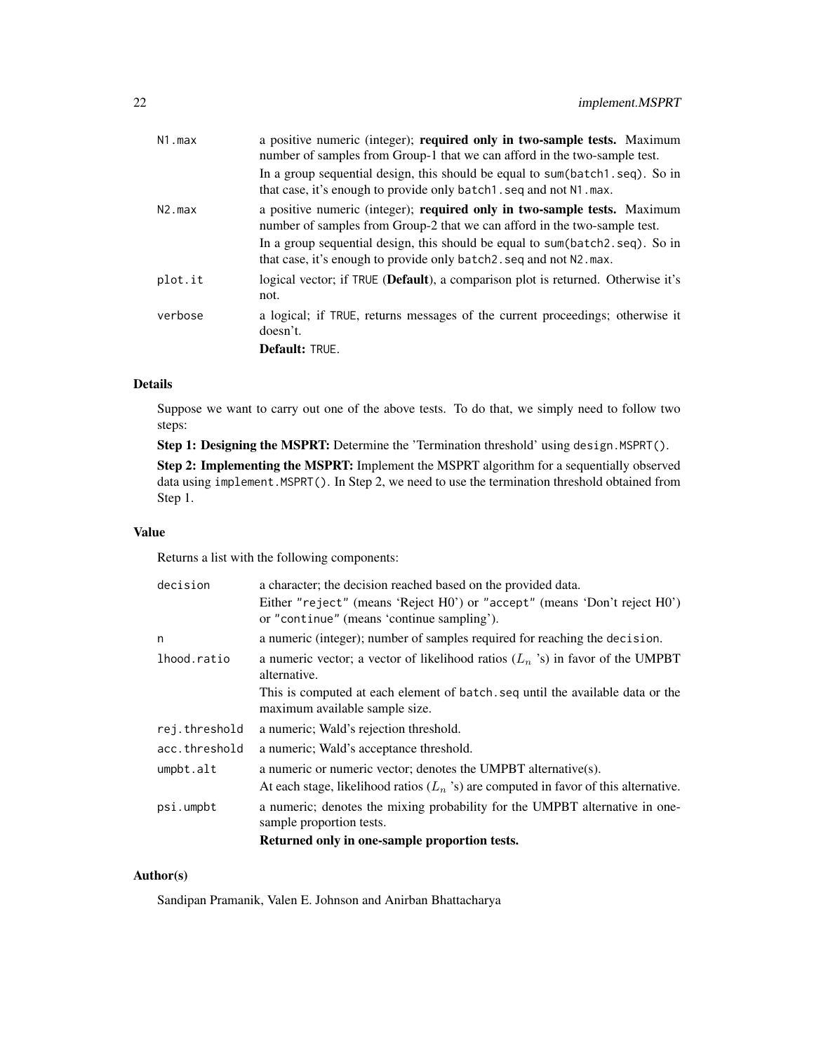N1.max
: a positive numeric (integer); **required only in two-sample tests.** Maximum number of samples from Group-1 that we can afford in the two-sample test.

  In a group sequential design, this should be equal to `sum(batch1.seq)`. So in that case, it's enough to provide only `batch1.seq` and not `N1.max`.

N2.max
: a positive numeric (integer); **required only in two-sample tests.** Maximum number of samples from Group-2 that we can afford in the two-sample test.

  In a group sequential design, this should be equal to `sum(batch2.seq)`. So in that case, it's enough to provide only `batch2.seq` and not `N2.max`.

plot.it
: logical vector; if `TRUE` (**Default**), a comparison plot is returned. Otherwise it's not.

verbose
: a logical; if `TRUE`, returns messages of the current proceedings; otherwise it doesn't.

  **Default:** `TRUE`.

## Details

Suppose we want to carry out one of the above tests. To do that, we simply need to follow two steps:

**Step 1: Designing the MSPRT:** Determine the 'Termination threshold' using `design.MSPRT()`.

**Step 2: Implementing the MSPRT:** Implement the MSPRT algorithm for a sequentially observed data using `implement.MSPRT()`. In Step 2, we need to use the termination threshold obtained from Step 1.

## Value

Returns a list with the following components:

decision
: a character; the decision reached based on the provided data.

  Either "reject" (means 'Reject H0') or "accept" (means 'Don't reject H0') or "continue" (means 'continue sampling').

n
: a numeric (integer); number of samples required for reaching the `decision`.

lhood.ratio
: a numeric vector; a vector of likelihood ratios ($L_n$ 's) in favor of the UMPBT alternative.

  This is computed at each element of `batch.seq` until the available data or the maximum available sample size.

rej.threshold
: a numeric; Wald's rejection threshold.

acc.threshold
: a numeric; Wald's acceptance threshold.

umpbt.alt
: a numeric or numeric vector; denotes the UMPBT alternative(s).

  At each stage, likelihood ratios ($L_n$ 's) are computed in favor of this alternative.

psi.umpbt
: a numeric; denotes the mixing probability for the UMPBT alternative in one-sample proportion tests.

  **Returned only in one-sample proportion tests.**

## Author(s)

Sandipan Pramanik, Valen E. Johnson and Anirban Bhattacharya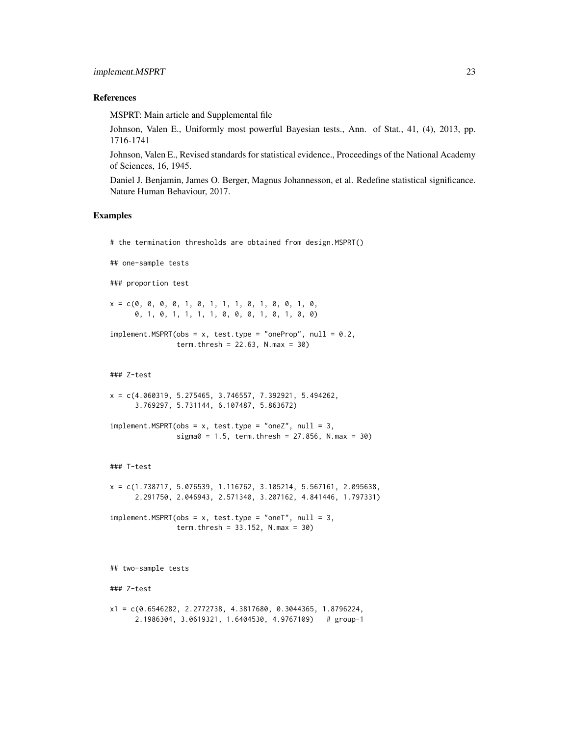### References

MSPRT: Main article and Supplemental file

Johnson, Valen E., Uniformly most powerful Bayesian tests., Ann. of Stat., 41, (4), 2013, pp. 1716-1741

Johnson, Valen E., Revised standards for statistical evidence., Proceedings of the National Academy of Sciences, 16, 1945.

Daniel J. Benjamin, James O. Berger, Magnus Johannesson, et al. Redefine statistical significance. Nature Human Behaviour, 2017.

### Examples

```
# the termination thresholds are obtained from design.MSPRT()

## one-sample tests

### proportion test

x = c(0, 0, 0, 0, 1, 0, 1, 1, 1, 0, 1, 0, 0, 1, 0,
      0, 1, 0, 1, 1, 1, 1, 0, 0, 0, 1, 0, 1, 0, 0)

implement.MSPRT(obs = x, test.type = "oneProp", null = 0.2,
                term.thresh = 22.63, N.max = 30)


### Z-test

x = c(4.060319, 5.275465, 3.746557, 7.392921, 5.494262,
      3.769297, 5.731144, 6.107487, 5.863672)

implement.MSPRT(obs = x, test.type = "oneZ", null = 3,
                sigma0 = 1.5, term.thresh = 27.856, N.max = 30)


### T-test

x = c(1.738717, 5.076539, 1.116762, 3.105214, 5.567161, 2.095638,
      2.291750, 2.046943, 2.571340, 3.207162, 4.841446, 1.797331)

implement.MSPRT(obs = x, test.type = "oneT", null = 3,
                term.thresh = 33.152, N.max = 30)



## two-sample tests

### Z-test

x1 = c(0.6546282, 2.2772738, 4.3817680, 0.3044365, 1.8796224,
      2.1986304, 3.0619321, 1.6404530, 4.9767109)   # group-1
```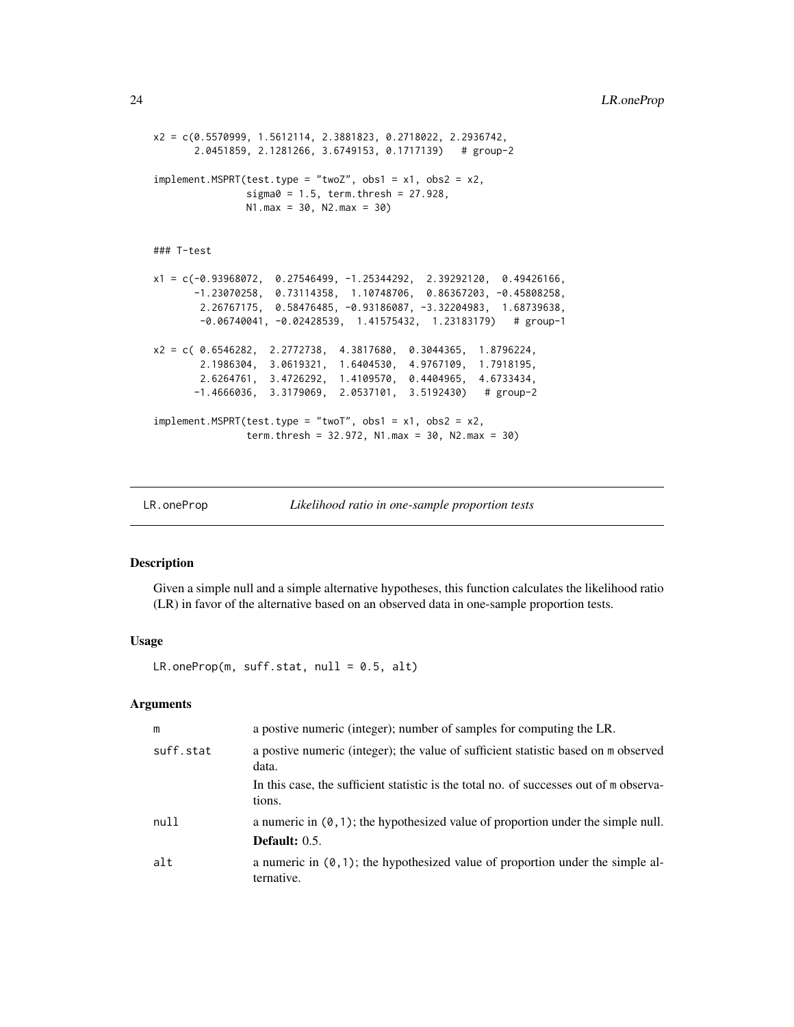```
x2 = c(0.5570999, 1.5612114, 2.3881823, 0.2718022, 2.2936742,
       2.0451859, 2.1281266, 3.6749153, 0.1717139)   # group-2

implement.MSPRT(test.type = "twoZ", obs1 = x1, obs2 = x2,
                sigma0 = 1.5, term.thresh = 27.928,
                N1.max = 30, N2.max = 30)


### T-test

x1 = c(-0.93968072,  0.27546499, -1.25344292,  2.39292120,  0.49426166,
       -1.23070258,  0.73114358,  1.10748706,  0.86367203, -0.45808258,
        2.26767175,  0.58476485, -0.93186087, -3.32204983,  1.68739638,
       -0.06740041, -0.02428539,  1.41575432,  1.23183179)   # group-1

x2 = c( 0.6546282,  2.2772738,  4.3817680,  0.3044365,  1.8796224,
        2.1986304,  3.0619321,  1.6404530,  4.9767109,  1.7918195,
        2.6264761,  3.4726292,  1.4109570,  0.4404965,  4.6733434,
       -1.4666036,  3.3179069,  2.0537101,  3.5192430)   # group-2

implement.MSPRT(test.type = "twoT", obs1 = x1, obs2 = x2,
                term.thresh = 32.972, N1.max = 30, N2.max = 30)
```

## LR.oneProp    *Likelihood ratio in one-sample proportion tests*

### Description

Given a simple null and a simple alternative hypotheses, this function calculates the likelihood ratio (LR) in favor of the alternative based on an observed data in one-sample proportion tests.

### Usage

```
LR.oneProp(m, suff.stat, null = 0.5, alt)
```

### Arguments

| | |
|---|---|
| m | a postive numeric (integer); number of samples for computing the LR. |
| suff.stat | a postive numeric (integer); the value of sufficient statistic based on m observed data.<br>In this case, the sufficient statistic is the total no. of successes out of m observations. |
| null | a numeric in (0,1); the hypothesized value of proportion under the simple null.<br>**Default:** 0.5. |
| alt | a numeric in (0,1); the hypothesized value of proportion under the simple alternative. |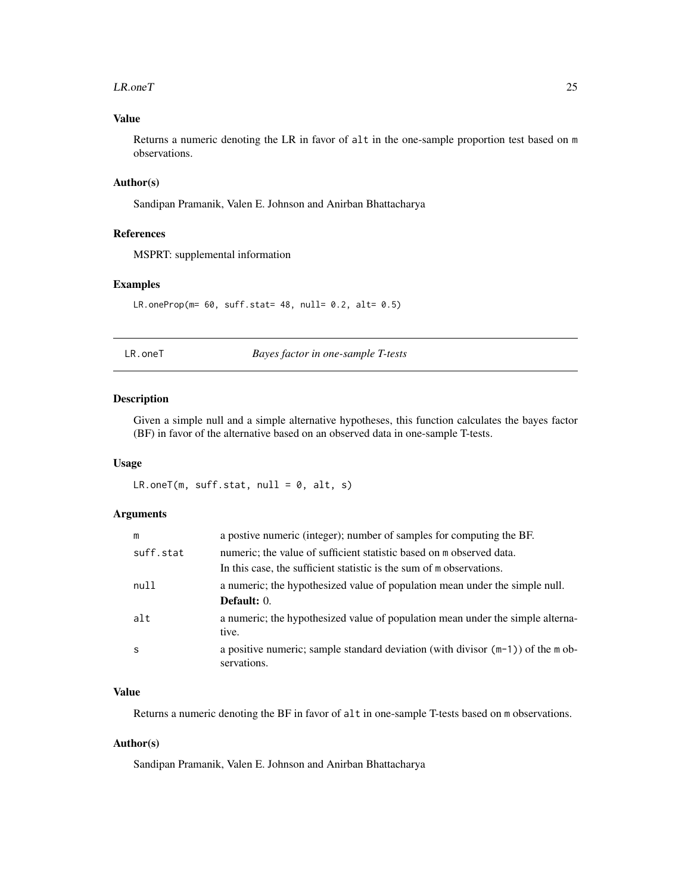### Value

Returns a numeric denoting the LR in favor of `alt` in the one-sample proportion test based on `m` observations.

### Author(s)

Sandipan Pramanik, Valen E. Johnson and Anirban Bhattacharya

### References

MSPRT: supplemental information

### Examples

```
LR.oneProp(m= 60, suff.stat= 48, null= 0.2, alt= 0.5)
```

---

## LR.oneT — *Bayes factor in one-sample T-tests*

---

### Description

Given a simple null and a simple alternative hypotheses, this function calculates the bayes factor (BF) in favor of the alternative based on an observed data in one-sample T-tests.

### Usage

```
LR.oneT(m, suff.stat, null = 0, alt, s)
```

### Arguments

| | |
|---|---|
| `m` | a postive numeric (integer); number of samples for computing the BF. |
| `suff.stat` | numeric; the value of sufficient statistic based on `m` observed data. In this case, the sufficient statistic is the sum of `m` observations. |
| `null` | a numeric; the hypothesized value of population mean under the simple null. **Default:** 0. |
| `alt` | a numeric; the hypothesized value of population mean under the simple alternative. |
| `s` | a positive numeric; sample standard deviation (with divisor `(m-1)`) of the `m` observations. |

### Value

Returns a numeric denoting the BF in favor of `alt` in one-sample T-tests based on `m` observations.

### Author(s)

Sandipan Pramanik, Valen E. Johnson and Anirban Bhattacharya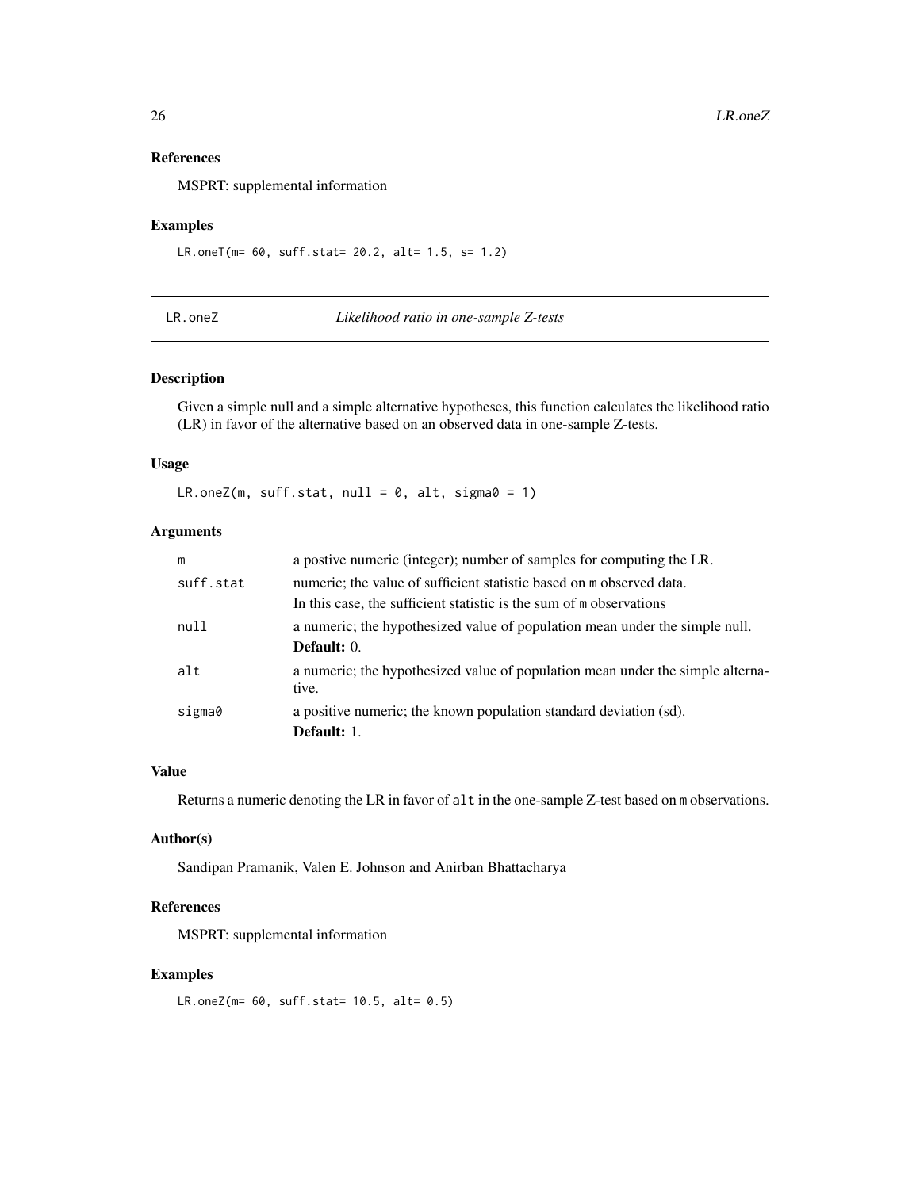### References

MSPRT: supplemental information

### Examples

```
LR.oneT(m= 60, suff.stat= 20.2, alt= 1.5, s= 1.2)
```

---

## LR.oneZ *Likelihood ratio in one-sample Z-tests*

---

### Description

Given a simple null and a simple alternative hypotheses, this function calculates the likelihood ratio (LR) in favor of the alternative based on an observed data in one-sample Z-tests.

### Usage

```
LR.oneZ(m, suff.stat, null = 0, alt, sigma0 = 1)
```

### Arguments

| | |
|---|---|
| m | a postive numeric (integer); number of samples for computing the LR. |
| suff.stat | numeric; the value of sufficient statistic based on m observed data. In this case, the sufficient statistic is the sum of m observations |
| null | a numeric; the hypothesized value of population mean under the simple null. **Default:** 0. |
| alt | a numeric; the hypothesized value of population mean under the simple alternative. |
| sigma0 | a positive numeric; the known population standard deviation (sd). **Default:** 1. |

### Value

Returns a numeric denoting the LR in favor of alt in the one-sample Z-test based on m observations.

### Author(s)

Sandipan Pramanik, Valen E. Johnson and Anirban Bhattacharya

### References

MSPRT: supplemental information

### Examples

```
LR.oneZ(m= 60, suff.stat= 10.5, alt= 0.5)
```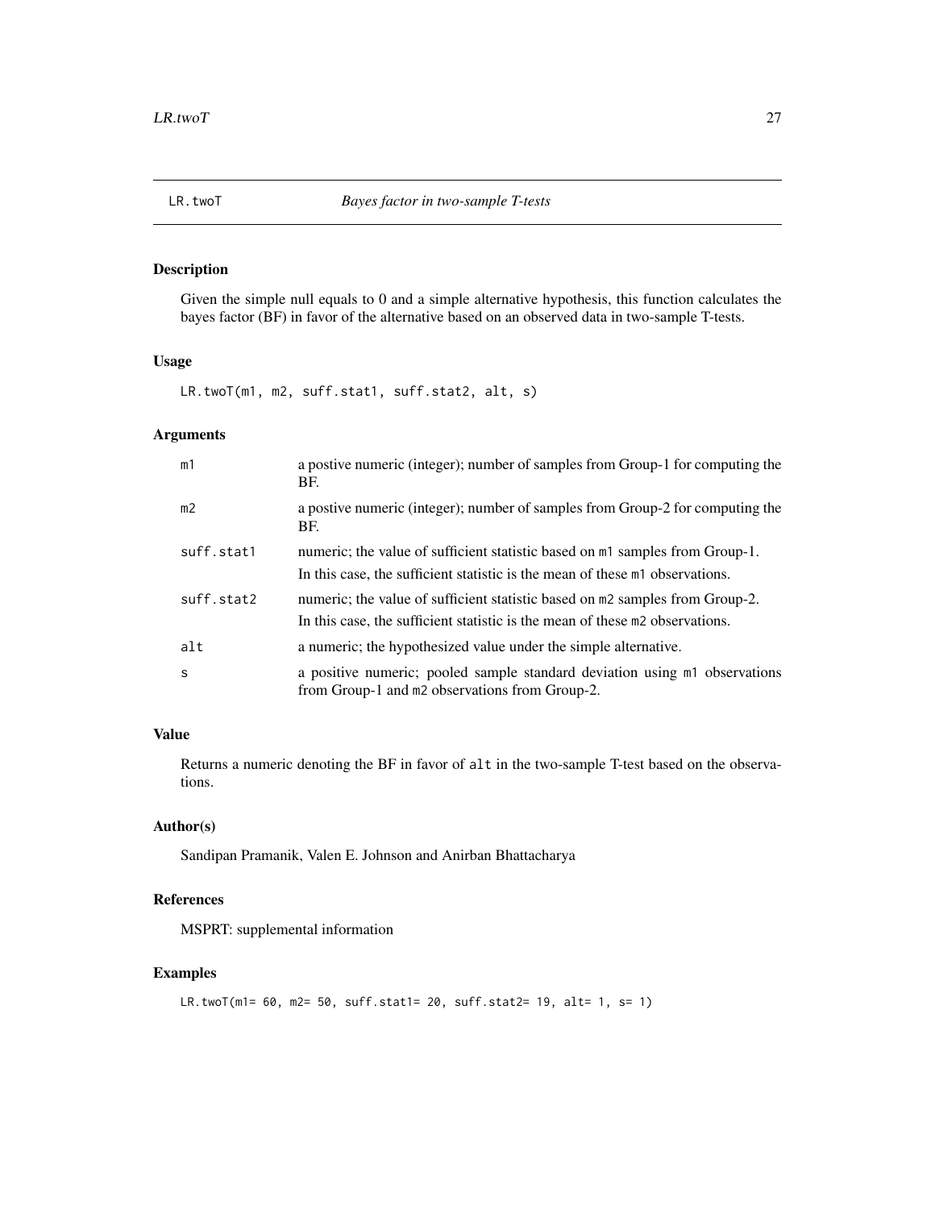LR.twoT *Bayes factor in two-sample T-tests*

## Description

Given the simple null equals to 0 and a simple alternative hypothesis, this function calculates the bayes factor (BF) in favor of the alternative based on an observed data in two-sample T-tests.

## Usage

```
LR.twoT(m1, m2, suff.stat1, suff.stat2, alt, s)
```

## Arguments

| | |
|---|---|
| m1 | a postive numeric (integer); number of samples from Group-1 for computing the BF. |
| m2 | a postive numeric (integer); number of samples from Group-2 for computing the BF. |
| suff.stat1 | numeric; the value of sufficient statistic based on m1 samples from Group-1. In this case, the sufficient statistic is the mean of these m1 observations. |
| suff.stat2 | numeric; the value of sufficient statistic based on m2 samples from Group-2. In this case, the sufficient statistic is the mean of these m2 observations. |
| alt | a numeric; the hypothesized value under the simple alternative. |
| s | a positive numeric; pooled sample standard deviation using m1 observations from Group-1 and m2 observations from Group-2. |

## Value

Returns a numeric denoting the BF in favor of alt in the two-sample T-test based on the observations.

## Author(s)

Sandipan Pramanik, Valen E. Johnson and Anirban Bhattacharya

## References

MSPRT: supplemental information

## Examples

```
LR.twoT(m1= 60, m2= 50, suff.stat1= 20, suff.stat2= 19, alt= 1, s= 1)
```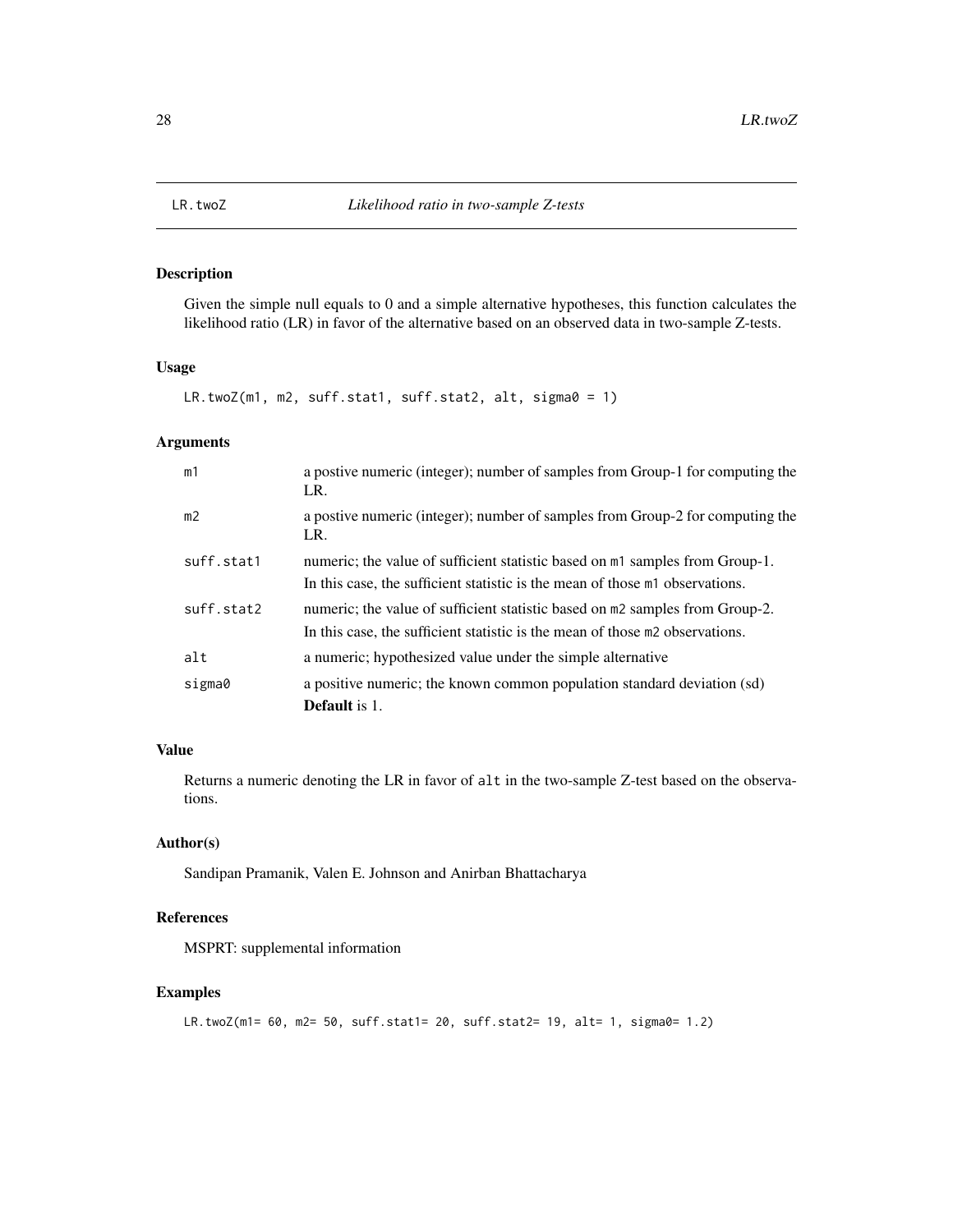# LR.twoZ — *Likelihood ratio in two-sample Z-tests*

## Description

Given the simple null equals to 0 and a simple alternative hypotheses, this function calculates the likelihood ratio (LR) in favor of the alternative based on an observed data in two-sample Z-tests.

## Usage

```
LR.twoZ(m1, m2, suff.stat1, suff.stat2, alt, sigma0 = 1)
```

## Arguments

| | |
|---|---|
| m1 | a postive numeric (integer); number of samples from Group-1 for computing the LR. |
| m2 | a postive numeric (integer); number of samples from Group-2 for computing the LR. |
| suff.stat1 | numeric; the value of sufficient statistic based on `m1` samples from Group-1. In this case, the sufficient statistic is the mean of those `m1` observations. |
| suff.stat2 | numeric; the value of sufficient statistic based on `m2` samples from Group-2. In this case, the sufficient statistic is the mean of those `m2` observations. |
| alt | a numeric; hypothesized value under the simple alternative |
| sigma0 | a positive numeric; the known common population standard deviation (sd) **Default** is 1. |

## Value

Returns a numeric denoting the LR in favor of `alt` in the two-sample Z-test based on the observations.

## Author(s)

Sandipan Pramanik, Valen E. Johnson and Anirban Bhattacharya

## References

MSPRT: supplemental information

## Examples

```
LR.twoZ(m1= 60, m2= 50, suff.stat1= 20, suff.stat2= 19, alt= 1, sigma0= 1.2)
```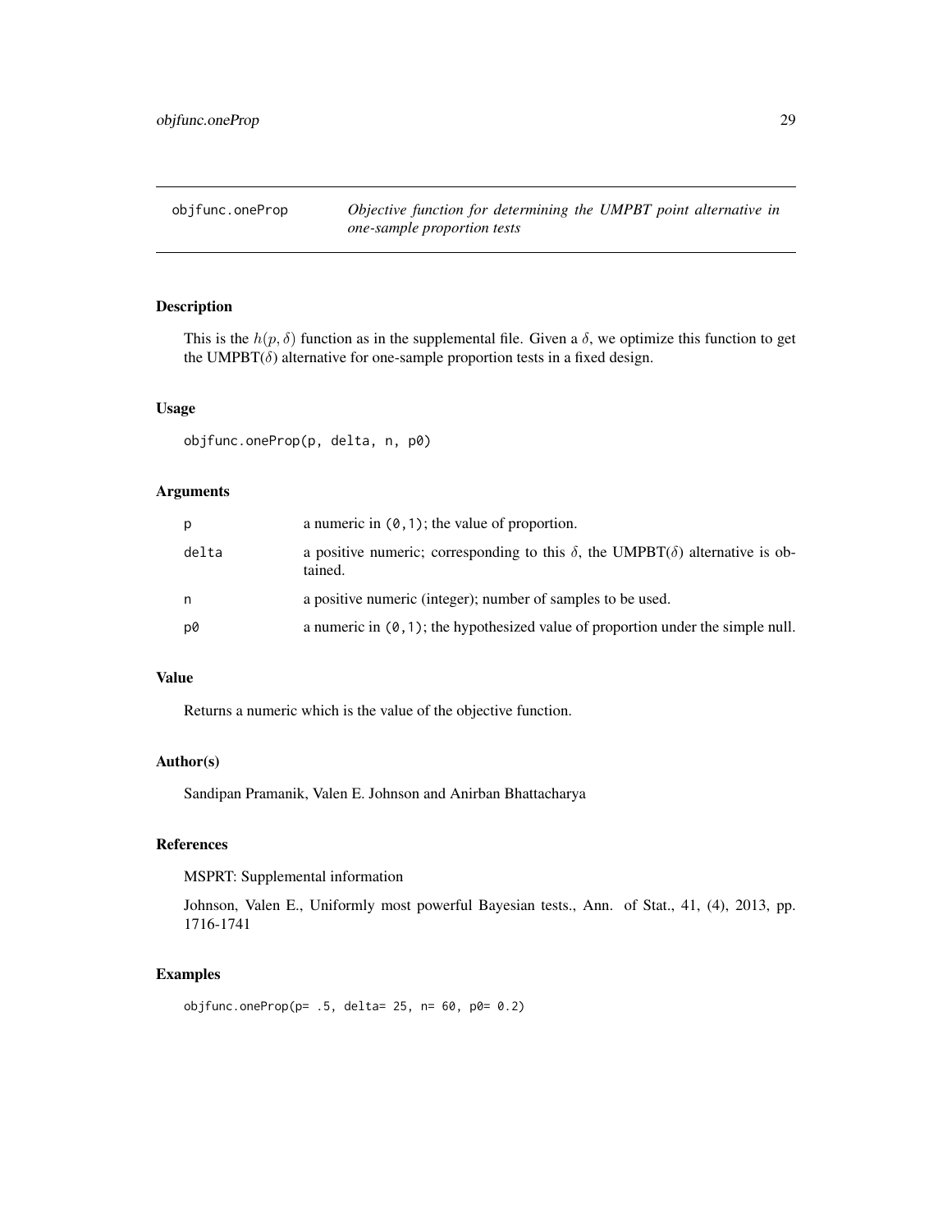objfunc.oneProp *Objective function for determining the UMPBT point alternative in one-sample proportion tests*

## Description

This is the $h(p, \delta)$ function as in the supplemental file. Given a $\delta$, we optimize this function to get the UMPBT($\delta$) alternative for one-sample proportion tests in a fixed design.

## Usage

```
objfunc.oneProp(p, delta, n, p0)
```

## Arguments

| | |
|---|---|
| p | a numeric in `(0,1)`; the value of proportion. |
| delta | a positive numeric; corresponding to this $\delta$, the UMPBT($\delta$) alternative is obtained. |
| n | a positive numeric (integer); number of samples to be used. |
| p0 | a numeric in `(0,1)`; the hypothesized value of proportion under the simple null. |

## Value

Returns a numeric which is the value of the objective function.

## Author(s)

Sandipan Pramanik, Valen E. Johnson and Anirban Bhattacharya

## References

MSPRT: Supplemental information

Johnson, Valen E., Uniformly most powerful Bayesian tests., Ann. of Stat., 41, (4), 2013, pp. 1716-1741

## Examples

```
objfunc.oneProp(p= .5, delta= 25, n= 60, p0= 0.2)
```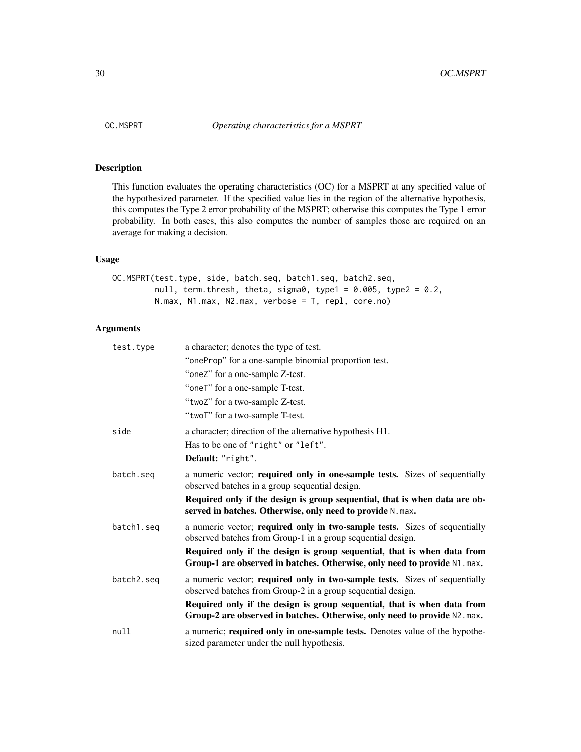OC.MSPRT *Operating characteristics for a MSPRT*

## Description

This function evaluates the operating characteristics (OC) for a MSPRT at any specified value of the hypothesized parameter. If the specified value lies in the region of the alternative hypothesis, this computes the Type 2 error probability of the MSPRT; otherwise this computes the Type 1 error probability. In both cases, this also computes the number of samples those are required on an average for making a decision.

## Usage

```
OC.MSPRT(test.type, side, batch.seq, batch1.seq, batch2.seq,
         null, term.thresh, theta, sigma0, type1 = 0.005, type2 = 0.2,
         N.max, N1.max, N2.max, verbose = T, repl, core.no)
```

## Arguments

| | |
|---|---|
| test.type | a character; denotes the type of test.<br>"oneProp" for a one-sample binomial proportion test.<br>"oneZ" for a one-sample Z-test.<br>"oneT" for a one-sample T-test.<br>"twoZ" for a two-sample Z-test.<br>"twoT" for a two-sample T-test. |
| side | a character; direction of the alternative hypothesis H1.<br>Has to be one of "right" or "left".<br>**Default:** "right". |
| batch.seq | a numeric vector; **required only in one-sample tests.** Sizes of sequentially observed batches in a group sequential design.<br>**Required only if the design is group sequential, that is when data are observed in batches. Otherwise, only need to provide** N.max**.** |
| batch1.seq | a numeric vector; **required only in two-sample tests.** Sizes of sequentially observed batches from Group-1 in a group sequential design.<br>**Required only if the design is group sequential, that is when data from Group-1 are observed in batches. Otherwise, only need to provide** N1.max**.** |
| batch2.seq | a numeric vector; **required only in two-sample tests.** Sizes of sequentially observed batches from Group-2 in a group sequential design.<br>**Required only if the design is group sequential, that is when data from Group-2 are observed in batches. Otherwise, only need to provide** N2.max**.** |
| null | a numeric; **required only in one-sample tests.** Denotes value of the hypothesized parameter under the null hypothesis. |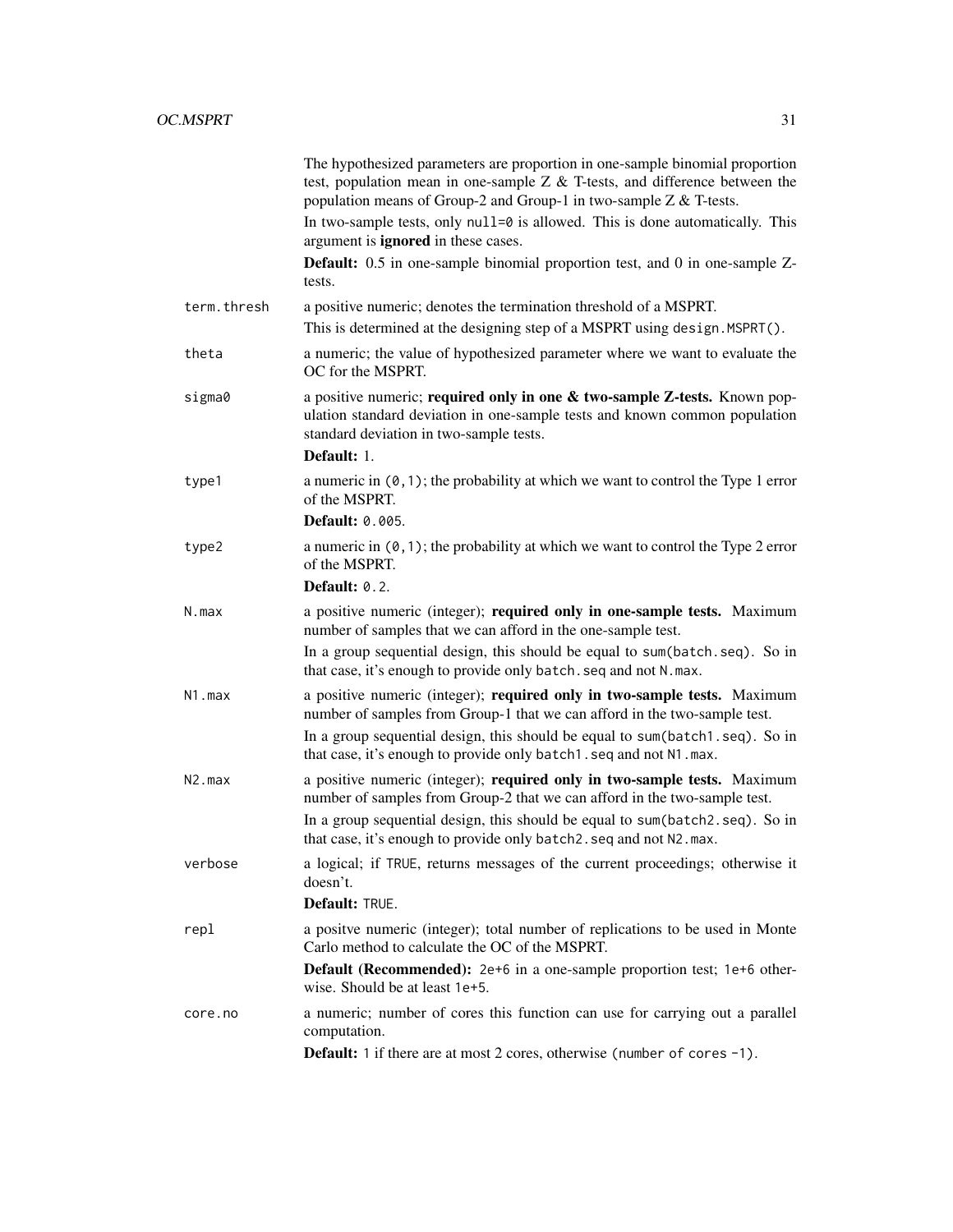| | |
|---|---|
| | The hypothesized parameters are proportion in one-sample binomial proportion test, population mean in one-sample Z & T-tests, and difference between the population means of Group-2 and Group-1 in two-sample Z & T-tests.<br>In two-sample tests, only `null=0` is allowed. This is done automatically. This argument is **ignored** in these cases.<br>**Default:** 0.5 in one-sample binomial proportion test, and 0 in one-sample Z-tests. |
| `term.thresh` | a positive numeric; denotes the termination threshold of a MSPRT.<br>This is determined at the designing step of a MSPRT using `design.MSPRT()`. |
| `theta` | a numeric; the value of hypothesized parameter where we want to evaluate the OC for the MSPRT. |
| `sigma0` | a positive numeric; **required only in one & two-sample Z-tests.** Known population standard deviation in one-sample tests and known common population standard deviation in two-sample tests.<br>**Default:** 1. |
| `type1` | a numeric in `(0,1)`; the probability at which we want to control the Type 1 error of the MSPRT.<br>**Default:** `0.005`. |
| `type2` | a numeric in `(0,1)`; the probability at which we want to control the Type 2 error of the MSPRT.<br>**Default:** `0.2`. |
| `N.max` | a positive numeric (integer); **required only in one-sample tests.** Maximum number of samples that we can afford in the one-sample test.<br>In a group sequential design, this should be equal to `sum(batch.seq)`. So in that case, it's enough to provide only `batch.seq` and not `N.max`. |
| `N1.max` | a positive numeric (integer); **required only in two-sample tests.** Maximum number of samples from Group-1 that we can afford in the two-sample test.<br>In a group sequential design, this should be equal to `sum(batch1.seq)`. So in that case, it's enough to provide only `batch1.seq` and not `N1.max`. |
| `N2.max` | a positive numeric (integer); **required only in two-sample tests.** Maximum number of samples from Group-2 that we can afford in the two-sample test.<br>In a group sequential design, this should be equal to `sum(batch2.seq)`. So in that case, it's enough to provide only `batch2.seq` and not `N2.max`. |
| `verbose` | a logical; if `TRUE`, returns messages of the current proceedings; otherwise it doesn't.<br>**Default:** `TRUE`. |
| `repl` | a positve numeric (integer); total number of replications to be used in Monte Carlo method to calculate the OC of the MSPRT.<br>**Default (Recommended):** `2e+6` in a one-sample proportion test; `1e+6` otherwise. Should be at least `1e+5`. |
| `core.no` | a numeric; number of cores this function can use for carrying out a parallel computation.<br>**Default:** 1 if there are at most 2 cores, otherwise (`number of cores -1`). |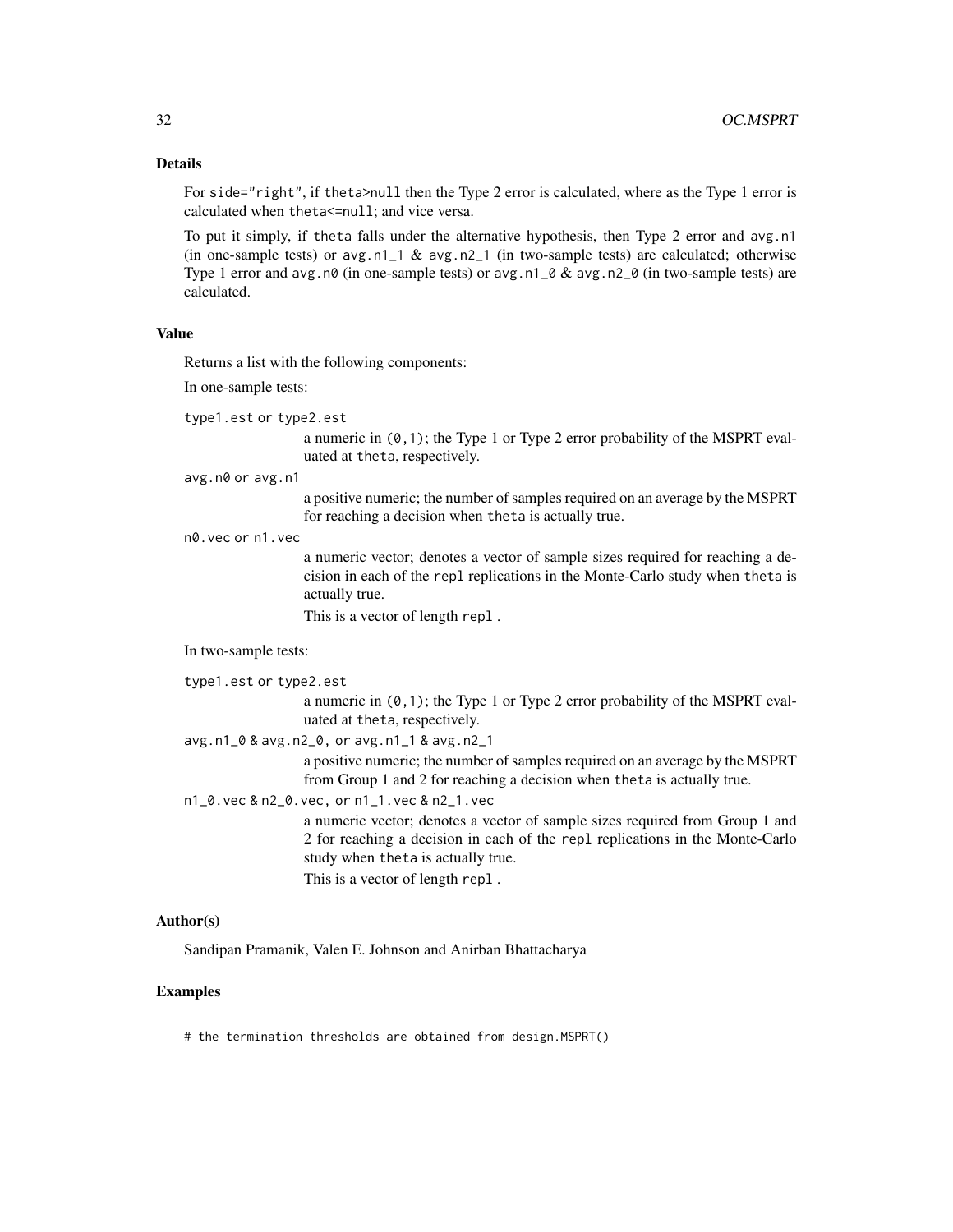## Details

For side="right", if theta>null then the Type 2 error is calculated, where as the Type 1 error is calculated when theta<=null; and vice versa.

To put it simply, if theta falls under the alternative hypothesis, then Type 2 error and avg.n1 (in one-sample tests) or avg.n1_1 & avg.n2_1 (in two-sample tests) are calculated; otherwise Type 1 error and avg.n0 (in one-sample tests) or avg.n1_0 & avg.n2_0 (in two-sample tests) are calculated.

## Value

Returns a list with the following components:

In one-sample tests:

type1.est or type2.est
: a numeric in (0,1); the Type 1 or Type 2 error probability of the MSPRT evaluated at theta, respectively.

avg.n0 or avg.n1
: a positive numeric; the number of samples required on an average by the MSPRT for reaching a decision when theta is actually true.

n0.vec or n1.vec
: a numeric vector; denotes a vector of sample sizes required for reaching a decision in each of the repl replications in the Monte-Carlo study when theta is actually true.

  This is a vector of length repl .

In two-sample tests:

type1.est or type2.est
: a numeric in (0,1); the Type 1 or Type 2 error probability of the MSPRT evaluated at theta, respectively.

avg.n1_0 & avg.n2_0, or avg.n1_1 & avg.n2_1
: a positive numeric; the number of samples required on an average by the MSPRT from Group 1 and 2 for reaching a decision when theta is actually true.

n1_0.vec & n2_0.vec, or n1_1.vec & n2_1.vec
: a numeric vector; denotes a vector of sample sizes required from Group 1 and 2 for reaching a decision in each of the repl replications in the Monte-Carlo study when theta is actually true.

  This is a vector of length repl .

## Author(s)

Sandipan Pramanik, Valen E. Johnson and Anirban Bhattacharya

## Examples

```
# the termination thresholds are obtained from design.MSPRT()
```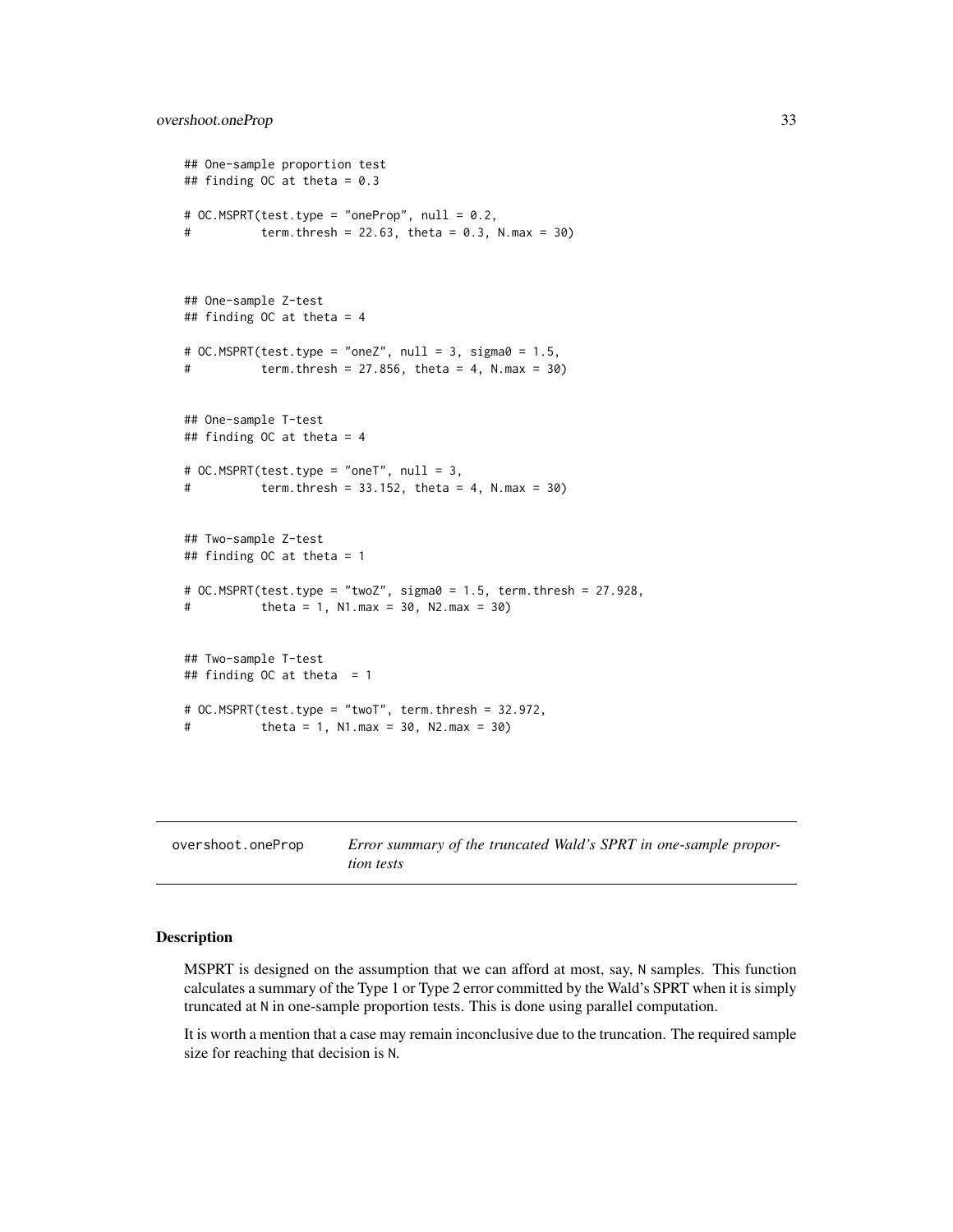```
## One-sample proportion test
## finding OC at theta = 0.3

# OC.MSPRT(test.type = "oneProp", null = 0.2,
#          term.thresh = 22.63, theta = 0.3, N.max = 30)



## One-sample Z-test
## finding OC at theta = 4

# OC.MSPRT(test.type = "oneZ", null = 3, sigma0 = 1.5,
#          term.thresh = 27.856, theta = 4, N.max = 30)


## One-sample T-test
## finding OC at theta = 4

# OC.MSPRT(test.type = "oneT", null = 3,
#          term.thresh = 33.152, theta = 4, N.max = 30)


## Two-sample Z-test
## finding OC at theta = 1

# OC.MSPRT(test.type = "twoZ", sigma0 = 1.5, term.thresh = 27.928,
#          theta = 1, N1.max = 30, N2.max = 30)


## Two-sample T-test
## finding OC at theta  = 1

# OC.MSPRT(test.type = "twoT", term.thresh = 32.972,
#          theta = 1, N1.max = 30, N2.max = 30)
```

## overshoot.oneProp — *Error summary of the truncated Wald's SPRT in one-sample proportion tests*

### Description

MSPRT is designed on the assumption that we can afford at most, say, N samples. This function calculates a summary of the Type 1 or Type 2 error committed by the Wald's SPRT when it is simply truncated at N in one-sample proportion tests. This is done using parallel computation.

It is worth a mention that a case may remain inconclusive due to the truncation. The required sample size for reaching that decision is N.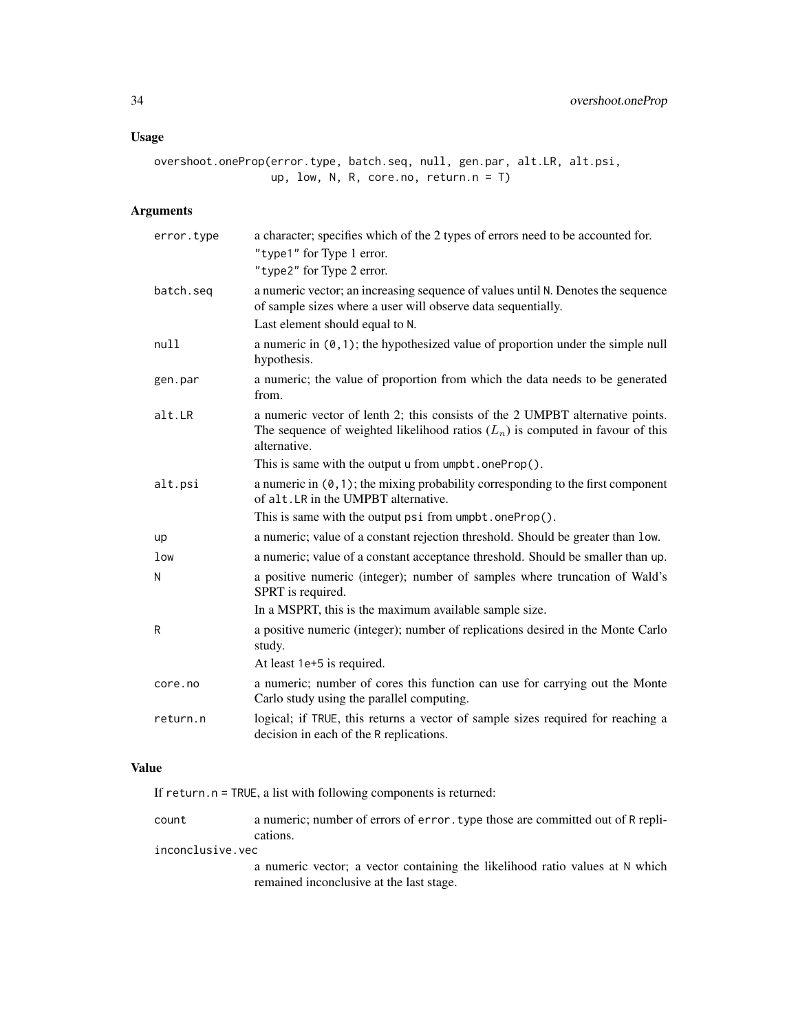## Usage

```
overshoot.oneProp(error.type, batch.seq, null, gen.par, alt.LR, alt.psi,
                  up, low, N, R, core.no, return.n = T)
```

## Arguments

| | |
|---|---|
| `error.type` | a character; specifies which of the 2 types of errors need to be accounted for. "type1" for Type 1 error. "type2" for Type 2 error. |
| `batch.seq` | a numeric vector; an increasing sequence of values until N. Denotes the sequence of sample sizes where a user will observe data sequentially. Last element should equal to N. |
| `null` | a numeric in (0,1); the hypothesized value of proportion under the simple null hypothesis. |
| `gen.par` | a numeric; the value of proportion from which the data needs to be generated from. |
| `alt.LR` | a numeric vector of lenth 2; this consists of the 2 UMPBT alternative points. The sequence of weighted likelihood ratios ($L_n$) is computed in favour of this alternative. This is same with the output u from umpbt.oneProp(). |
| `alt.psi` | a numeric in (0,1); the mixing probability corresponding to the first component of alt.LR in the UMPBT alternative. This is same with the output psi from umpbt.oneProp(). |
| `up` | a numeric; value of a constant rejection threshold. Should be greater than low. |
| `low` | a numeric; value of a constant acceptance threshold. Should be smaller than up. |
| `N` | a positive numeric (integer); number of samples where truncation of Wald's SPRT is required. In a MSPRT, this is the maximum available sample size. |
| `R` | a positive numeric (integer); number of replications desired in the Monte Carlo study. At least 1e+5 is required. |
| `core.no` | a numeric; number of cores this function can use for carrying out the Monte Carlo study using the parallel computing. |
| `return.n` | logical; if TRUE, this returns a vector of sample sizes required for reaching a decision in each of the R replications. |

## Value

If return.n = TRUE, a list with following components is returned:

| | |
|---|---|
| `count` | a numeric; number of errors of error.type those are committed out of R replications. |
| `inconclusive.vec` | a numeric vector; a vector containing the likelihood ratio values at N which remained inconclusive at the last stage. |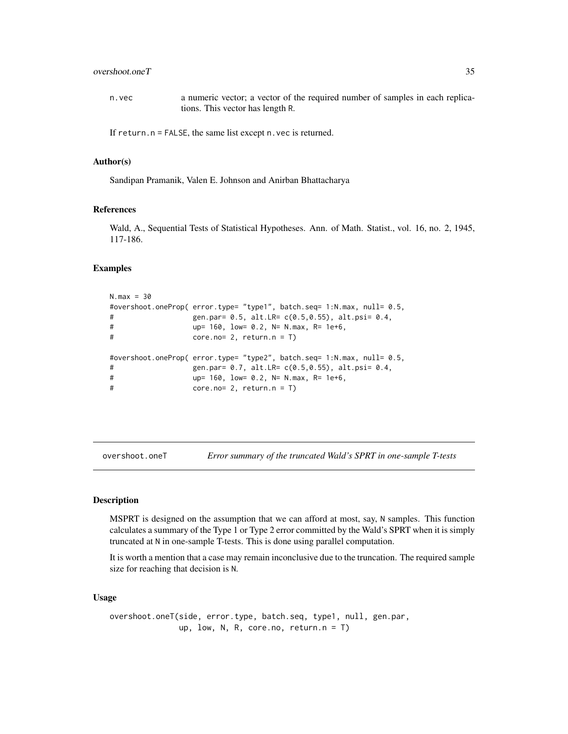n.vec a numeric vector; a vector of the required number of samples in each replications. This vector has length R.

If return.n = FALSE, the same list except n.vec is returned.

### Author(s)

Sandipan Pramanik, Valen E. Johnson and Anirban Bhattacharya

### References

Wald, A., Sequential Tests of Statistical Hypotheses. Ann. of Math. Statist., vol. 16, no. 2, 1945, 117-186.

### Examples

```
N.max = 30
#overshoot.oneProp( error.type= "type1", batch.seq= 1:N.max, null= 0.5,
#                   gen.par= 0.5, alt.LR= c(0.5,0.55), alt.psi= 0.4,
#                   up= 160, low= 0.2, N= N.max, R= 1e+6,
#                   core.no= 2, return.n = T)

#overshoot.oneProp( error.type= "type2", batch.seq= 1:N.max, null= 0.5,
#                   gen.par= 0.7, alt.LR= c(0.5,0.55), alt.psi= 0.4,
#                   up= 160, low= 0.2, N= N.max, R= 1e+6,
#                   core.no= 2, return.n = T)
```

---

## overshoot.oneT *Error summary of the truncated Wald's SPRT in one-sample T-tests*

### Description

MSPRT is designed on the assumption that we can afford at most, say, N samples. This function calculates a summary of the Type 1 or Type 2 error committed by the Wald's SPRT when it is simply truncated at N in one-sample T-tests. This is done using parallel computation.

It is worth a mention that a case may remain inconclusive due to the truncation. The required sample size for reaching that decision is N.

### Usage

```
overshoot.oneT(side, error.type, batch.seq, type1, null, gen.par,
               up, low, N, R, core.no, return.n = T)
```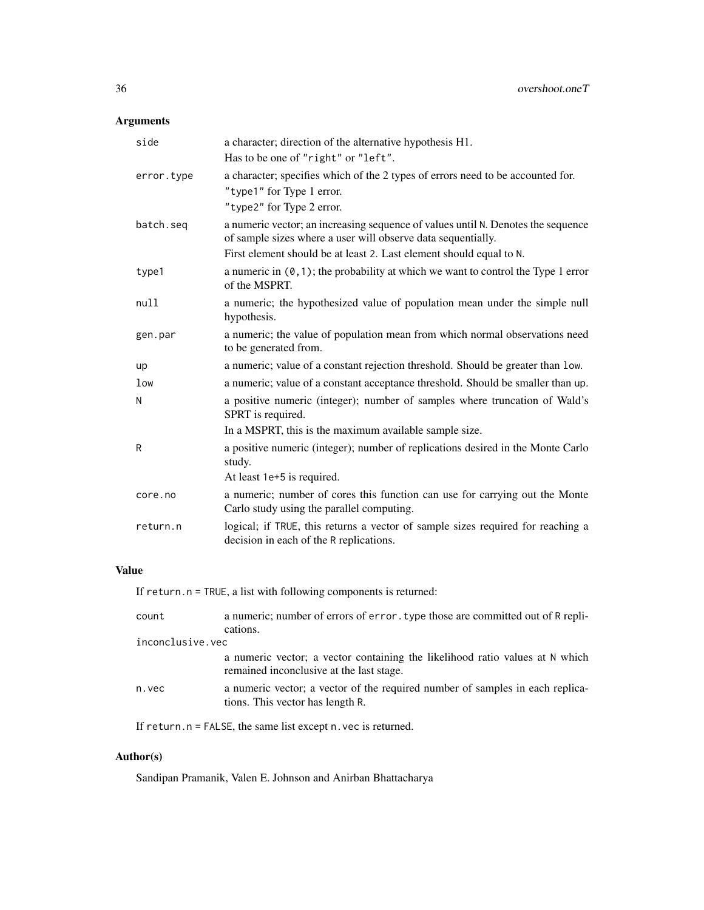## Arguments

| | |
|---|---|
| side | a character; direction of the alternative hypothesis H1. Has to be one of `"right"` or `"left"`. |
| error.type | a character; specifies which of the 2 types of errors need to be accounted for. `"type1"` for Type 1 error. `"type2"` for Type 2 error. |
| batch.seq | a numeric vector; an increasing sequence of values until `N`. Denotes the sequence of sample sizes where a user will observe data sequentially. First element should be at least `2`. Last element should equal to `N`. |
| type1 | a numeric in `(0,1)`; the probability at which we want to control the Type 1 error of the MSPRT. |
| null | a numeric; the hypothesized value of population mean under the simple null hypothesis. |
| gen.par | a numeric; the value of population mean from which normal observations need to be generated from. |
| up | a numeric; value of a constant rejection threshold. Should be greater than `low`. |
| low | a numeric; value of a constant acceptance threshold. Should be smaller than `up`. |
| N | a positive numeric (integer); number of samples where truncation of Wald's SPRT is required. In a MSPRT, this is the maximum available sample size. |
| R | a positive numeric (integer); number of replications desired in the Monte Carlo study. At least `1e+5` is required. |
| core.no | a numeric; number of cores this function can use for carrying out the Monte Carlo study using the parallel computing. |
| return.n | logical; if `TRUE`, this returns a vector of sample sizes required for reaching a decision in each of the `R` replications. |

## Value

If `return.n = TRUE`, a list with following components is returned:

| | |
|---|---|
| count | a numeric; number of errors of `error.type` those are committed out of `R` replications. |
| inconclusive.vec | a numeric vector; a vector containing the likelihood ratio values at `N` which remained inconclusive at the last stage. |
| n.vec | a numeric vector; a vector of the required number of samples in each replications. This vector has length `R`. |

If `return.n = FALSE`, the same list except `n.vec` is returned.

## Author(s)

Sandipan Pramanik, Valen E. Johnson and Anirban Bhattacharya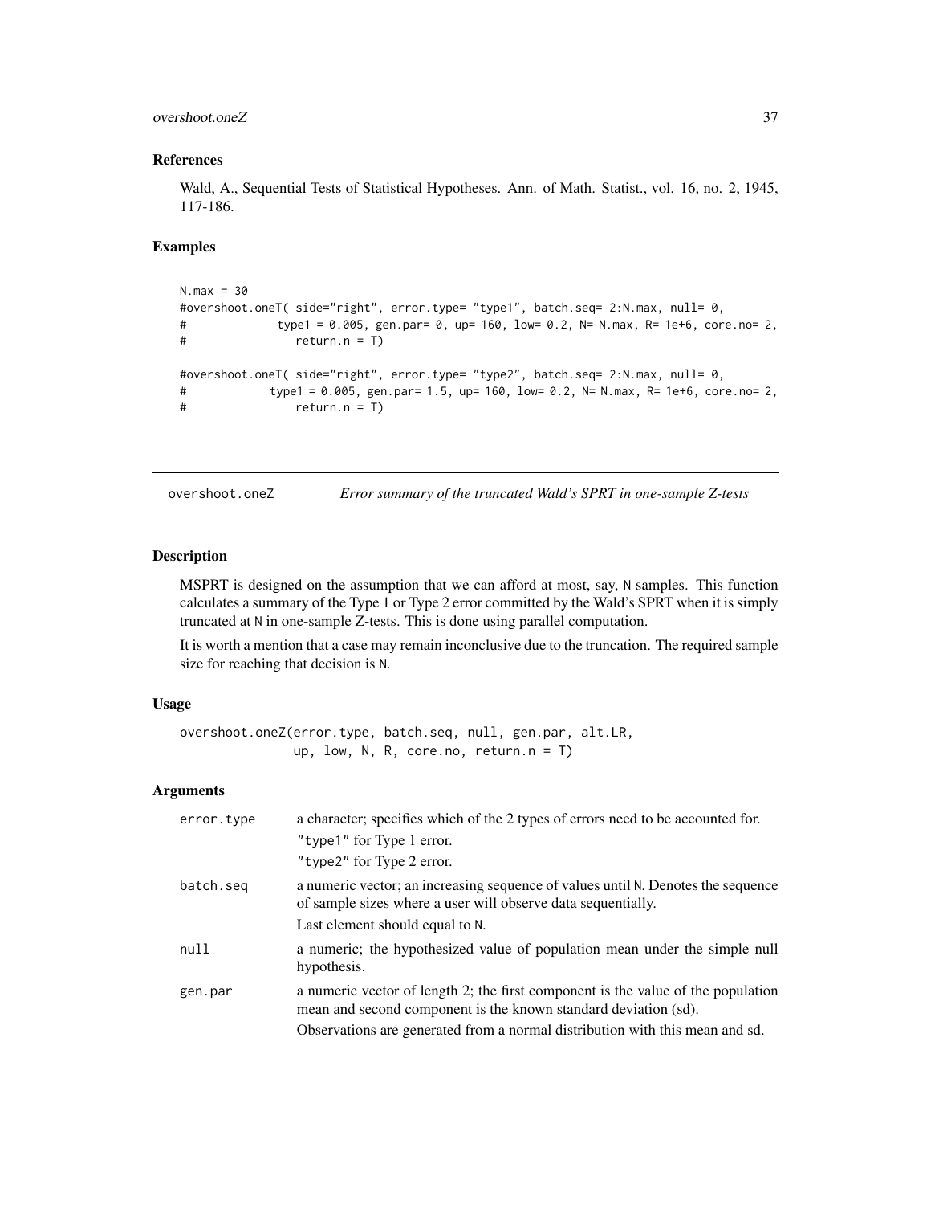### References

Wald, A., Sequential Tests of Statistical Hypotheses. Ann. of Math. Statist., vol. 16, no. 2, 1945, 117-186.

### Examples

```
N.max = 30
#overshoot.oneT( side="right", error.type= "type1", batch.seq= 2:N.max, null= 0,
#             type1 = 0.005, gen.par= 0, up= 160, low= 0.2, N= N.max, R= 1e+6, core.no= 2,
#                return.n = T)

#overshoot.oneT( side="right", error.type= "type2", batch.seq= 2:N.max, null= 0,
#            type1 = 0.005, gen.par= 1.5, up= 160, low= 0.2, N= N.max, R= 1e+6, core.no= 2,
#                return.n = T)
```

---

## overshoot.oneZ — *Error summary of the truncated Wald's SPRT in one-sample Z-tests*

### Description

MSPRT is designed on the assumption that we can afford at most, say, N samples. This function calculates a summary of the Type 1 or Type 2 error committed by the Wald's SPRT when it is simply truncated at N in one-sample Z-tests. This is done using parallel computation.

It is worth a mention that a case may remain inconclusive due to the truncation. The required sample size for reaching that decision is N.

### Usage

```
overshoot.oneZ(error.type, batch.seq, null, gen.par, alt.LR,
               up, low, N, R, core.no, return.n = T)
```

### Arguments

| | |
|---|---|
| error.type | a character; specifies which of the 2 types of errors need to be accounted for.<br>"type1" for Type 1 error.<br>"type2" for Type 2 error. |
| batch.seq | a numeric vector; an increasing sequence of values until N. Denotes the sequence of sample sizes where a user will observe data sequentially.<br>Last element should equal to N. |
| null | a numeric; the hypothesized value of population mean under the simple null hypothesis. |
| gen.par | a numeric vector of length 2; the first component is the value of the population mean and second component is the known standard deviation (sd).<br>Observations are generated from a normal distribution with this mean and sd. |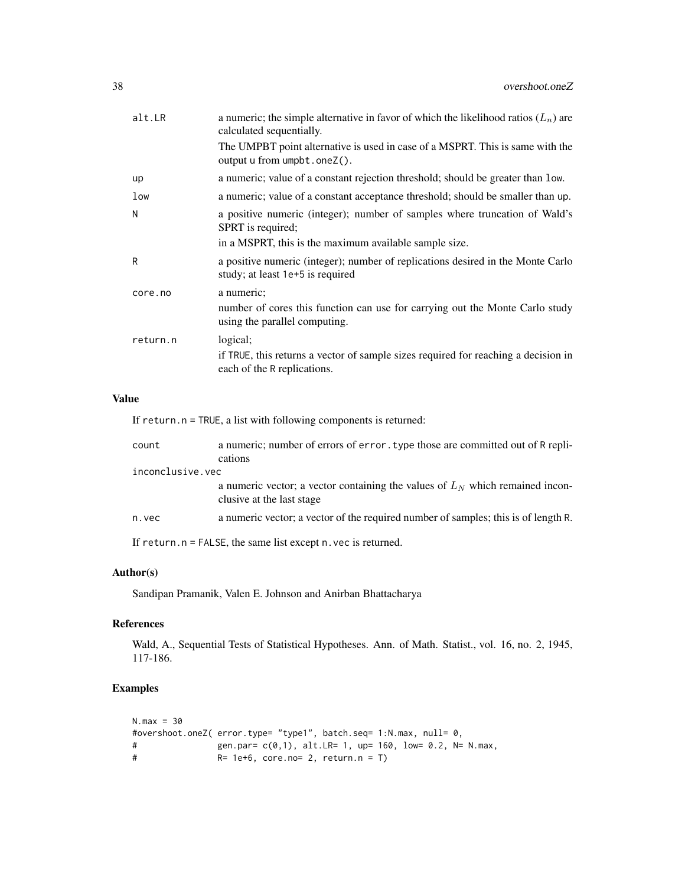| | |
|---|---|
| alt.LR | a numeric; the simple alternative in favor of which the likelihood ratios ($L_n$) are calculated sequentially. The UMPBT point alternative is used in case of a MSPRT. This is same with the output u from umpbt.oneZ(). |
| up | a numeric; value of a constant rejection threshold; should be greater than low. |
| low | a numeric; value of a constant acceptance threshold; should be smaller than up. |
| N | a positive numeric (integer); number of samples where truncation of Wald's SPRT is required; in a MSPRT, this is the maximum available sample size. |
| R | a positive numeric (integer); number of replications desired in the Monte Carlo study; at least 1e+5 is required |
| core.no | a numeric; number of cores this function can use for carrying out the Monte Carlo study using the parallel computing. |
| return.n | logical; if TRUE, this returns a vector of sample sizes required for reaching a decision in each of the R replications. |

## Value

If return.n = TRUE, a list with following components is returned:

| | |
|---|---|
| count | a numeric; number of errors of error.type those are committed out of R replications |
| inconclusive.vec | a numeric vector; a vector containing the values of $L_N$ which remained inconclusive at the last stage |
| n.vec | a numeric vector; a vector of the required number of samples; this is of length R. |

If return.n = FALSE, the same list except n.vec is returned.

## Author(s)

Sandipan Pramanik, Valen E. Johnson and Anirban Bhattacharya

## References

Wald, A., Sequential Tests of Statistical Hypotheses. Ann. of Math. Statist., vol. 16, no. 2, 1945, 117-186.

## Examples

```
N.max = 30
#overshoot.oneZ( error.type= "type1", batch.seq= 1:N.max, null= 0,
#                gen.par= c(0,1), alt.LR= 1, up= 160, low= 0.2, N= N.max,
#                R= 1e+6, core.no= 2, return.n = T)
```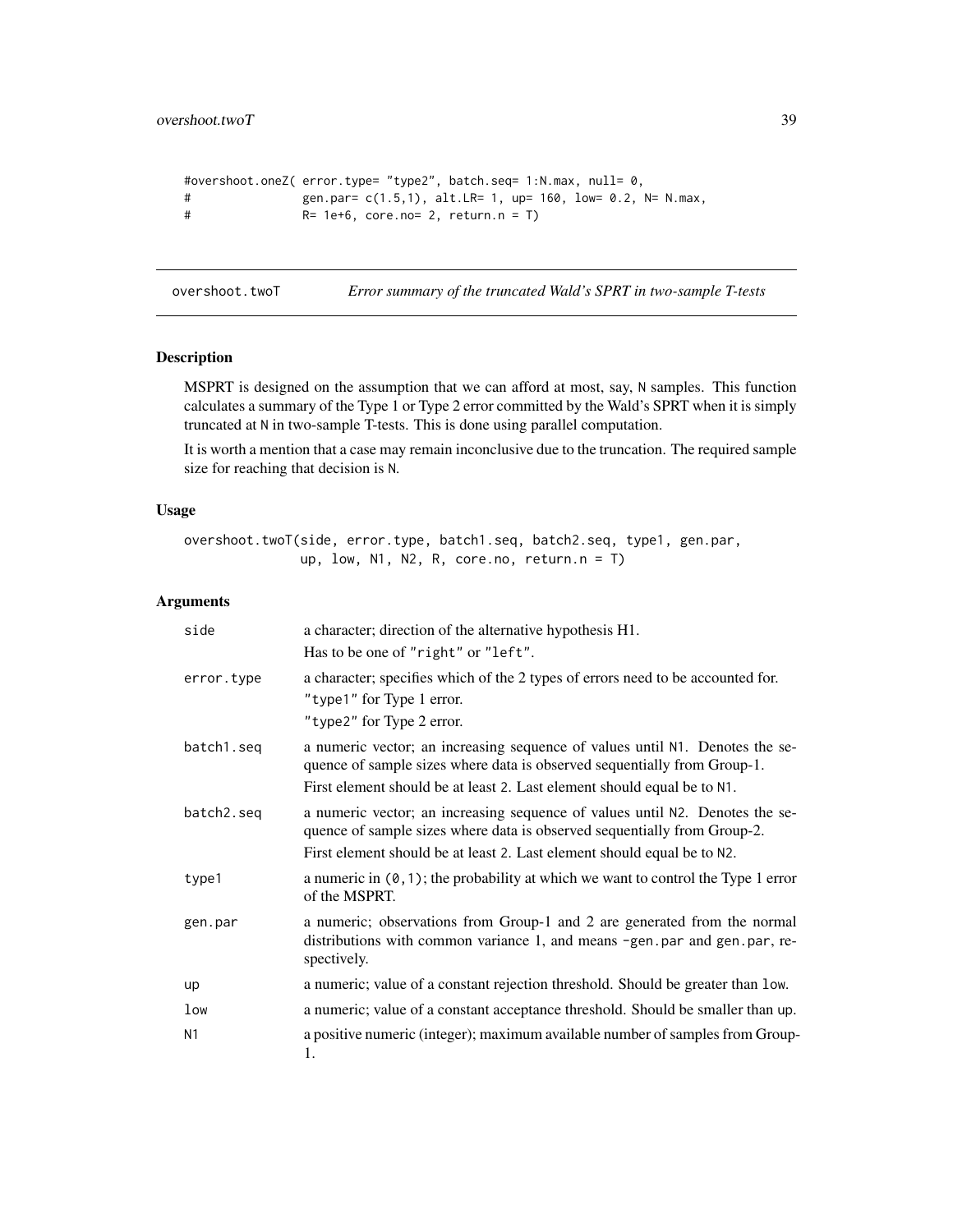```
#overshoot.oneZ( error.type= "type2", batch.seq= 1:N.max, null= 0,
#                gen.par= c(1.5,1), alt.LR= 1, up= 160, low= 0.2, N= N.max,
#                R= 1e+6, core.no= 2, return.n = T)
```

---

overshoot.twoT *Error summary of the truncated Wald's SPRT in two-sample T-tests*

---

## Description

MSPRT is designed on the assumption that we can afford at most, say, N samples. This function calculates a summary of the Type 1 or Type 2 error committed by the Wald's SPRT when it is simply truncated at N in two-sample T-tests. This is done using parallel computation.

It is worth a mention that a case may remain inconclusive due to the truncation. The required sample size for reaching that decision is N.

## Usage

```
overshoot.twoT(side, error.type, batch1.seq, batch2.seq, type1, gen.par,
               up, low, N1, N2, R, core.no, return.n = T)
```

## Arguments

| | |
|---|---|
| side | a character; direction of the alternative hypothesis H1. <br> Has to be one of "right" or "left". |
| error.type | a character; specifies which of the 2 types of errors need to be accounted for. <br> "type1" for Type 1 error. <br> "type2" for Type 2 error. |
| batch1.seq | a numeric vector; an increasing sequence of values until N1. Denotes the sequence of sample sizes where data is observed sequentially from Group-1. <br> First element should be at least 2. Last element should equal be to N1. |
| batch2.seq | a numeric vector; an increasing sequence of values until N2. Denotes the sequence of sample sizes where data is observed sequentially from Group-2. <br> First element should be at least 2. Last element should equal be to N2. |
| type1 | a numeric in (0,1); the probability at which we want to control the Type 1 error of the MSPRT. |
| gen.par | a numeric; observations from Group-1 and 2 are generated from the normal distributions with common variance 1, and means -gen.par and gen.par, respectively. |
| up | a numeric; value of a constant rejection threshold. Should be greater than low. |
| low | a numeric; value of a constant acceptance threshold. Should be smaller than up. |
| N1 | a positive numeric (integer); maximum available number of samples from Group-1. |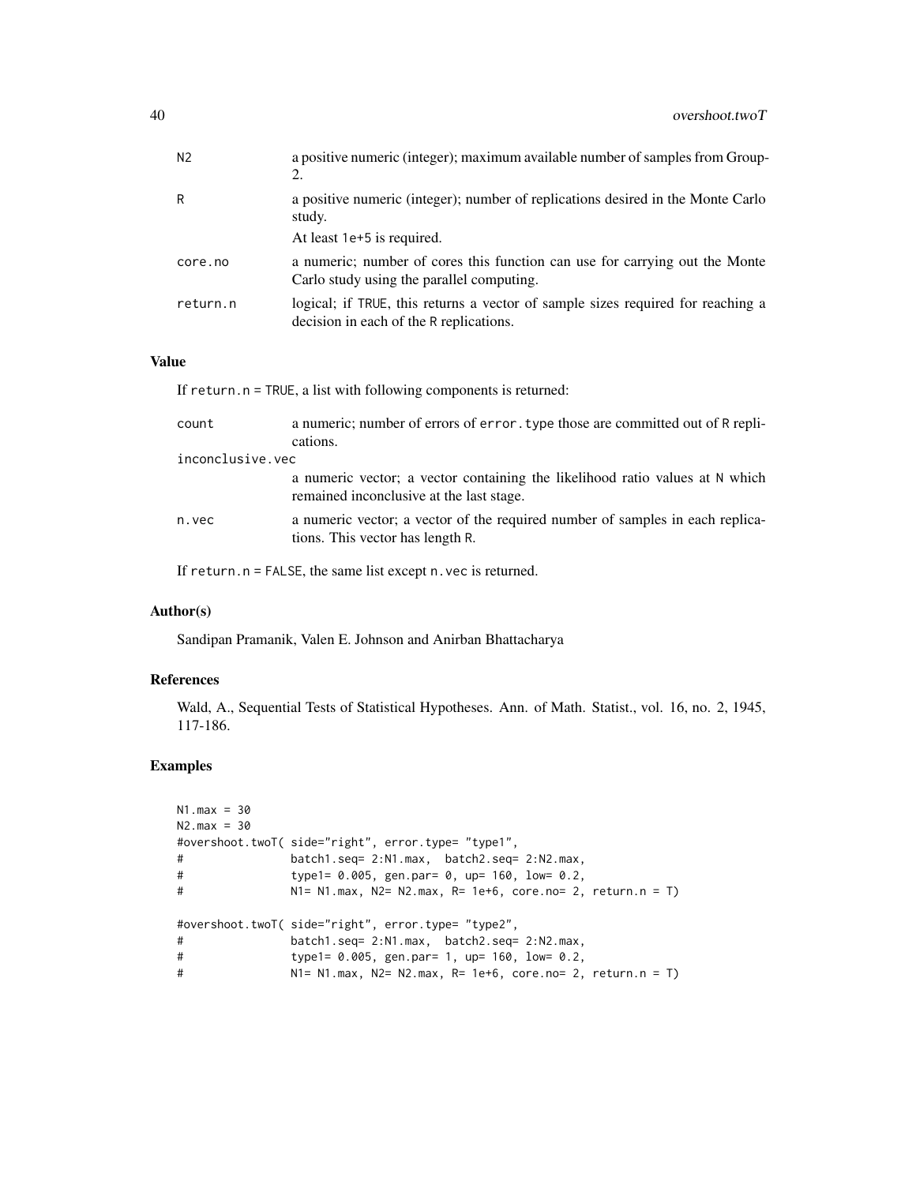| | |
|---|---|
| N2 | a positive numeric (integer); maximum available number of samples from Group-2. |
| R | a positive numeric (integer); number of replications desired in the Monte Carlo study. At least 1e+5 is required. |
| core.no | a numeric; number of cores this function can use for carrying out the Monte Carlo study using the parallel computing. |
| return.n | logical; if TRUE, this returns a vector of sample sizes required for reaching a decision in each of the R replications. |

## Value

If return.n = TRUE, a list with following components is returned:

| | |
|---|---|
| count | a numeric; number of errors of error.type those are committed out of R replications. |
| inconclusive.vec | a numeric vector; a vector containing the likelihood ratio values at N which remained inconclusive at the last stage. |
| n.vec | a numeric vector; a vector of the required number of samples in each replications. This vector has length R. |

If return.n = FALSE, the same list except n.vec is returned.

## Author(s)

Sandipan Pramanik, Valen E. Johnson and Anirban Bhattacharya

## References

Wald, A., Sequential Tests of Statistical Hypotheses. Ann. of Math. Statist., vol. 16, no. 2, 1945, 117-186.

## Examples

```
N1.max = 30
N2.max = 30
#overshoot.twoT( side="right", error.type= "type1",
#                batch1.seq= 2:N1.max,  batch2.seq= 2:N2.max,
#                type1= 0.005, gen.par= 0, up= 160, low= 0.2,
#                N1= N1.max, N2= N2.max, R= 1e+6, core.no= 2, return.n = T)

#overshoot.twoT( side="right", error.type= "type2",
#                batch1.seq= 2:N1.max,  batch2.seq= 2:N2.max,
#                type1= 0.005, gen.par= 1, up= 160, low= 0.2,
#                N1= N1.max, N2= N2.max, R= 1e+6, core.no= 2, return.n = T)
```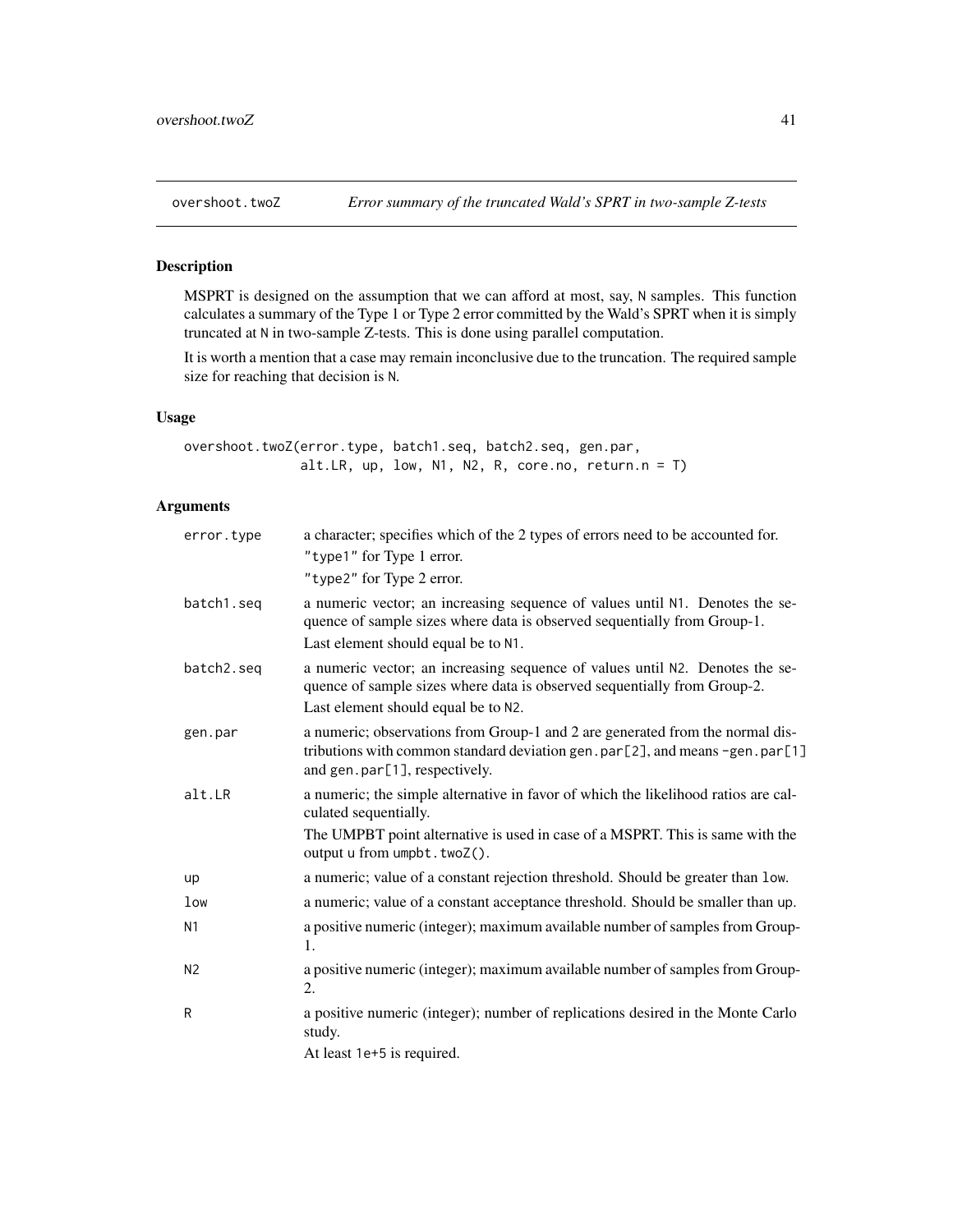## overshoot.twoZ — *Error summary of the truncated Wald's SPRT in two-sample Z-tests*

### Description

MSPRT is designed on the assumption that we can afford at most, say, N samples. This function calculates a summary of the Type 1 or Type 2 error committed by the Wald's SPRT when it is simply truncated at N in two-sample Z-tests. This is done using parallel computation.

It is worth a mention that a case may remain inconclusive due to the truncation. The required sample size for reaching that decision is N.

### Usage

```
overshoot.twoZ(error.type, batch1.seq, batch2.seq, gen.par,
               alt.LR, up, low, N1, N2, R, core.no, return.n = T)
```

### Arguments

| | |
|---|---|
| error.type | a character; specifies which of the 2 types of errors need to be accounted for.<br>"type1" for Type 1 error.<br>"type2" for Type 2 error. |
| batch1.seq | a numeric vector; an increasing sequence of values until N1. Denotes the sequence of sample sizes where data is observed sequentially from Group-1.<br>Last element should equal be to N1. |
| batch2.seq | a numeric vector; an increasing sequence of values until N2. Denotes the sequence of sample sizes where data is observed sequentially from Group-2.<br>Last element should equal be to N2. |
| gen.par | a numeric; observations from Group-1 and 2 are generated from the normal distributions with common standard deviation gen.par[2], and means -gen.par[1] and gen.par[1], respectively. |
| alt.LR | a numeric; the simple alternative in favor of which the likelihood ratios are calculated sequentially.<br>The UMPBT point alternative is used in case of a MSPRT. This is same with the output u from umpbt.twoZ(). |
| up | a numeric; value of a constant rejection threshold. Should be greater than low. |
| low | a numeric; value of a constant acceptance threshold. Should be smaller than up. |
| N1 | a positive numeric (integer); maximum available number of samples from Group-1. |
| N2 | a positive numeric (integer); maximum available number of samples from Group-2. |
| R | a positive numeric (integer); number of replications desired in the Monte Carlo study.<br>At least 1e+5 is required. |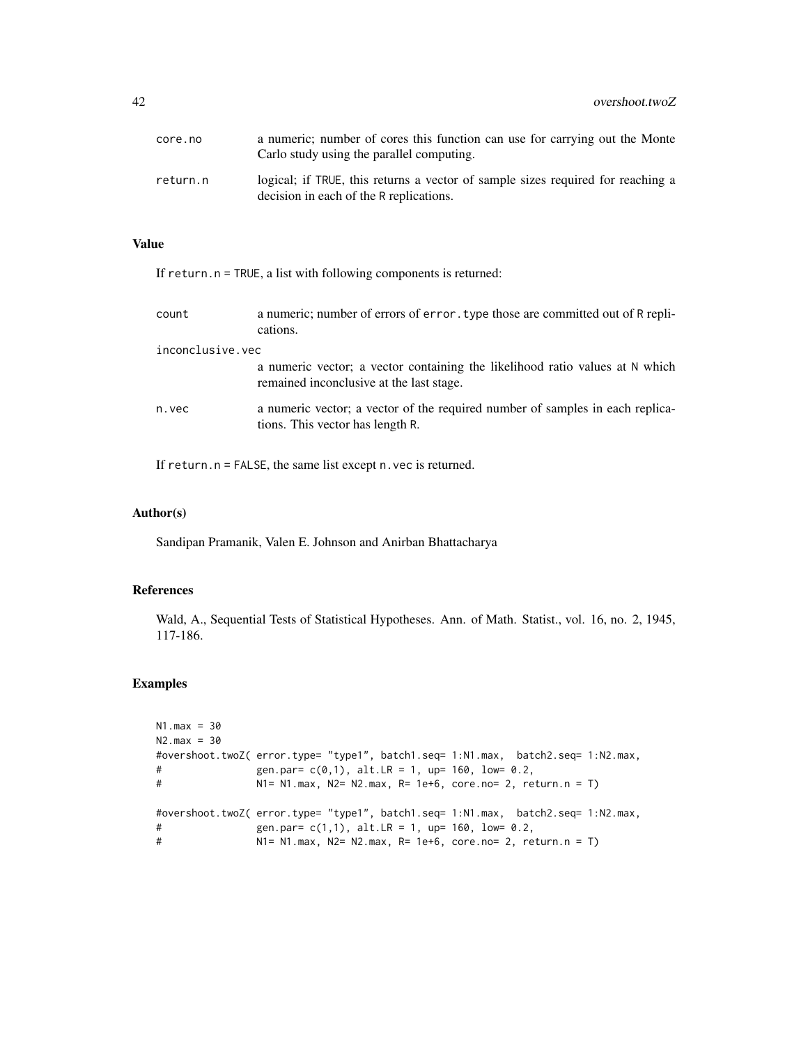| | |
|---|---|
| core.no | a numeric; number of cores this function can use for carrying out the Monte Carlo study using the parallel computing. |
| return.n | logical; if TRUE, this returns a vector of sample sizes required for reaching a decision in each of the R replications. |

### Value

If return.n = TRUE, a list with following components is returned:

| | |
|---|---|
| count | a numeric; number of errors of error.type those are committed out of R replications. |
| inconclusive.vec | a numeric vector; a vector containing the likelihood ratio values at N which remained inconclusive at the last stage. |
| n.vec | a numeric vector; a vector of the required number of samples in each replications. This vector has length R. |

If return.n = FALSE, the same list except n.vec is returned.

### Author(s)

Sandipan Pramanik, Valen E. Johnson and Anirban Bhattacharya

### References

Wald, A., Sequential Tests of Statistical Hypotheses. Ann. of Math. Statist., vol. 16, no. 2, 1945, 117-186.

### Examples

```
N1.max = 30
N2.max = 30
#overshoot.twoZ( error.type= "type1", batch1.seq= 1:N1.max,  batch2.seq= 1:N2.max,
#                gen.par= c(0,1), alt.LR = 1, up= 160, low= 0.2,
#                N1= N1.max, N2= N2.max, R= 1e+6, core.no= 2, return.n = T)

#overshoot.twoZ( error.type= "type1", batch1.seq= 1:N1.max,  batch2.seq= 1:N2.max,
#                gen.par= c(1,1), alt.LR = 1, up= 160, low= 0.2,
#                N1= N1.max, N2= N2.max, R= 1e+6, core.no= 2, return.n = T)
```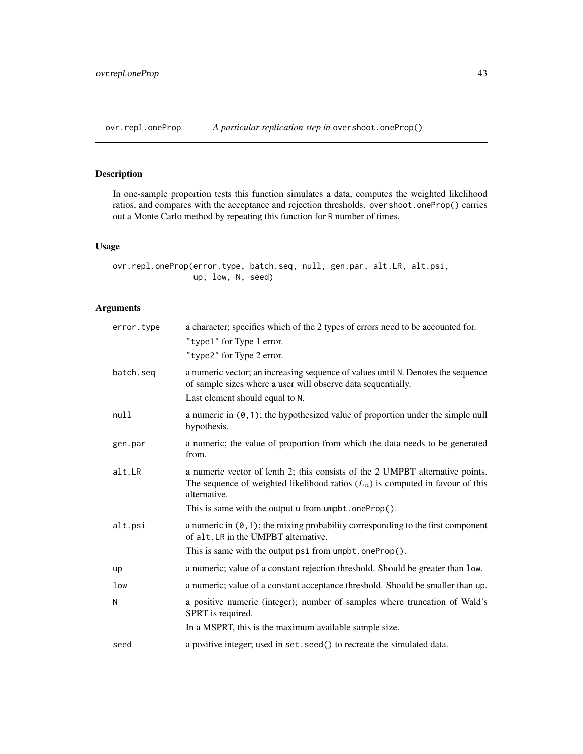ovr.repl.oneProp *A particular replication step in* overshoot.oneProp()

## Description

In one-sample proportion tests this function simulates a data, computes the weighted likelihood ratios, and compares with the acceptance and rejection thresholds. overshoot.oneProp() carries out a Monte Carlo method by repeating this function for R number of times.

## Usage

```
ovr.repl.oneProp(error.type, batch.seq, null, gen.par, alt.LR, alt.psi,
                 up, low, N, seed)
```

## Arguments

| | |
|---|---|
| error.type | a character; specifies which of the 2 types of errors need to be accounted for. "type1" for Type 1 error. "type2" for Type 2 error. |
| batch.seq | a numeric vector; an increasing sequence of values until N. Denotes the sequence of sample sizes where a user will observe data sequentially. Last element should equal to N. |
| null | a numeric in (0,1); the hypothesized value of proportion under the simple null hypothesis. |
| gen.par | a numeric; the value of proportion from which the data needs to be generated from. |
| alt.LR | a numeric vector of lenth 2; this consists of the 2 UMPBT alternative points. The sequence of weighted likelihood ratios ($L_n$) is computed in favour of this alternative. This is same with the output u from umpbt.oneProp(). |
| alt.psi | a numeric in (0,1); the mixing probability corresponding to the first component of alt.LR in the UMPBT alternative. This is same with the output psi from umpbt.oneProp(). |
| up | a numeric; value of a constant rejection threshold. Should be greater than low. |
| low | a numeric; value of a constant acceptance threshold. Should be smaller than up. |
| N | a positive numeric (integer); number of samples where truncation of Wald's SPRT is required. In a MSPRT, this is the maximum available sample size. |
| seed | a positive integer; used in set.seed() to recreate the simulated data. |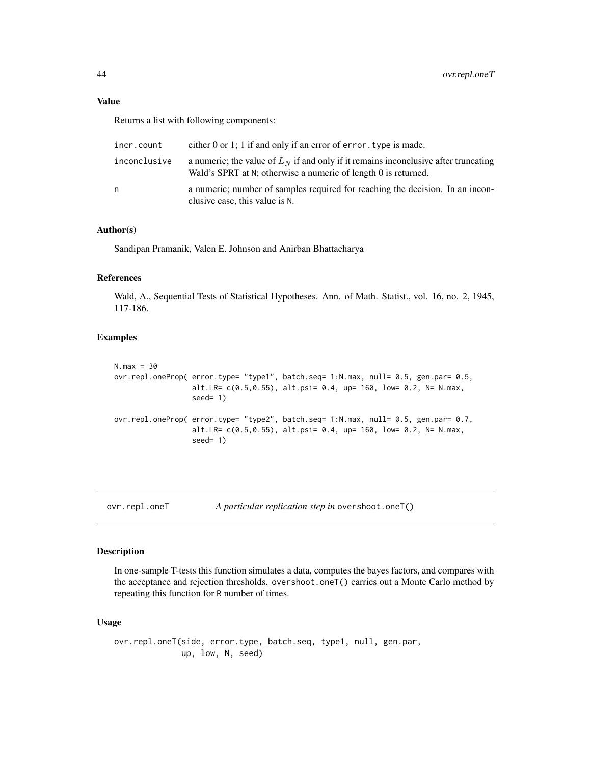### Value

Returns a list with following components:

| | |
|---|---|
| incr.count | either 0 or 1; 1 if and only if an error of error.type is made. |
| inconclusive | a numeric; the value of $L_N$ if and only if it remains inconclusive after truncating Wald's SPRT at N; otherwise a numeric of length 0 is returned. |
| n | a numeric; number of samples required for reaching the decision. In an inconclusive case, this value is N. |

### Author(s)

Sandipan Pramanik, Valen E. Johnson and Anirban Bhattacharya

### References

Wald, A., Sequential Tests of Statistical Hypotheses. Ann. of Math. Statist., vol. 16, no. 2, 1945, 117-186.

### Examples

```
N.max = 30
ovr.repl.oneProp( error.type= "type1", batch.seq= 1:N.max, null= 0.5, gen.par= 0.5,
                  alt.LR= c(0.5,0.55), alt.psi= 0.4, up= 160, low= 0.2, N= N.max,
                  seed= 1)

ovr.repl.oneProp( error.type= "type2", batch.seq= 1:N.max, null= 0.5, gen.par= 0.7,
                  alt.LR= c(0.5,0.55), alt.psi= 0.4, up= 160, low= 0.2, N= N.max,
                  seed= 1)
```

---

## ovr.repl.oneT — *A particular replication step in* overshoot.oneT()

### Description

In one-sample T-tests this function simulates a data, computes the bayes factors, and compares with the acceptance and rejection thresholds. overshoot.oneT() carries out a Monte Carlo method by repeating this function for R number of times.

### Usage

```
ovr.repl.oneT(side, error.type, batch.seq, type1, null, gen.par,
              up, low, N, seed)
```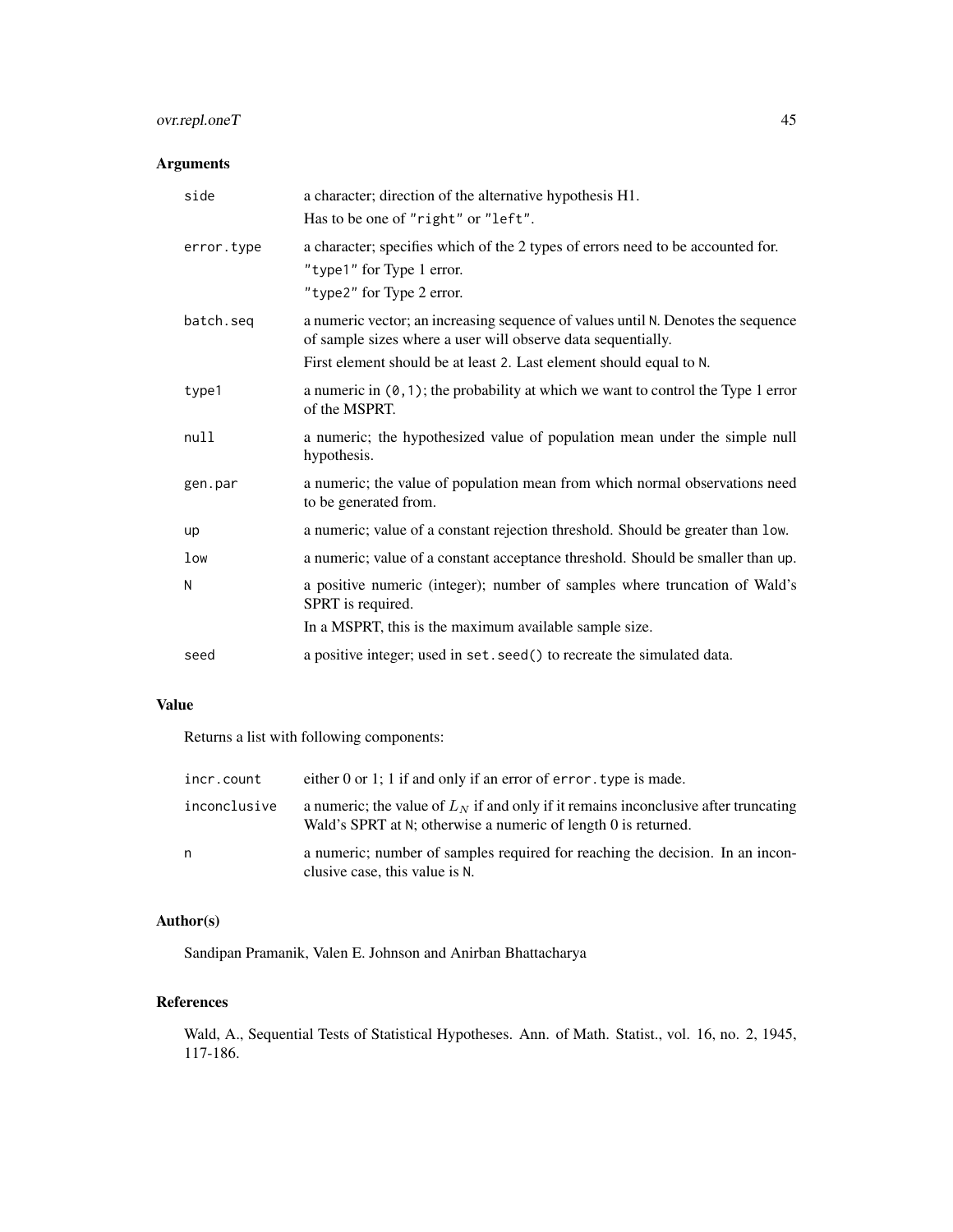## Arguments

| | |
|---|---|
| `side` | a character; direction of the alternative hypothesis H1.<br>Has to be one of `"right"` or `"left"`. |
| `error.type` | a character; specifies which of the 2 types of errors need to be accounted for.<br>`"type1"` for Type 1 error.<br>`"type2"` for Type 2 error. |
| `batch.seq` | a numeric vector; an increasing sequence of values until `N`. Denotes the sequence of sample sizes where a user will observe data sequentially.<br>First element should be at least `2`. Last element should equal to `N`. |
| `type1` | a numeric in `(0,1)`; the probability at which we want to control the Type 1 error of the MSPRT. |
| `null` | a numeric; the hypothesized value of population mean under the simple null hypothesis. |
| `gen.par` | a numeric; the value of population mean from which normal observations need to be generated from. |
| `up` | a numeric; value of a constant rejection threshold. Should be greater than `low`. |
| `low` | a numeric; value of a constant acceptance threshold. Should be smaller than `up`. |
| `N` | a positive numeric (integer); number of samples where truncation of Wald's SPRT is required.<br>In a MSPRT, this is the maximum available sample size. |
| `seed` | a positive integer; used in `set.seed()` to recreate the simulated data. |

## Value

Returns a list with following components:

| | |
|---|---|
| `incr.count` | either 0 or 1; 1 if and only if an error of `error.type` is made. |
| `inconclusive` | a numeric; the value of $L_N$ if and only if it remains inconclusive after truncating Wald's SPRT at `N`; otherwise a numeric of length 0 is returned. |
| `n` | a numeric; number of samples required for reaching the decision. In an inconclusive case, this value is `N`. |

## Author(s)

Sandipan Pramanik, Valen E. Johnson and Anirban Bhattacharya

## References

Wald, A., Sequential Tests of Statistical Hypotheses. Ann. of Math. Statist., vol. 16, no. 2, 1945, 117-186.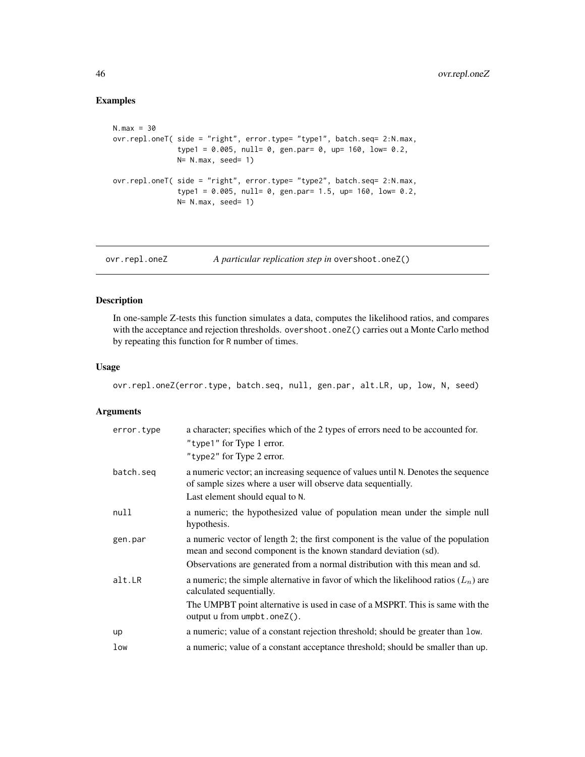## Examples

```
N.max = 30
ovr.repl.oneT( side = "right", error.type= "type1", batch.seq= 2:N.max,
               type1 = 0.005, null= 0, gen.par= 0, up= 160, low= 0.2,
               N= N.max, seed= 1)

ovr.repl.oneT( side = "right", error.type= "type2", batch.seq= 2:N.max,
               type1 = 0.005, null= 0, gen.par= 1.5, up= 160, low= 0.2,
               N= N.max, seed= 1)
```

---

# ovr.repl.oneZ — *A particular replication step in* `overshoot.oneZ()`

---

## Description

In one-sample Z-tests this function simulates a data, computes the likelihood ratios, and compares with the acceptance and rejection thresholds. `overshoot.oneZ()` carries out a Monte Carlo method by repeating this function for `R` number of times.

## Usage

```
ovr.repl.oneZ(error.type, batch.seq, null, gen.par, alt.LR, up, low, N, seed)
```

## Arguments

| | |
|---|---|
| error.type | a character; specifies which of the 2 types of errors need to be accounted for. "type1" for Type 1 error. "type2" for Type 2 error. |
| batch.seq | a numeric vector; an increasing sequence of values until N. Denotes the sequence of sample sizes where a user will observe data sequentially. Last element should equal to N. |
| null | a numeric; the hypothesized value of population mean under the simple null hypothesis. |
| gen.par | a numeric vector of length 2; the first component is the value of the population mean and second component is the known standard deviation (sd). Observations are generated from a normal distribution with this mean and sd. |
| alt.LR | a numeric; the simple alternative in favor of which the likelihood ratios ($L_n$) are calculated sequentially. The UMPBT point alternative is used in case of a MSPRT. This is same with the output u from umpbt.oneZ(). |
| up | a numeric; value of a constant rejection threshold; should be greater than low. |
| low | a numeric; value of a constant acceptance threshold; should be smaller than up. |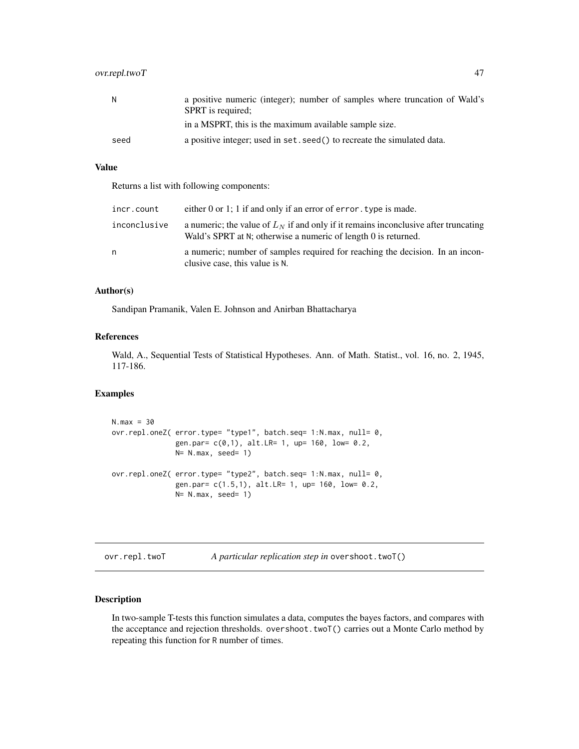| | |
|---|---|
| N | a positive numeric (integer); number of samples where truncation of Wald's SPRT is required; |
| | in a MSPRT, this is the maximum available sample size. |
| seed | a positive integer; used in set.seed() to recreate the simulated data. |

### Value

Returns a list with following components:

| | |
|---|---|
| incr.count | either 0 or 1; 1 if and only if an error of error.type is made. |
| inconclusive | a numeric; the value of $L_N$ if and only if it remains inconclusive after truncating Wald's SPRT at N; otherwise a numeric of length 0 is returned. |
| n | a numeric; number of samples required for reaching the decision. In an inconclusive case, this value is N. |

### Author(s)

Sandipan Pramanik, Valen E. Johnson and Anirban Bhattacharya

### References

Wald, A., Sequential Tests of Statistical Hypotheses. Ann. of Math. Statist., vol. 16, no. 2, 1945, 117-186.

### Examples

```
N.max = 30
ovr.repl.oneZ( error.type= "type1", batch.seq= 1:N.max, null= 0,
               gen.par= c(0,1), alt.LR= 1, up= 160, low= 0.2,
               N= N.max, seed= 1)

ovr.repl.oneZ( error.type= "type2", batch.seq= 1:N.max, null= 0,
               gen.par= c(1.5,1), alt.LR= 1, up= 160, low= 0.2,
               N= N.max, seed= 1)
```

## ovr.repl.twoT    *A particular replication step in* overshoot.twoT()

### Description

In two-sample T-tests this function simulates a data, computes the bayes factors, and compares with the acceptance and rejection thresholds. overshoot.twoT() carries out a Monte Carlo method by repeating this function for R number of times.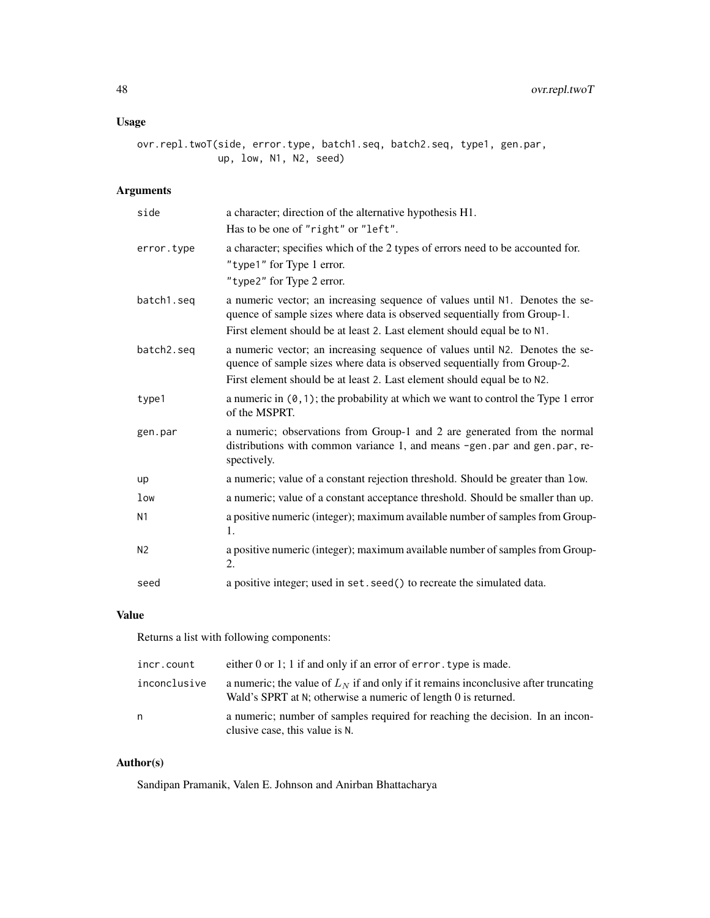## Usage

```
ovr.repl.twoT(side, error.type, batch1.seq, batch2.seq, type1, gen.par,
              up, low, N1, N2, seed)
```

## Arguments

| | |
|---|---|
| side | a character; direction of the alternative hypothesis H1. Has to be one of "right" or "left". |
| error.type | a character; specifies which of the 2 types of errors need to be accounted for. "type1" for Type 1 error. "type2" for Type 2 error. |
| batch1.seq | a numeric vector; an increasing sequence of values until N1. Denotes the sequence of sample sizes where data is observed sequentially from Group-1. First element should be at least 2. Last element should equal be to N1. |
| batch2.seq | a numeric vector; an increasing sequence of values until N2. Denotes the sequence of sample sizes where data is observed sequentially from Group-2. First element should be at least 2. Last element should equal be to N2. |
| type1 | a numeric in (0,1); the probability at which we want to control the Type 1 error of the MSPRT. |
| gen.par | a numeric; observations from Group-1 and 2 are generated from the normal distributions with common variance 1, and means -gen.par and gen.par, respectively. |
| up | a numeric; value of a constant rejection threshold. Should be greater than low. |
| low | a numeric; value of a constant acceptance threshold. Should be smaller than up. |
| N1 | a positive numeric (integer); maximum available number of samples from Group-1. |
| N2 | a positive numeric (integer); maximum available number of samples from Group-2. |
| seed | a positive integer; used in set.seed() to recreate the simulated data. |

## Value

Returns a list with following components:

| | |
|---|---|
| incr.count | either 0 or 1; 1 if and only if an error of error.type is made. |
| inconclusive | a numeric; the value of $L_N$ if and only if it remains inconclusive after truncating Wald's SPRT at N; otherwise a numeric of length 0 is returned. |
| n | a numeric; number of samples required for reaching the decision. In an inconclusive case, this value is N. |

## Author(s)

Sandipan Pramanik, Valen E. Johnson and Anirban Bhattacharya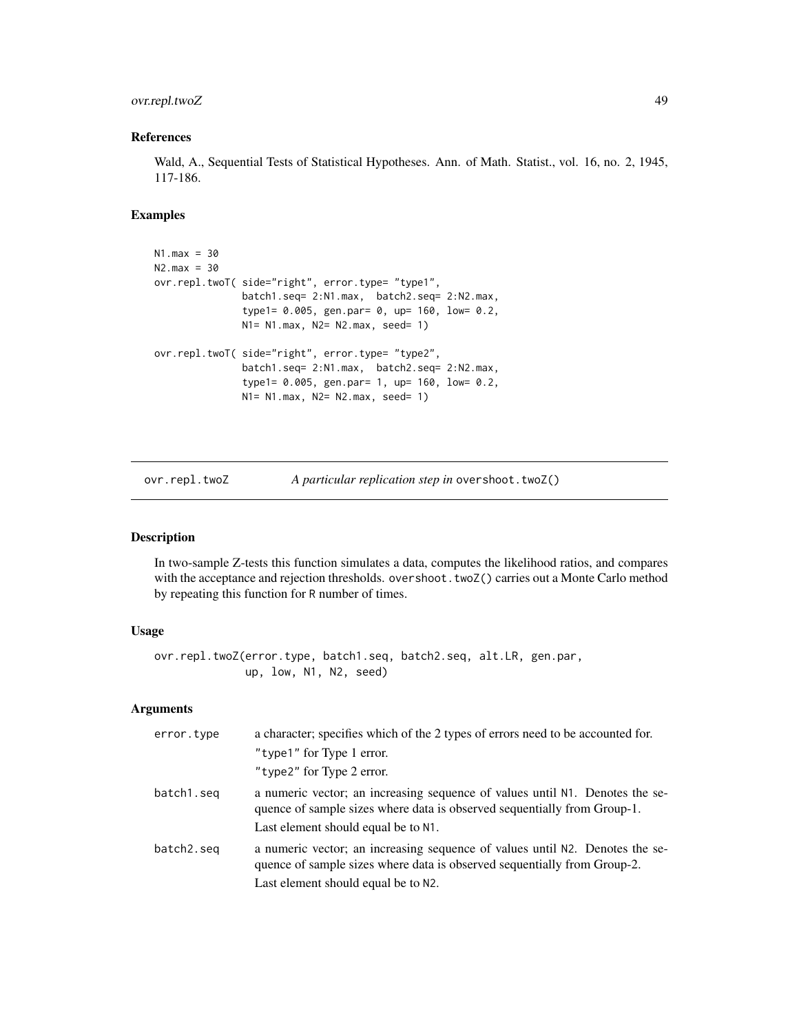### References

Wald, A., Sequential Tests of Statistical Hypotheses. Ann. of Math. Statist., vol. 16, no. 2, 1945, 117-186.

### Examples

```
N1.max = 30
N2.max = 30
ovr.repl.twoT( side="right", error.type= "type1",
               batch1.seq= 2:N1.max,  batch2.seq= 2:N2.max,
               type1= 0.005, gen.par= 0, up= 160, low= 0.2,
               N1= N1.max, N2= N2.max, seed= 1)

ovr.repl.twoT( side="right", error.type= "type2",
               batch1.seq= 2:N1.max,  batch2.seq= 2:N2.max,
               type1= 0.005, gen.par= 1, up= 160, low= 0.2,
               N1= N1.max, N2= N2.max, seed= 1)
```

---

## ovr.repl.twoZ    *A particular replication step in* `overshoot.twoZ()`

---

### Description

In two-sample Z-tests this function simulates a data, computes the likelihood ratios, and compares with the acceptance and rejection thresholds. `overshoot.twoZ()` carries out a Monte Carlo method by repeating this function for `R` number of times.

### Usage

```
ovr.repl.twoZ(error.type, batch1.seq, batch2.seq, alt.LR, gen.par,
              up, low, N1, N2, seed)
```

### Arguments

| | |
|---|---|
| `error.type` | a character; specifies which of the 2 types of errors need to be accounted for. `"type1"` for Type 1 error. `"type2"` for Type 2 error. |
| `batch1.seq` | a numeric vector; an increasing sequence of values until `N1`. Denotes the sequence of sample sizes where data is observed sequentially from Group-1. Last element should equal be to `N1`. |
| `batch2.seq` | a numeric vector; an increasing sequence of values until `N2`. Denotes the sequence of sample sizes where data is observed sequentially from Group-2. Last element should equal be to `N2`. |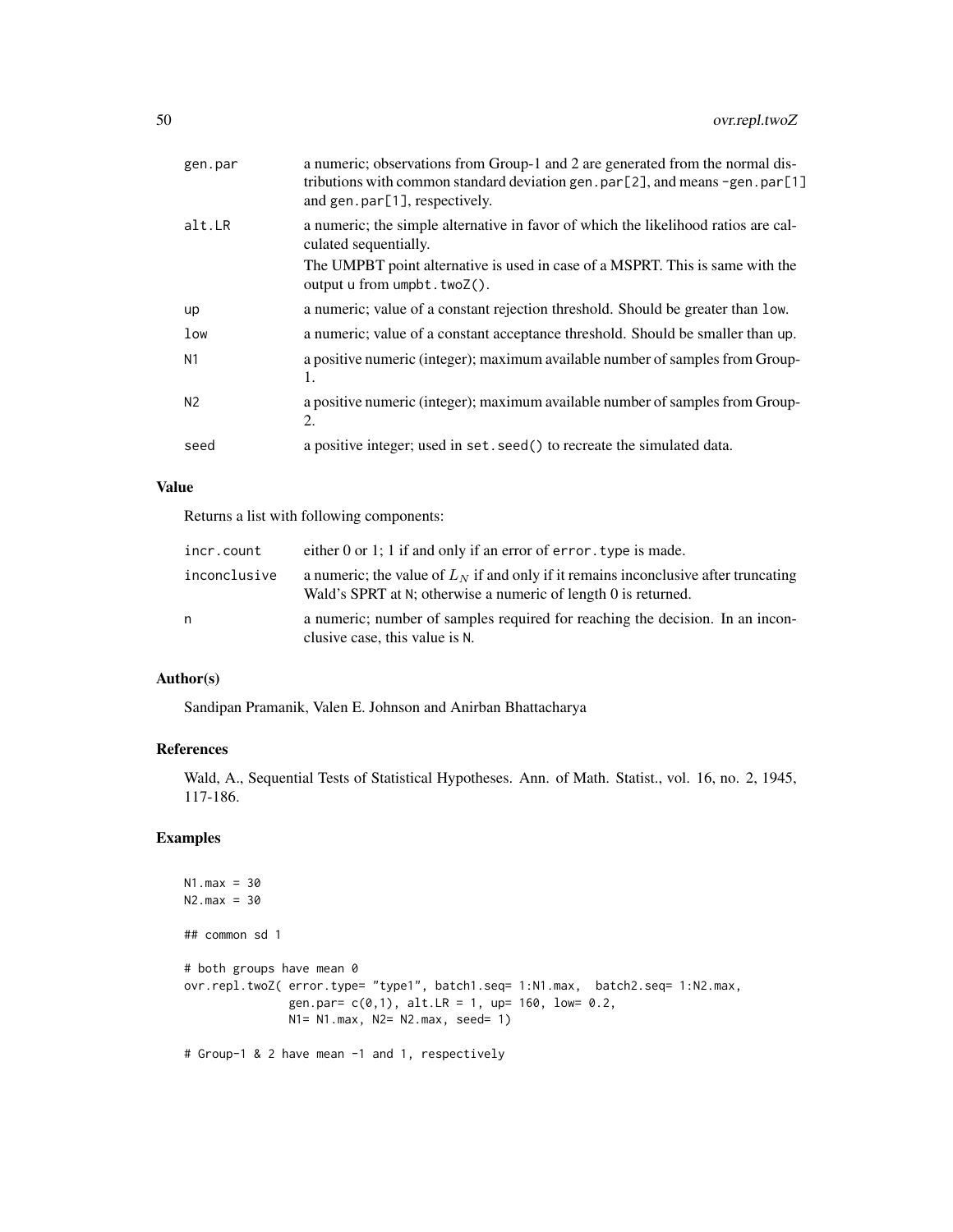| | |
|---|---|
| gen.par | a numeric; observations from Group-1 and 2 are generated from the normal distributions with common standard deviation gen.par[2], and means -gen.par[1] and gen.par[1], respectively. |
| alt.LR | a numeric; the simple alternative in favor of which the likelihood ratios are calculated sequentially. The UMPBT point alternative is used in case of a MSPRT. This is same with the output u from umpbt.twoZ(). |
| up | a numeric; value of a constant rejection threshold. Should be greater than low. |
| low | a numeric; value of a constant acceptance threshold. Should be smaller than up. |
| N1 | a positive numeric (integer); maximum available number of samples from Group-1. |
| N2 | a positive numeric (integer); maximum available number of samples from Group-2. |
| seed | a positive integer; used in set.seed() to recreate the simulated data. |

## Value

Returns a list with following components:

| | |
|---|---|
| incr.count | either 0 or 1; 1 if and only if an error of error.type is made. |
| inconclusive | a numeric; the value of $L_N$ if and only if it remains inconclusive after truncating Wald's SPRT at N; otherwise a numeric of length 0 is returned. |
| n | a numeric; number of samples required for reaching the decision. In an inconclusive case, this value is N. |

## Author(s)

Sandipan Pramanik, Valen E. Johnson and Anirban Bhattacharya

## References

Wald, A., Sequential Tests of Statistical Hypotheses. Ann. of Math. Statist., vol. 16, no. 2, 1945, 117-186.

## Examples

```
N1.max = 30
N2.max = 30

## common sd 1

# both groups have mean 0
ovr.repl.twoZ( error.type= "type1", batch1.seq= 1:N1.max,  batch2.seq= 1:N2.max,
               gen.par= c(0,1), alt.LR = 1, up= 160, low= 0.2,
               N1= N1.max, N2= N2.max, seed= 1)

# Group-1 & 2 have mean -1 and 1, respectively
```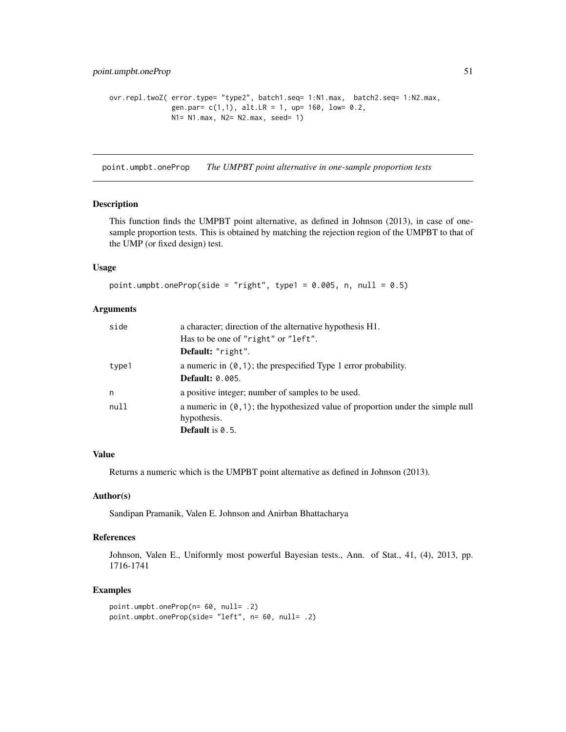```
ovr.repl.twoZ( error.type= "type2", batch1.seq= 1:N1.max,  batch2.seq= 1:N2.max,
               gen.par= c(1,1), alt.LR = 1, up= 160, low= 0.2,
               N1= N1.max, N2= N2.max, seed= 1)
```

---

## point.umpbt.oneProp — *The UMPBT point alternative in one-sample proportion tests*

---

### Description

This function finds the UMPBT point alternative, as defined in Johnson (2013), in case of one-sample proportion tests. This is obtained by matching the rejection region of the UMPBT to that of the UMP (or fixed design) test.

### Usage

```
point.umpbt.oneProp(side = "right", type1 = 0.005, n, null = 0.5)
```

### Arguments

| | |
|---|---|
| `side` | a character; direction of the alternative hypothesis H1. Has to be one of `"right"` or `"left"`. **Default:** `"right"`. |
| `type1` | a numeric in `(0,1)`; the prespecified Type 1 error probability. **Default:** `0.005`. |
| `n` | a positive integer; number of samples to be used. |
| `null` | a numeric in `(0,1)`; the hypothesized value of proportion under the simple null hypothesis. **Default** is `0.5`. |

### Value

Returns a numeric which is the UMPBT point alternative as defined in Johnson (2013).

### Author(s)

Sandipan Pramanik, Valen E. Johnson and Anirban Bhattacharya

### References

Johnson, Valen E., Uniformly most powerful Bayesian tests., Ann. of Stat., 41, (4), 2013, pp. 1716-1741

### Examples

```
point.umpbt.oneProp(n= 60, null= .2)
point.umpbt.oneProp(side= "left", n= 60, null= .2)
```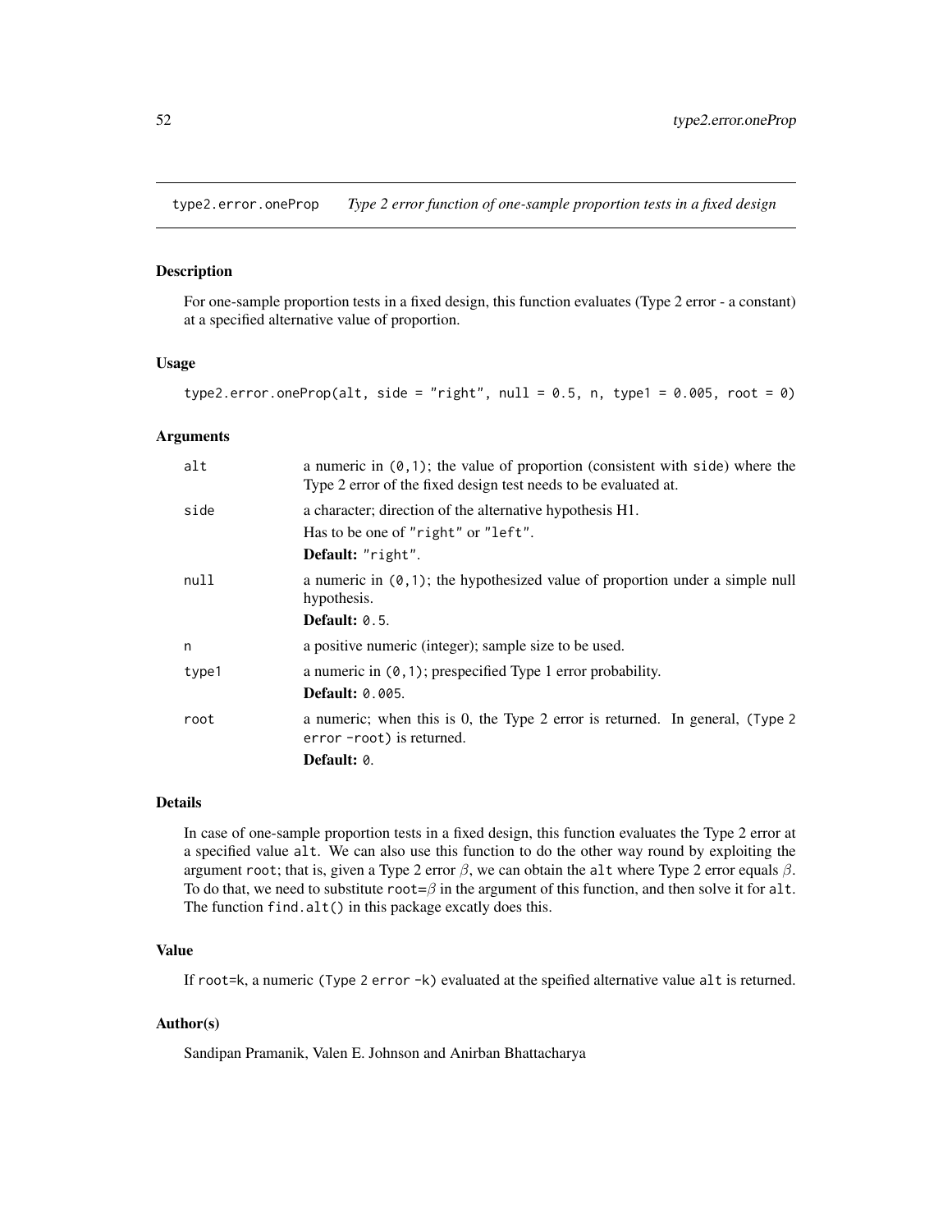# type2.error.oneProp — *Type 2 error function of one-sample proportion tests in a fixed design*

## Description

For one-sample proportion tests in a fixed design, this function evaluates (Type 2 error - a constant) at a specified alternative value of proportion.

## Usage

```
type2.error.oneProp(alt, side = "right", null = 0.5, n, type1 = 0.005, root = 0)
```

## Arguments

| | |
|---|---|
| alt | a numeric in (0,1); the value of proportion (consistent with side) where the Type 2 error of the fixed design test needs to be evaluated at. |
| side | a character; direction of the alternative hypothesis H1. Has to be one of "right" or "left". **Default:** "right". |
| null | a numeric in (0,1); the hypothesized value of proportion under a simple null hypothesis. **Default:** 0.5. |
| n | a positive numeric (integer); sample size to be used. |
| type1 | a numeric in (0,1); prespecified Type 1 error probability. **Default:** 0.005. |
| root | a numeric; when this is 0, the Type 2 error is returned. In general, (Type 2 error -root) is returned. **Default:** 0. |

## Details

In case of one-sample proportion tests in a fixed design, this function evaluates the Type 2 error at a specified value alt. We can also use this function to do the other way round by exploiting the argument root; that is, given a Type 2 error $\beta$, we can obtain the alt where Type 2 error equals $\beta$. To do that, we need to substitute root=$\beta$ in the argument of this function, and then solve it for alt. The function find.alt() in this package excatly does this.

## Value

If root=k, a numeric (Type 2 error -k) evaluated at the speified alternative value alt is returned.

## Author(s)

Sandipan Pramanik, Valen E. Johnson and Anirban Bhattacharya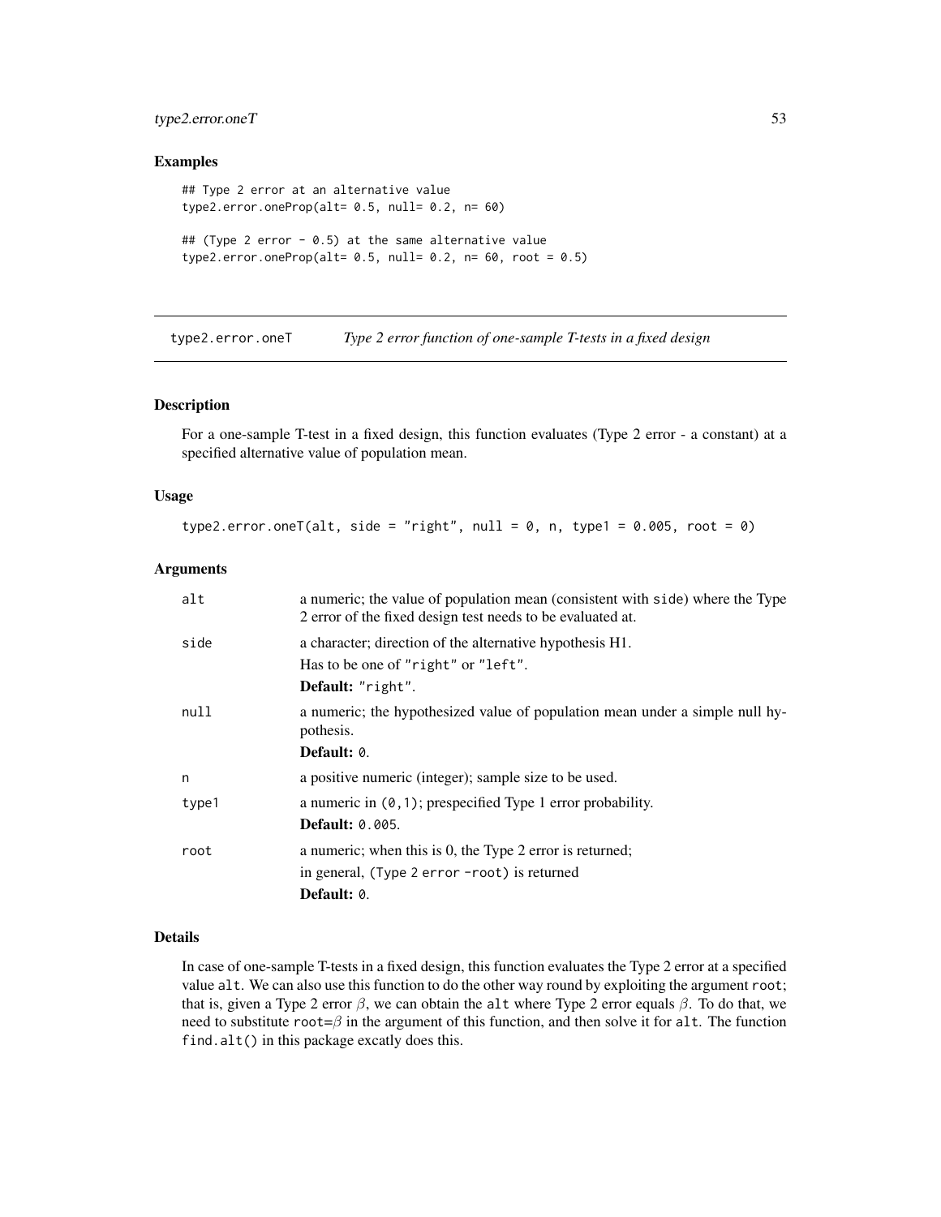## Examples

```
## Type 2 error at an alternative value
type2.error.oneProp(alt= 0.5, null= 0.2, n= 60)

## (Type 2 error - 0.5) at the same alternative value
type2.error.oneProp(alt= 0.5, null= 0.2, n= 60, root = 0.5)
```

---

# type2.error.oneT *Type 2 error function of one-sample T-tests in a fixed design*

## Description

For a one-sample T-test in a fixed design, this function evaluates (Type 2 error - a constant) at a specified alternative value of population mean.

## Usage

```
type2.error.oneT(alt, side = "right", null = 0, n, type1 = 0.005, root = 0)
```

## Arguments

| | |
|---|---|
| alt | a numeric; the value of population mean (consistent with side) where the Type 2 error of the fixed design test needs to be evaluated at. |
| side | a character; direction of the alternative hypothesis H1. Has to be one of "right" or "left". **Default:** "right". |
| null | a numeric; the hypothesized value of population mean under a simple null hypothesis. **Default:** 0. |
| n | a positive numeric (integer); sample size to be used. |
| type1 | a numeric in (0,1); prespecified Type 1 error probability. **Default:** 0.005. |
| root | a numeric; when this is 0, the Type 2 error is returned; in general, (Type 2 error -root) is returned **Default:** 0. |

## Details

In case of one-sample T-tests in a fixed design, this function evaluates the Type 2 error at a specified value alt. We can also use this function to do the other way round by exploiting the argument root; that is, given a Type 2 error $\beta$, we can obtain the alt where Type 2 error equals $\beta$. To do that, we need to substitute root=$\beta$ in the argument of this function, and then solve it for alt. The function find.alt() in this package excatly does this.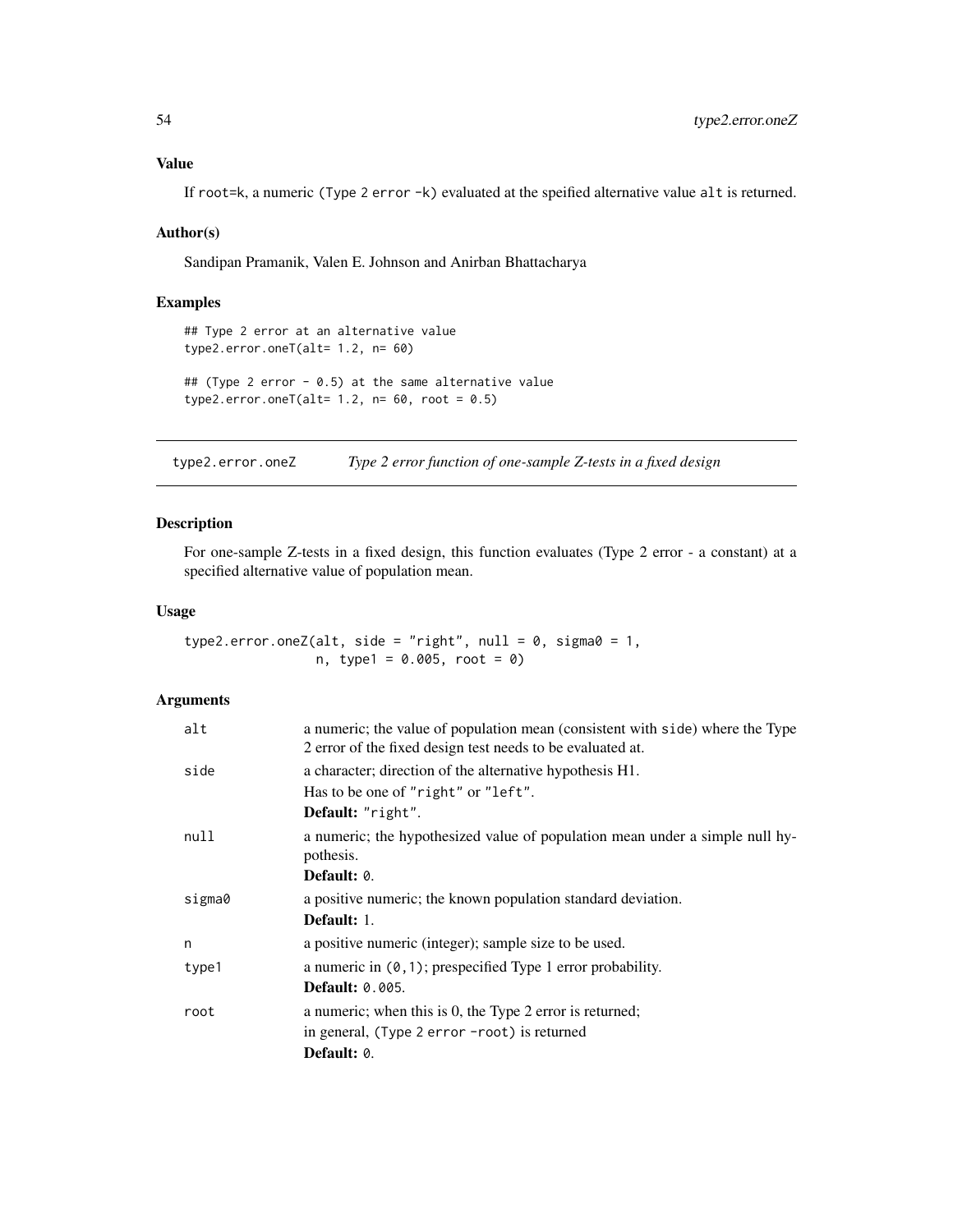### Value

If root=k, a numeric (Type 2 error -k) evaluated at the speified alternative value alt is returned.

### Author(s)

Sandipan Pramanik, Valen E. Johnson and Anirban Bhattacharya

### Examples

```
## Type 2 error at an alternative value
type2.error.oneT(alt= 1.2, n= 60)

## (Type 2 error - 0.5) at the same alternative value
type2.error.oneT(alt= 1.2, n= 60, root = 0.5)
```

---

## type2.error.oneZ — *Type 2 error function of one-sample Z-tests in a fixed design*

---

### Description

For one-sample Z-tests in a fixed design, this function evaluates (Type 2 error - a constant) at a specified alternative value of population mean.

### Usage

```
type2.error.oneZ(alt, side = "right", null = 0, sigma0 = 1,
                 n, type1 = 0.005, root = 0)
```

### Arguments

| | |
|---|---|
| alt | a numeric; the value of population mean (consistent with side) where the Type 2 error of the fixed design test needs to be evaluated at. |
| side | a character; direction of the alternative hypothesis H1. Has to be one of "right" or "left". **Default:** "right". |
| null | a numeric; the hypothesized value of population mean under a simple null hypothesis. **Default:** 0. |
| sigma0 | a positive numeric; the known population standard deviation. **Default:** 1. |
| n | a positive numeric (integer); sample size to be used. |
| type1 | a numeric in (0,1); prespecified Type 1 error probability. **Default:** 0.005. |
| root | a numeric; when this is 0, the Type 2 error is returned; in general, (Type 2 error -root) is returned **Default:** 0. |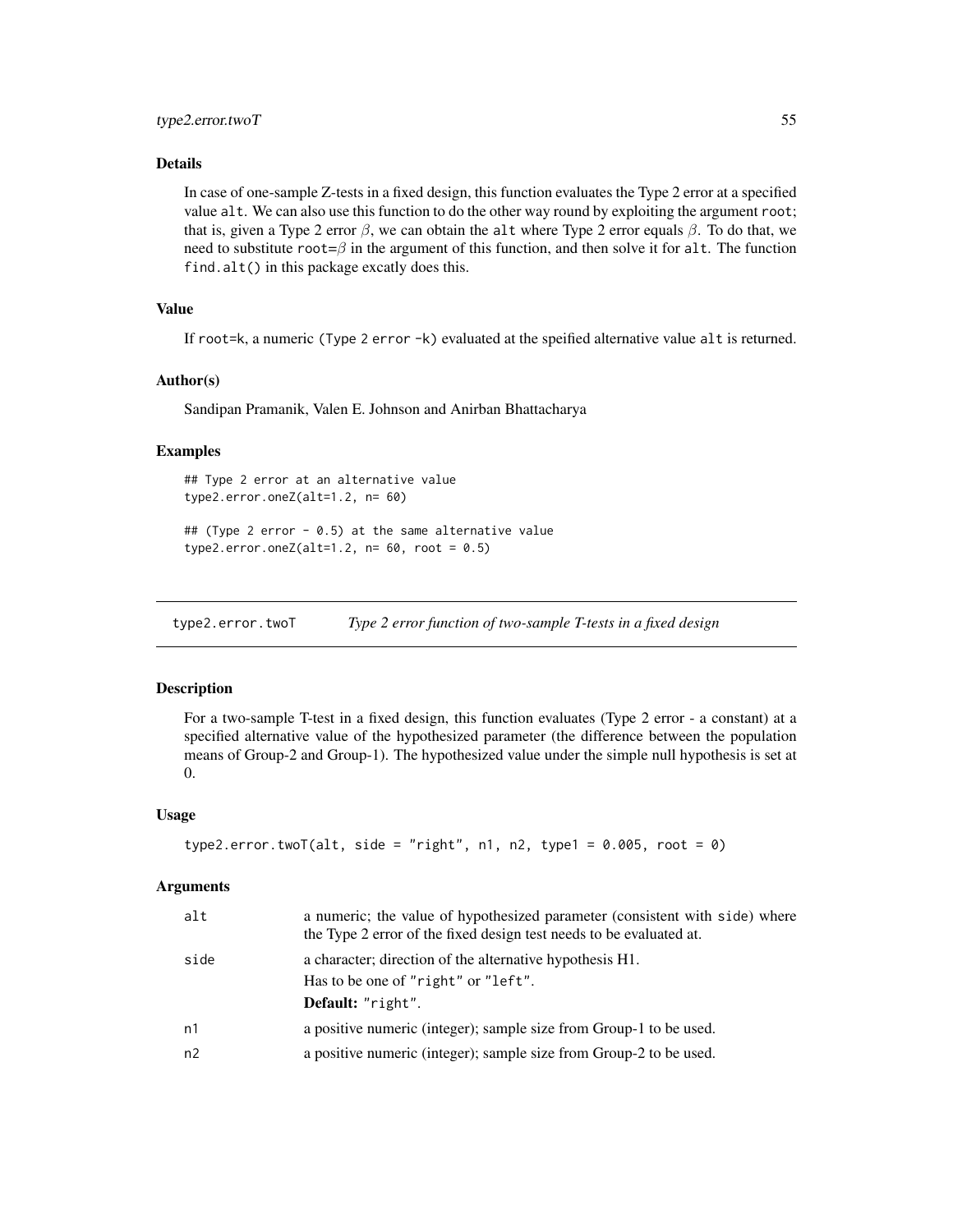### Details

In case of one-sample Z-tests in a fixed design, this function evaluates the Type 2 error at a specified value `alt`. We can also use this function to do the other way round by exploiting the argument `root`; that is, given a Type 2 error $\beta$, we can obtain the `alt` where Type 2 error equals $\beta$. To do that, we need to substitute `root=`$\beta$ in the argument of this function, and then solve it for `alt`. The function `find.alt()` in this package excatly does this.

### Value

If `root=k`, a numeric `(Type 2 error -k)` evaluated at the speified alternative value `alt` is returned.

### Author(s)

Sandipan Pramanik, Valen E. Johnson and Anirban Bhattacharya

### Examples

```
## Type 2 error at an alternative value
type2.error.oneZ(alt=1.2, n= 60)

## (Type 2 error - 0.5) at the same alternative value
type2.error.oneZ(alt=1.2, n= 60, root = 0.5)
```

---

## type2.error.twoT — *Type 2 error function of two-sample T-tests in a fixed design*

### Description

For a two-sample T-test in a fixed design, this function evaluates (Type 2 error - a constant) at a specified alternative value of the hypothesized parameter (the difference between the population means of Group-2 and Group-1). The hypothesized value under the simple null hypothesis is set at 0.

### Usage

```
type2.error.twoT(alt, side = "right", n1, n2, type1 = 0.005, root = 0)
```

### Arguments

| | |
|---|---|
| `alt` | a numeric; the value of hypothesized parameter (consistent with `side`) where the Type 2 error of the fixed design test needs to be evaluated at. |
| `side` | a character; direction of the alternative hypothesis H1.<br>Has to be one of `"right"` or `"left"`.<br>**Default:** `"right"`. |
| `n1` | a positive numeric (integer); sample size from Group-1 to be used. |
| `n2` | a positive numeric (integer); sample size from Group-2 to be used. |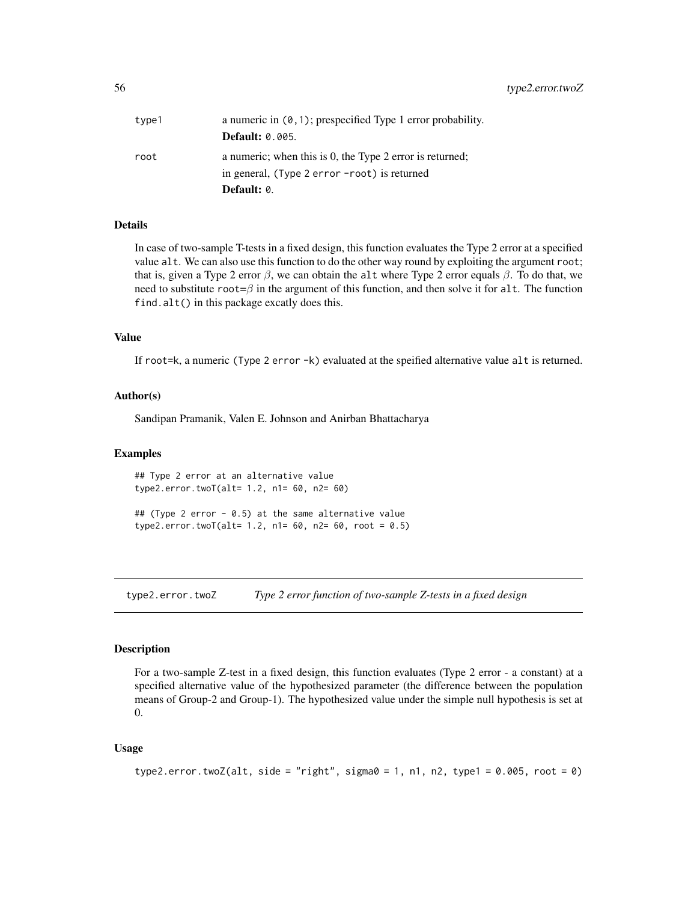| | |
|---|---|
| type1 | a numeric in (0,1); prespecified Type 1 error probability. **Default:** 0.005. |
| root | a numeric; when this is 0, the Type 2 error is returned; in general, (Type 2 error -root) is returned **Default:** 0. |

### Details

In case of two-sample T-tests in a fixed design, this function evaluates the Type 2 error at a specified value alt. We can also use this function to do the other way round by exploiting the argument root; that is, given a Type 2 error $\beta$, we can obtain the alt where Type 2 error equals $\beta$. To do that, we need to substitute root=$\beta$ in the argument of this function, and then solve it for alt. The function find.alt() in this package excatly does this.

### Value

If root=k, a numeric (Type 2 error -k) evaluated at the speified alternative value alt is returned.

### Author(s)

Sandipan Pramanik, Valen E. Johnson and Anirban Bhattacharya

### Examples

```
## Type 2 error at an alternative value
type2.error.twoT(alt= 1.2, n1= 60, n2= 60)

## (Type 2 error - 0.5) at the same alternative value
type2.error.twoT(alt= 1.2, n1= 60, n2= 60, root = 0.5)
```

## type2.error.twoZ *Type 2 error function of two-sample Z-tests in a fixed design*

### Description

For a two-sample Z-test in a fixed design, this function evaluates (Type 2 error - a constant) at a specified alternative value of the hypothesized parameter (the difference between the population means of Group-2 and Group-1). The hypothesized value under the simple null hypothesis is set at 0.

### Usage

```
type2.error.twoZ(alt, side = "right", sigma0 = 1, n1, n2, type1 = 0.005, root = 0)
```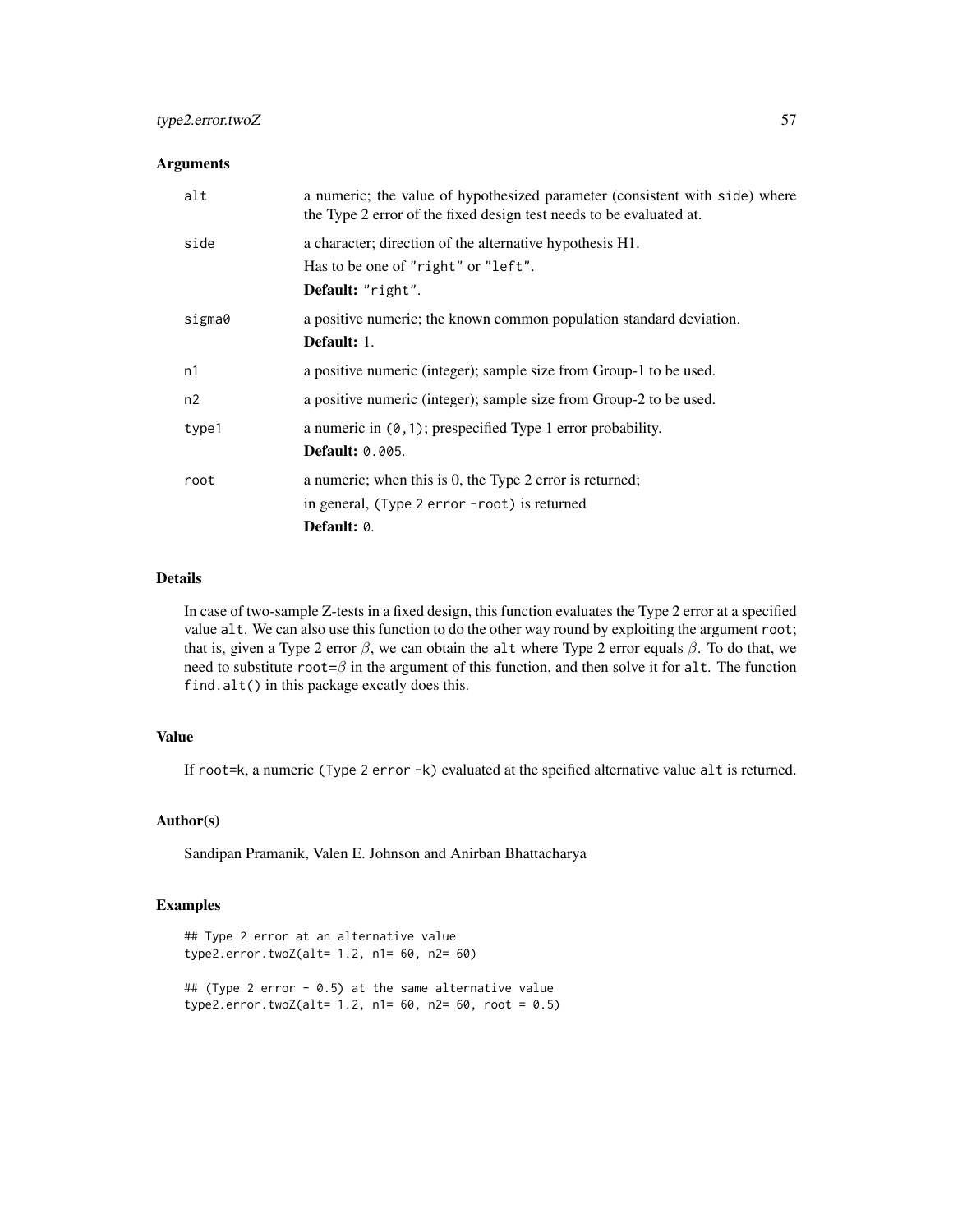## Arguments

| | |
|---|---|
| alt | a numeric; the value of hypothesized parameter (consistent with side) where the Type 2 error of the fixed design test needs to be evaluated at. |
| side | a character; direction of the alternative hypothesis H1. Has to be one of "right" or "left". **Default:** "right". |
| sigma0 | a positive numeric; the known common population standard deviation. **Default:** 1. |
| n1 | a positive numeric (integer); sample size from Group-1 to be used. |
| n2 | a positive numeric (integer); sample size from Group-2 to be used. |
| type1 | a numeric in (0,1); prespecified Type 1 error probability. **Default:** 0.005. |
| root | a numeric; when this is 0, the Type 2 error is returned; in general, (Type 2 error -root) is returned **Default:** 0. |

## Details

In case of two-sample Z-tests in a fixed design, this function evaluates the Type 2 error at a specified value alt. We can also use this function to do the other way round by exploiting the argument root; that is, given a Type 2 error $\beta$, we can obtain the alt where Type 2 error equals $\beta$. To do that, we need to substitute root=$\beta$ in the argument of this function, and then solve it for alt. The function find.alt() in this package excatly does this.

## Value

If root=k, a numeric (Type 2 error -k) evaluated at the speified alternative value alt is returned.

## Author(s)

Sandipan Pramanik, Valen E. Johnson and Anirban Bhattacharya

## Examples

```
## Type 2 error at an alternative value
type2.error.twoZ(alt= 1.2, n1= 60, n2= 60)

## (Type 2 error - 0.5) at the same alternative value
type2.error.twoZ(alt= 1.2, n1= 60, n2= 60, root = 0.5)
```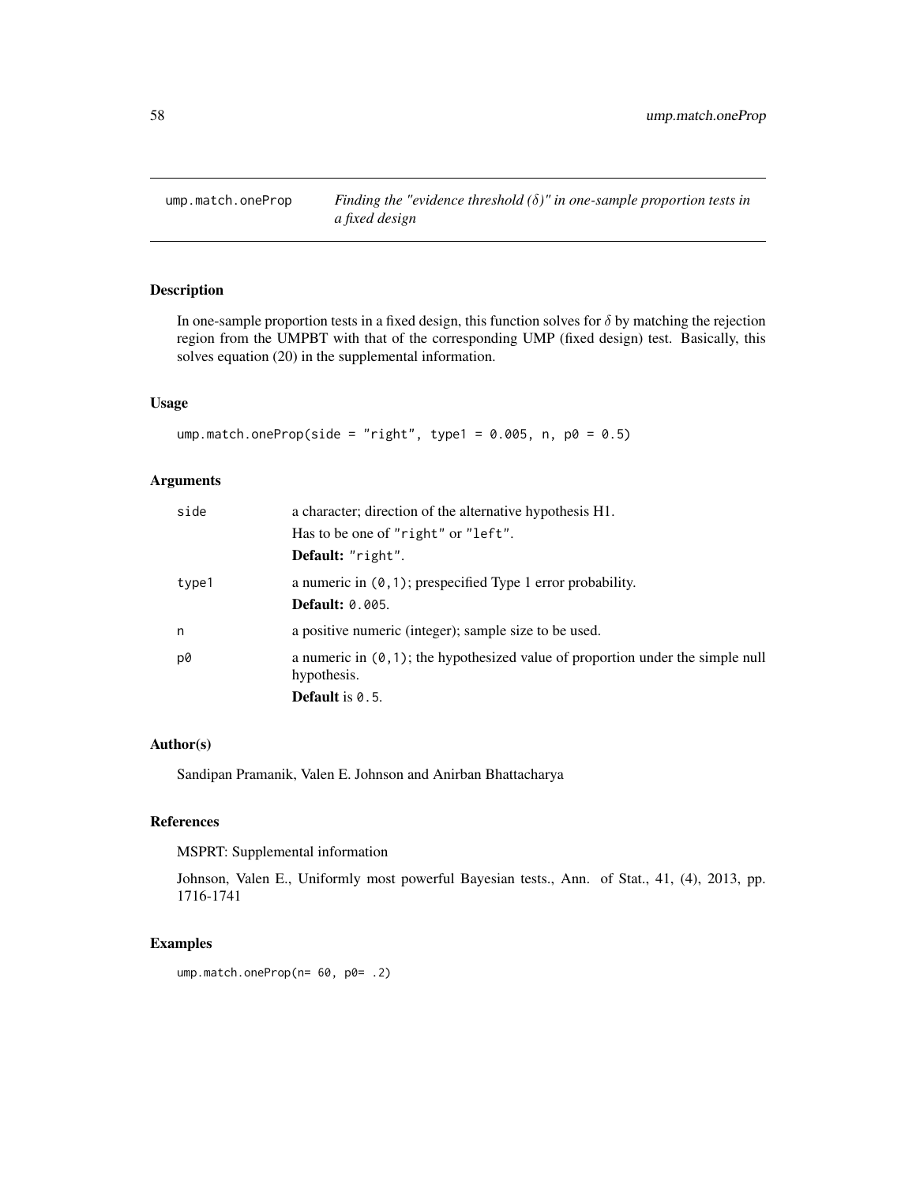## ump.match.oneProp — *Finding the "evidence threshold ($\delta$)" in one-sample proportion tests in a fixed design*

### Description

In one-sample proportion tests in a fixed design, this function solves for $\delta$ by matching the rejection region from the UMPBT with that of the corresponding UMP (fixed design) test. Basically, this solves equation (20) in the supplemental information.

### Usage

```
ump.match.oneProp(side = "right", type1 = 0.005, n, p0 = 0.5)
```

### Arguments

| | |
|---|---|
| side | a character; direction of the alternative hypothesis H1. Has to be one of "right" or "left". **Default:** "right". |
| type1 | a numeric in (0,1); prespecified Type 1 error probability. **Default:** 0.005. |
| n | a positive numeric (integer); sample size to be used. |
| p0 | a numeric in (0,1); the hypothesized value of proportion under the simple null hypothesis. **Default** is 0.5. |

### Author(s)

Sandipan Pramanik, Valen E. Johnson and Anirban Bhattacharya

### References

MSPRT: Supplemental information

Johnson, Valen E., Uniformly most powerful Bayesian tests., Ann. of Stat., 41, (4), 2013, pp. 1716-1741

### Examples

```
ump.match.oneProp(n= 60, p0= .2)
```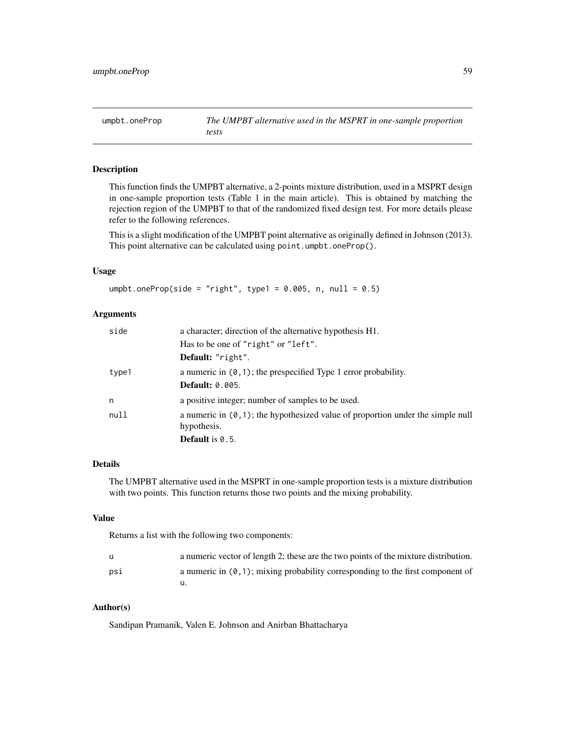umpbt.oneProp — *The UMPBT alternative used in the MSPRT in one-sample proportion tests*

## Description

This function finds the UMPBT alternative, a 2-points mixture distribution, used in a MSPRT design in one-sample proportion tests (Table 1 in the main article). This is obtained by matching the rejection region of the UMPBT to that of the randomized fixed design test. For more details please refer to the following references.

This is a slight modification of the UMPBT point alternative as originally defined in Johnson (2013). This point alternative can be calculated using `point.umpbt.oneProp()`.

## Usage

```
umpbt.oneProp(side = "right", type1 = 0.005, n, null = 0.5)
```

## Arguments

| | |
|---|---|
| `side` | a character; direction of the alternative hypothesis H1.<br>Has to be one of `"right"` or `"left"`.<br>**Default:** `"right"`. |
| `type1` | a numeric in `(0,1)`; the prespecified Type 1 error probability.<br>**Default:** `0.005`. |
| `n` | a positive integer; number of samples to be used. |
| `null` | a numeric in `(0,1)`; the hypothesized value of proportion under the simple null hypothesis.<br>**Default** is `0.5`. |

## Details

The UMPBT alternative used in the MSPRT in one-sample proportion tests is a mixture distribution with two points. This function returns those two points and the mixing probability.

## Value

Returns a list with the following two components:

| | |
|---|---|
| `u` | a numeric vector of length 2; these are the two points of the mixture distribution. |
| `psi` | a numeric in `(0,1)`; mixing probability corresponding to the first component of `u`. |

## Author(s)

Sandipan Pramanik, Valen E. Johnson and Anirban Bhattacharya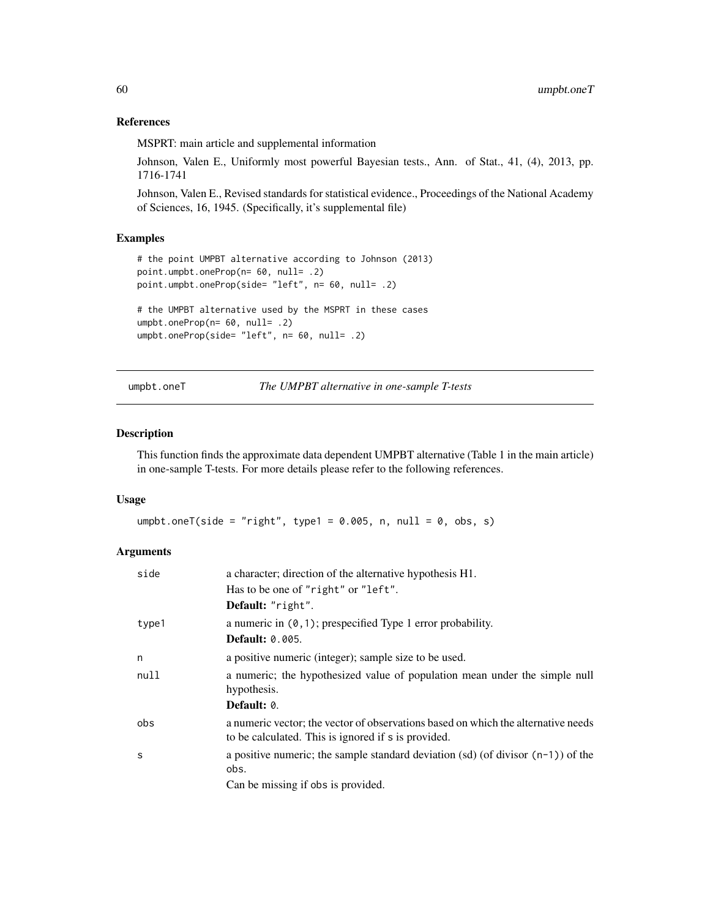### References

MSPRT: main article and supplemental information

Johnson, Valen E., Uniformly most powerful Bayesian tests., Ann. of Stat., 41, (4), 2013, pp. 1716-1741

Johnson, Valen E., Revised standards for statistical evidence., Proceedings of the National Academy of Sciences, 16, 1945. (Specifically, it's supplemental file)

### Examples

```
# the point UMPBT alternative according to Johnson (2013)
point.umpbt.oneProp(n= 60, null= .2)
point.umpbt.oneProp(side= "left", n= 60, null= .2)

# the UMPBT alternative used by the MSPRT in these cases
umpbt.oneProp(n= 60, null= .2)
umpbt.oneProp(side= "left", n= 60, null= .2)
```

---

## umpbt.oneT — *The UMPBT alternative in one-sample T-tests*

### Description

This function finds the approximate data dependent UMPBT alternative (Table 1 in the main article) in one-sample T-tests. For more details please refer to the following references.

### Usage

```
umpbt.oneT(side = "right", type1 = 0.005, n, null = 0, obs, s)
```

### Arguments

| | |
|---|---|
| side | a character; direction of the alternative hypothesis H1. Has to be one of "right" or "left". **Default:** "right". |
| type1 | a numeric in (0,1); prespecified Type 1 error probability. **Default:** 0.005. |
| n | a positive numeric (integer); sample size to be used. |
| null | a numeric; the hypothesized value of population mean under the simple null hypothesis. **Default:** 0. |
| obs | a numeric vector; the vector of observations based on which the alternative needs to be calculated. This is ignored if s is provided. |
| s | a positive numeric; the sample standard deviation (sd) (of divisor (n-1)) of the obs. Can be missing if obs is provided. |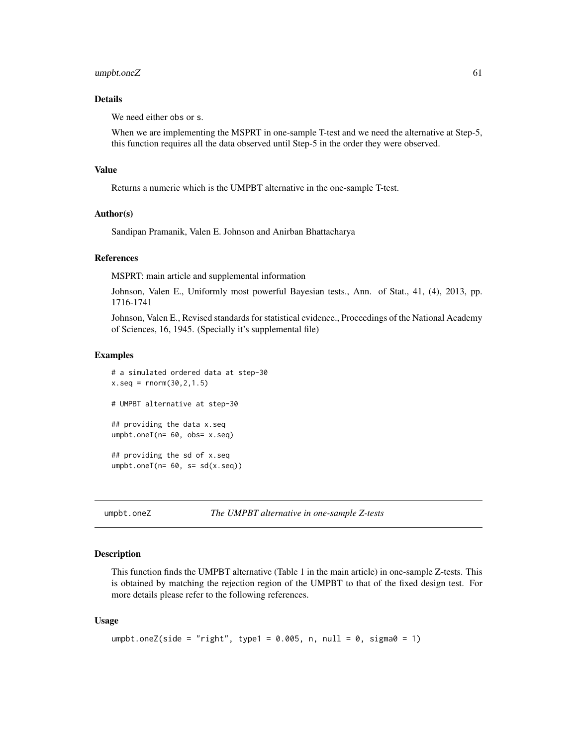### Details

We need either obs or s.

When we are implementing the MSPRT in one-sample T-test and we need the alternative at Step-5, this function requires all the data observed until Step-5 in the order they were observed.

### Value

Returns a numeric which is the UMPBT alternative in the one-sample T-test.

### Author(s)

Sandipan Pramanik, Valen E. Johnson and Anirban Bhattacharya

### References

MSPRT: main article and supplemental information

Johnson, Valen E., Uniformly most powerful Bayesian tests., Ann. of Stat., 41, (4), 2013, pp. 1716-1741

Johnson, Valen E., Revised standards for statistical evidence., Proceedings of the National Academy of Sciences, 16, 1945. (Specially it's supplemental file)

### Examples

```
# a simulated ordered data at step-30
x.seq = rnorm(30,2,1.5)

# UMPBT alternative at step-30

## providing the data x.seq
umpbt.oneT(n= 60, obs= x.seq)

## providing the sd of x.seq
umpbt.oneT(n= 60, s= sd(x.seq))
```

---

## umpbt.oneZ — *The UMPBT alternative in one-sample Z-tests*

### Description

This function finds the UMPBT alternative (Table 1 in the main article) in one-sample Z-tests. This is obtained by matching the rejection region of the UMPBT to that of the fixed design test. For more details please refer to the following references.

### Usage

```
umpbt.oneZ(side = "right", type1 = 0.005, n, null = 0, sigma0 = 1)
```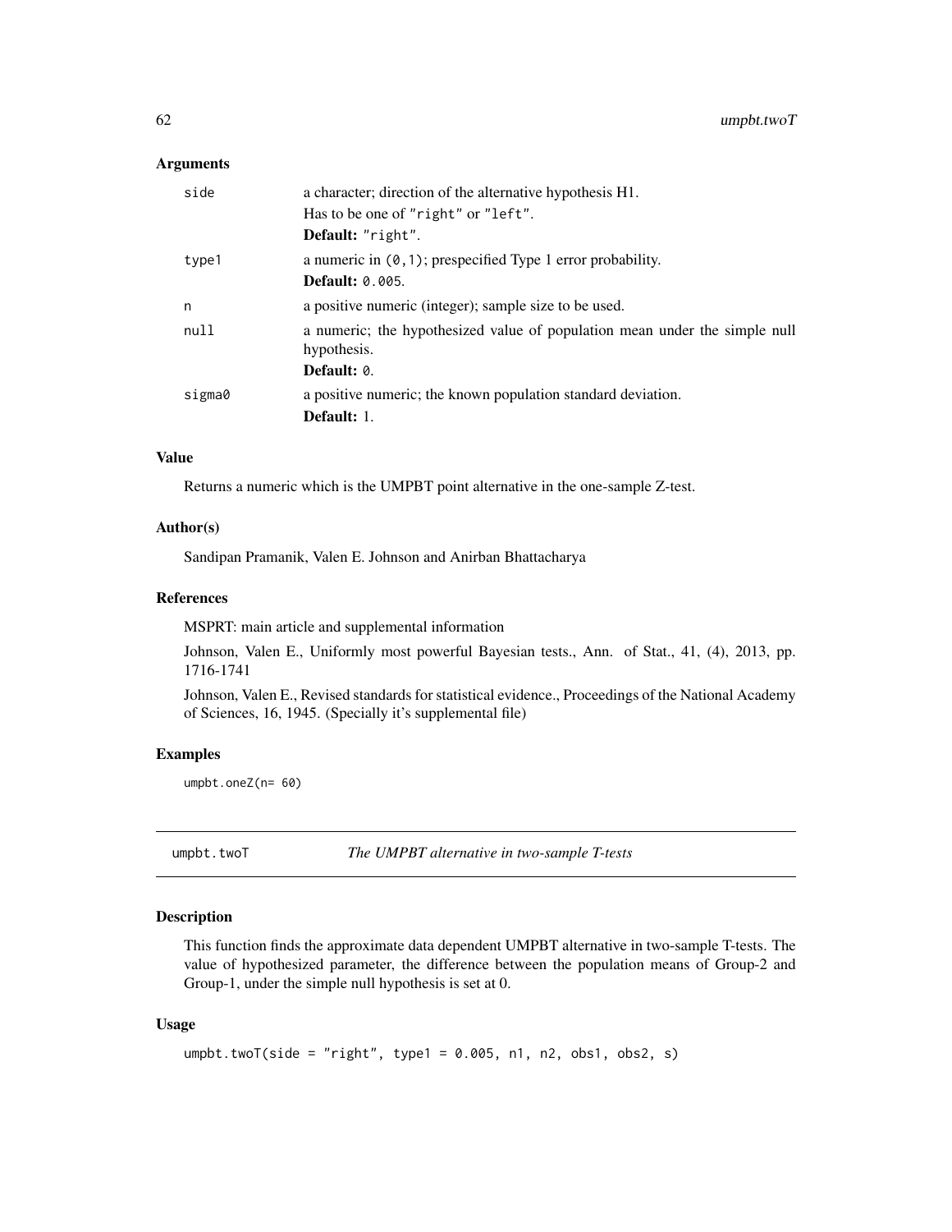### Arguments

| | |
|---|---|
| side | a character; direction of the alternative hypothesis H1.<br>Has to be one of "right" or "left".<br>**Default:** "right". |
| type1 | a numeric in (0,1); prespecified Type 1 error probability.<br>**Default:** 0.005. |
| n | a positive numeric (integer); sample size to be used. |
| null | a numeric; the hypothesized value of population mean under the simple null hypothesis.<br>**Default:** 0. |
| sigma0 | a positive numeric; the known population standard deviation.<br>**Default:** 1. |

### Value

Returns a numeric which is the UMPBT point alternative in the one-sample Z-test.

### Author(s)

Sandipan Pramanik, Valen E. Johnson and Anirban Bhattacharya

### References

MSPRT: main article and supplemental information

Johnson, Valen E., Uniformly most powerful Bayesian tests., Ann. of Stat., 41, (4), 2013, pp. 1716-1741

Johnson, Valen E., Revised standards for statistical evidence., Proceedings of the National Academy of Sciences, 16, 1945. (Specially it's supplemental file)

### Examples

```
umpbt.oneZ(n= 60)
```

---

## umpbt.twoT — *The UMPBT alternative in two-sample T-tests*

### Description

This function finds the approximate data dependent UMPBT alternative in two-sample T-tests. The value of hypothesized parameter, the difference between the population means of Group-2 and Group-1, under the simple null hypothesis is set at 0.

### Usage

```
umpbt.twoT(side = "right", type1 = 0.005, n1, n2, obs1, obs2, s)
```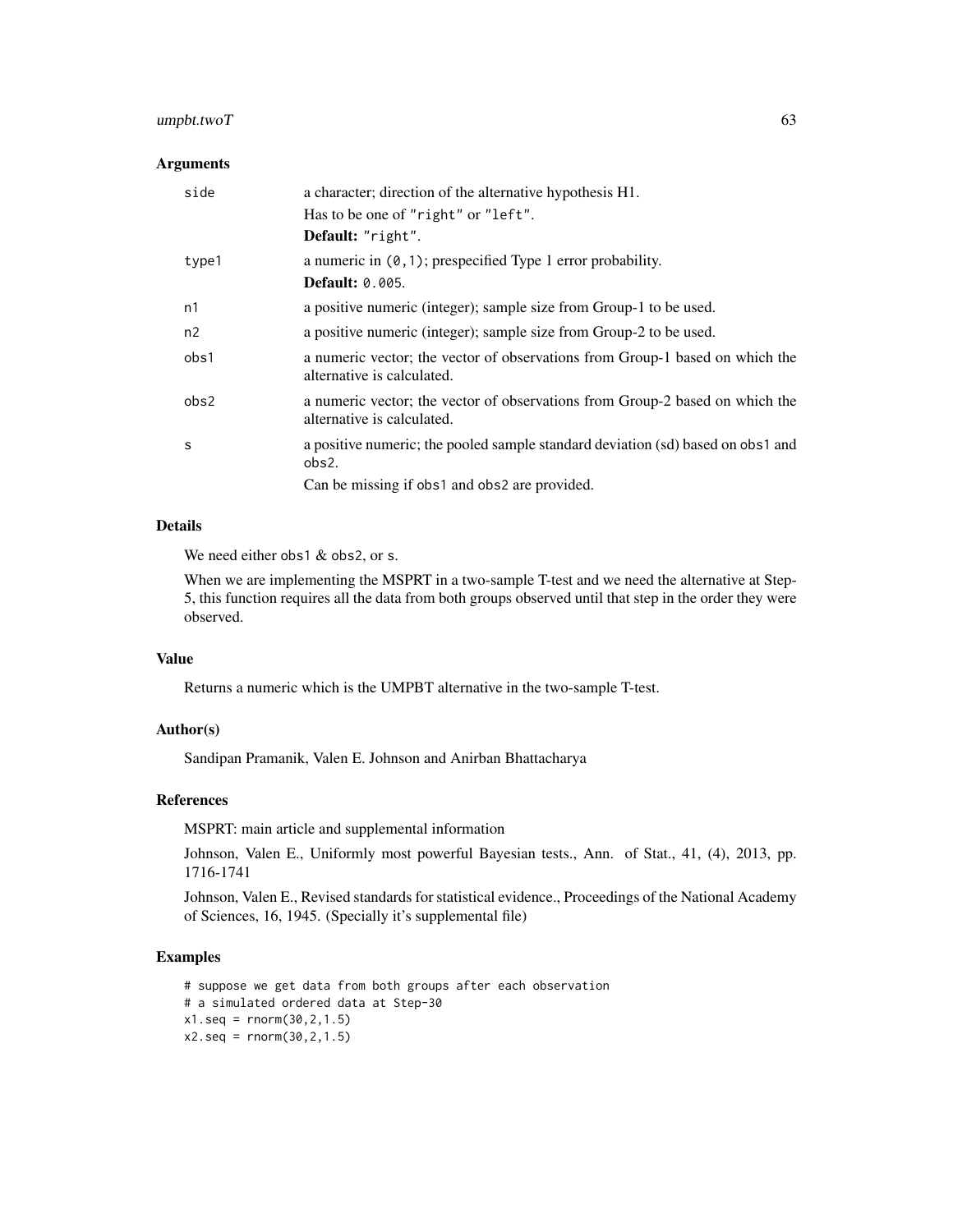### Arguments

| | |
|---|---|
| side | a character; direction of the alternative hypothesis H1.<br>Has to be one of "right" or "left".<br>**Default:** "right". |
| type1 | a numeric in (0,1); prespecified Type 1 error probability.<br>**Default:** 0.005. |
| n1 | a positive numeric (integer); sample size from Group-1 to be used. |
| n2 | a positive numeric (integer); sample size from Group-2 to be used. |
| obs1 | a numeric vector; the vector of observations from Group-1 based on which the alternative is calculated. |
| obs2 | a numeric vector; the vector of observations from Group-2 based on which the alternative is calculated. |
| s | a positive numeric; the pooled sample standard deviation (sd) based on obs1 and obs2.<br>Can be missing if obs1 and obs2 are provided. |

### Details

We need either obs1 & obs2, or s.

When we are implementing the MSPRT in a two-sample T-test and we need the alternative at Step-5, this function requires all the data from both groups observed until that step in the order they were observed.

### Value

Returns a numeric which is the UMPBT alternative in the two-sample T-test.

### Author(s)

Sandipan Pramanik, Valen E. Johnson and Anirban Bhattacharya

### References

MSPRT: main article and supplemental information

Johnson, Valen E., Uniformly most powerful Bayesian tests., Ann. of Stat., 41, (4), 2013, pp. 1716-1741

Johnson, Valen E., Revised standards for statistical evidence., Proceedings of the National Academy of Sciences, 16, 1945. (Specially it's supplemental file)

### Examples

```
# suppose we get data from both groups after each observation
# a simulated ordered data at Step-30
x1.seq = rnorm(30,2,1.5)
x2.seq = rnorm(30,2,1.5)
```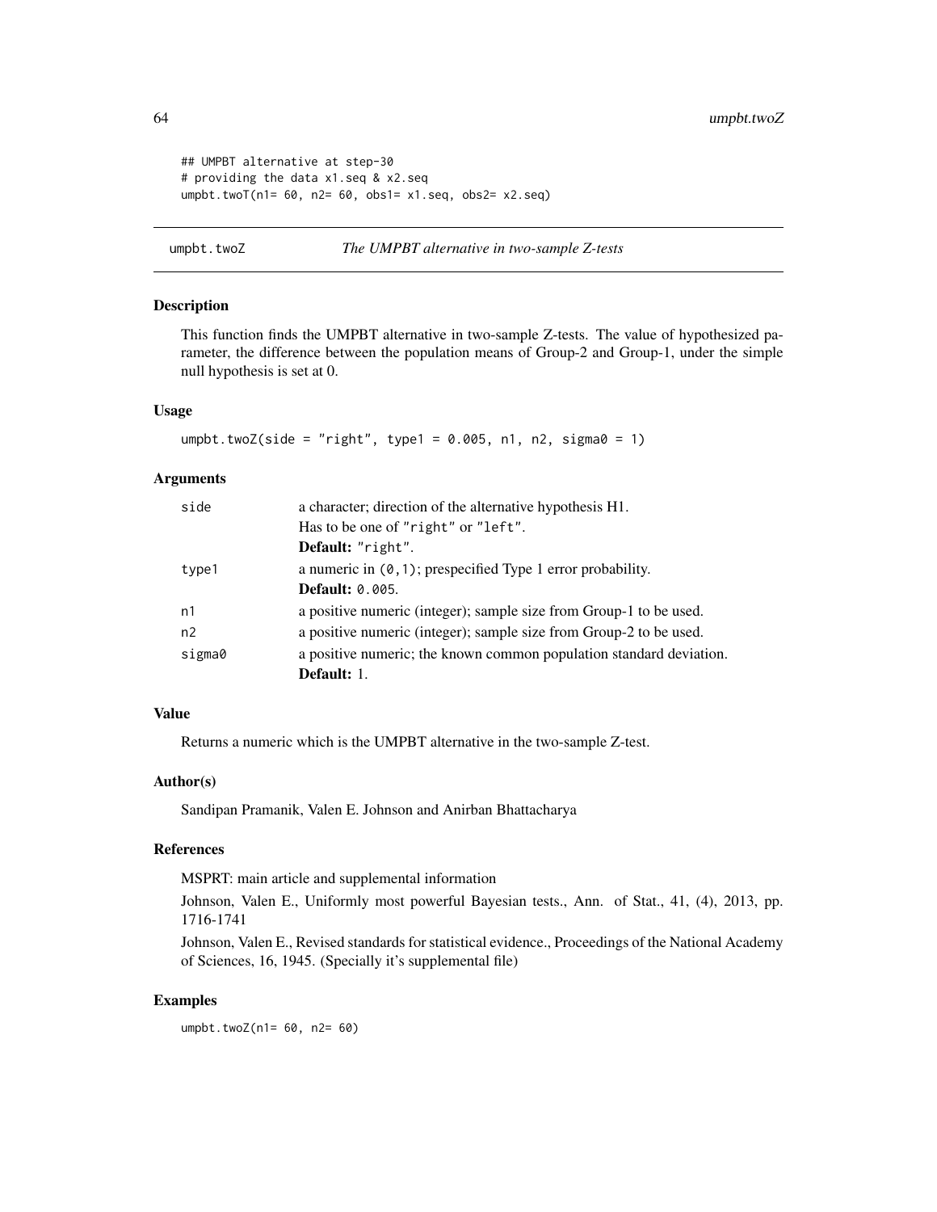```
## UMPBT alternative at step-30
# providing the data x1.seq & x2.seq
umpbt.twoT(n1= 60, n2= 60, obs1= x1.seq, obs2= x2.seq)
```

## umpbt.twoZ — *The UMPBT alternative in two-sample Z-tests*

### Description

This function finds the UMPBT alternative in two-sample Z-tests. The value of hypothesized parameter, the difference between the population means of Group-2 and Group-1, under the simple null hypothesis is set at 0.

### Usage

```
umpbt.twoZ(side = "right", type1 = 0.005, n1, n2, sigma0 = 1)
```

### Arguments

| | |
|---|---|
| side | a character; direction of the alternative hypothesis H1. Has to be one of "right" or "left". **Default:** "right". |
| type1 | a numeric in (0,1); prespecified Type 1 error probability. **Default:** 0.005. |
| n1 | a positive numeric (integer); sample size from Group-1 to be used. |
| n2 | a positive numeric (integer); sample size from Group-2 to be used. |
| sigma0 | a positive numeric; the known common population standard deviation. **Default:** 1. |

### Value

Returns a numeric which is the UMPBT alternative in the two-sample Z-test.

### Author(s)

Sandipan Pramanik, Valen E. Johnson and Anirban Bhattacharya

### References

MSPRT: main article and supplemental information

Johnson, Valen E., Uniformly most powerful Bayesian tests., Ann. of Stat., 41, (4), 2013, pp. 1716-1741

Johnson, Valen E., Revised standards for statistical evidence., Proceedings of the National Academy of Sciences, 16, 1945. (Specially it's supplemental file)

### Examples

```
umpbt.twoZ(n1= 60, n2= 60)
```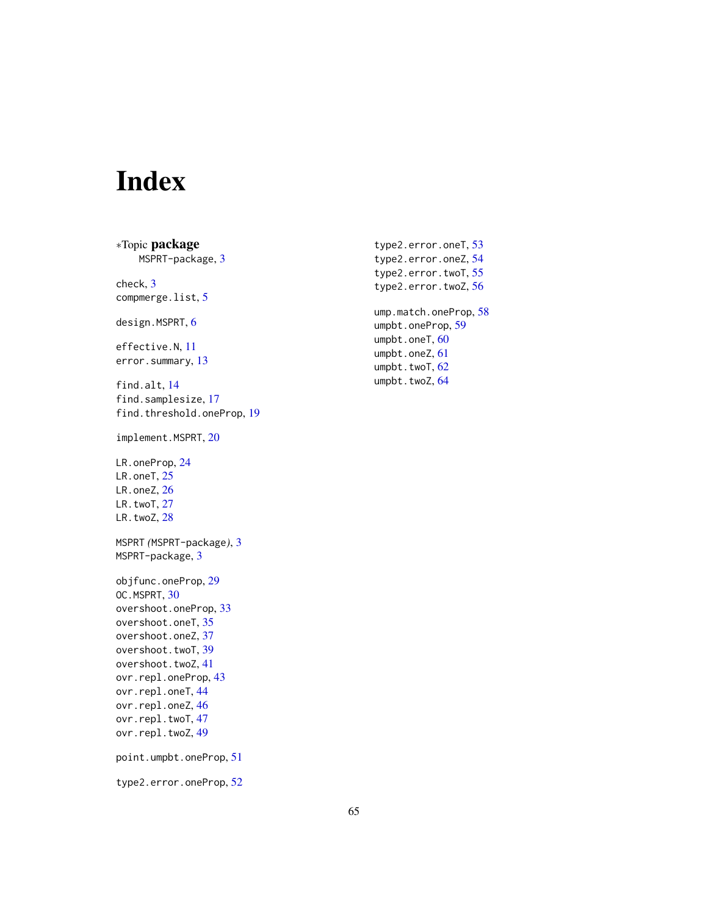# Index

*Topic **package**
    MSPRT-package, 3

check, 3
compmerge.list, 5

design.MSPRT, 6

effective.N, 11
error.summary, 13

find.alt, 14
find.samplesize, 17
find.threshold.oneProp, 19

implement.MSPRT, 20

LR.oneProp, 24
LR.oneT, 25
LR.oneZ, 26
LR.twoT, 27
LR.twoZ, 28

MSPRT (MSPRT-package), 3
MSPRT-package, 3

objfunc.oneProp, 29
OC.MSPRT, 30
overshoot.oneProp, 33
overshoot.oneT, 35
overshoot.oneZ, 37
overshoot.twoT, 39
overshoot.twoZ, 41
ovr.repl.oneProp, 43
ovr.repl.oneT, 44
ovr.repl.oneZ, 46
ovr.repl.twoT, 47
ovr.repl.twoZ, 49

point.umpbt.oneProp, 51

type2.error.oneProp, 52
type2.error.oneT, 53
type2.error.oneZ, 54
type2.error.twoT, 55
type2.error.twoZ, 56

ump.match.oneProp, 58
umpbt.oneProp, 59
umpbt.oneT, 60
umpbt.oneZ, 61
umpbt.twoT, 62
umpbt.twoZ, 64